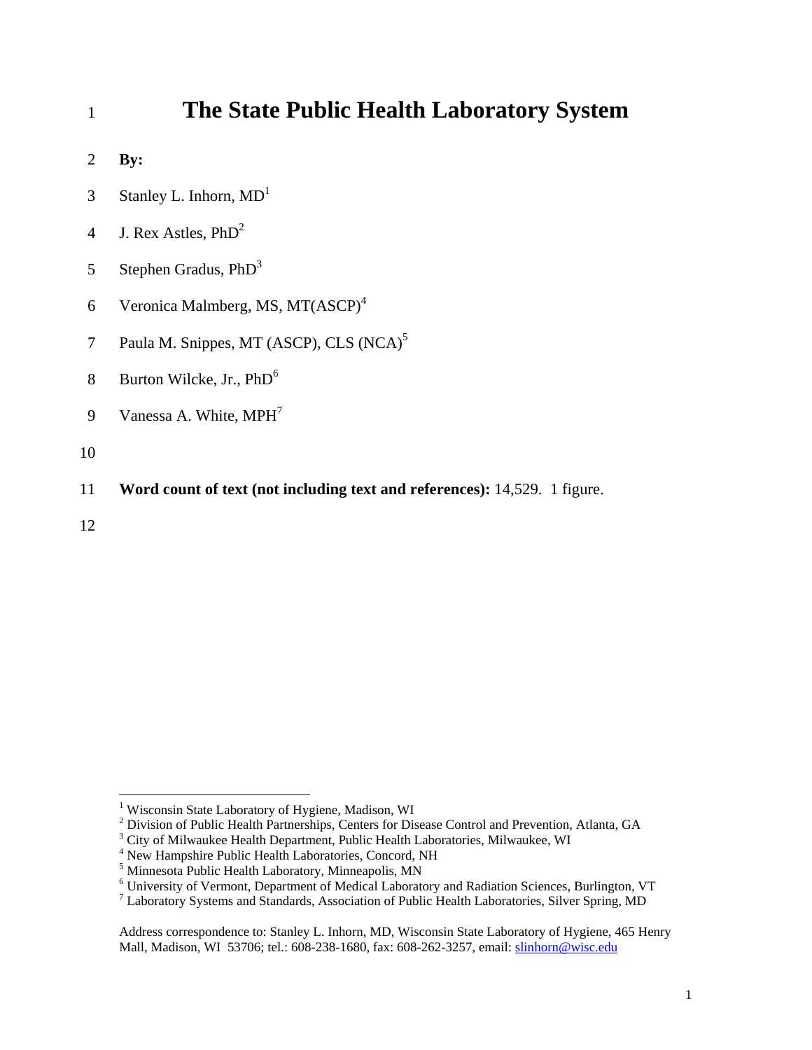# The State Public Health Laboratory System

**By:**

Stanley L. Inhorn, MD[1]

J. Rex Astles, PhD[2]

Stephen Gradus, PhD[3]

Veronica Malmberg, MS, MT(ASCP)[4]

Paula M. Snippes, MT (ASCP), CLS (NCA)[5]

Burton Wilcke, Jr., PhD[6]

Vanessa A. White, MPH[7]

**Word count of text (not including text and references):** 14,529. 1 figure.

---

[1] Wisconsin State Laboratory of Hygiene, Madison, WI
[2] Division of Public Health Partnerships, Centers for Disease Control and Prevention, Atlanta, GA
[3] City of Milwaukee Health Department, Public Health Laboratories, Milwaukee, WI
[4] New Hampshire Public Health Laboratories, Concord, NH
[5] Minnesota Public Health Laboratory, Minneapolis, MN
[6] University of Vermont, Department of Medical Laboratory and Radiation Sciences, Burlington, VT
[7] Laboratory Systems and Standards, Association of Public Health Laboratories, Silver Spring, MD

Address correspondence to: Stanley L. Inhorn, MD, Wisconsin State Laboratory of Hygiene, 465 Henry Mall, Madison, WI 53706; tel.: 608-238-1680, fax: 608-262-3257, email: slinhorn@wisc.edu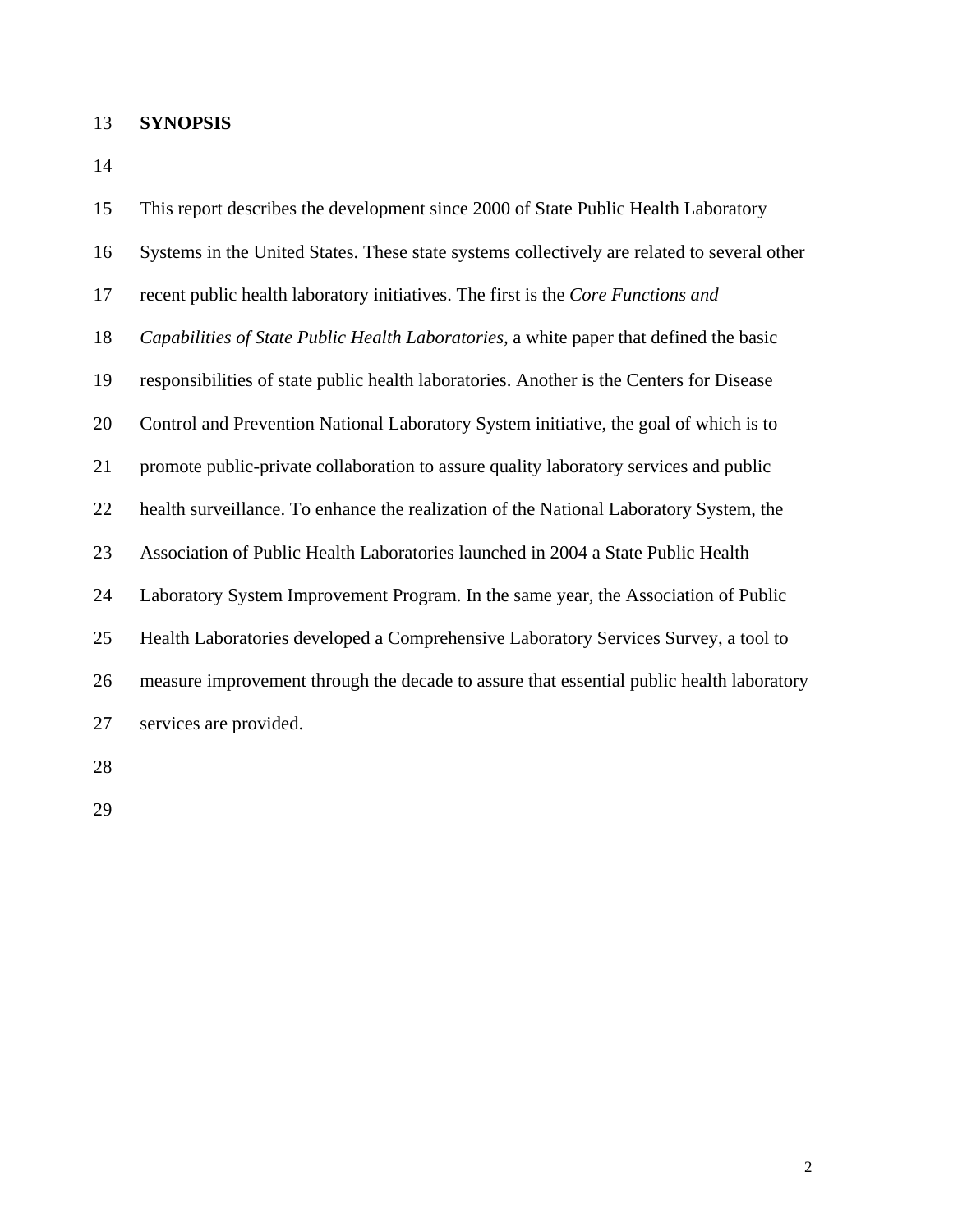**SYNOPSIS**

This report describes the development since 2000 of State Public Health Laboratory Systems in the United States. These state systems collectively are related to several other recent public health laboratory initiatives. The first is the *Core Functions and Capabilities of State Public Health Laboratories*, a white paper that defined the basic responsibilities of state public health laboratories. Another is the Centers for Disease Control and Prevention National Laboratory System initiative, the goal of which is to promote public-private collaboration to assure quality laboratory services and public health surveillance. To enhance the realization of the National Laboratory System, the Association of Public Health Laboratories launched in 2004 a State Public Health Laboratory System Improvement Program. In the same year, the Association of Public Health Laboratories developed a Comprehensive Laboratory Services Survey, a tool to measure improvement through the decade to assure that essential public health laboratory services are provided.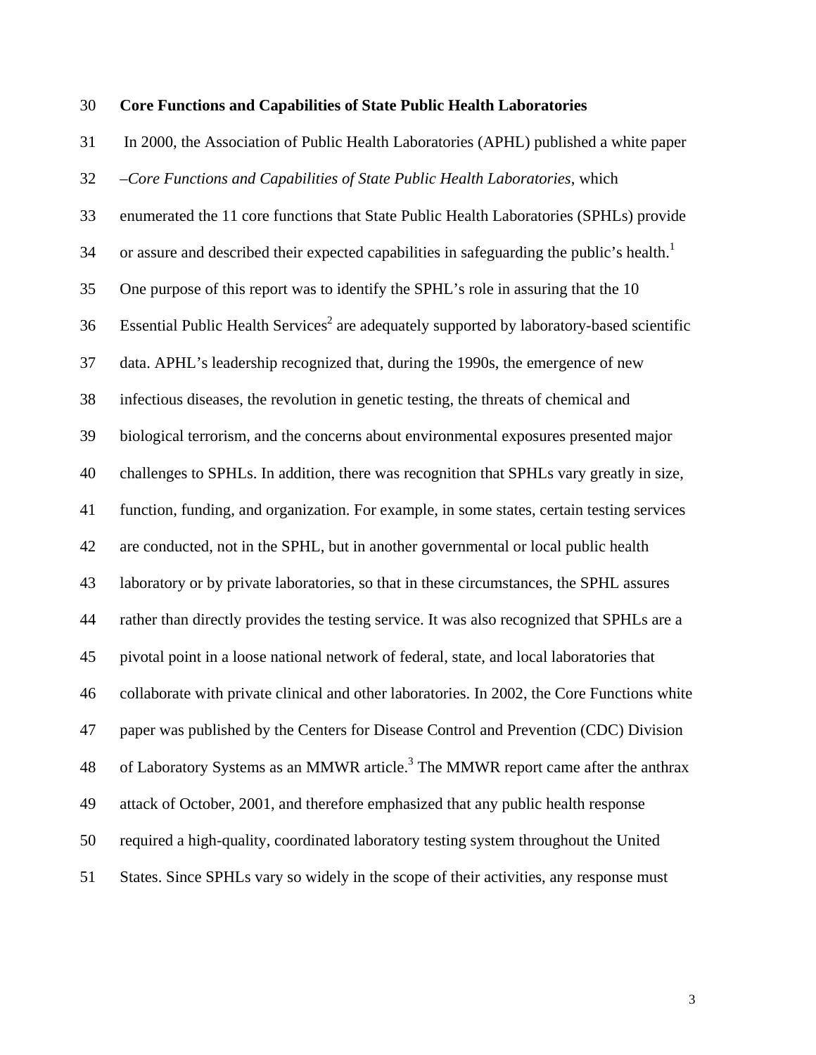**Core Functions and Capabilities of State Public Health Laboratories**

In 2000, the Association of Public Health Laboratories (APHL) published a white paper –*Core Functions and Capabilities of State Public Health Laboratories*, which enumerated the 11 core functions that State Public Health Laboratories (SPHLs) provide or assure and described their expected capabilities in safeguarding the public's health.[1] One purpose of this report was to identify the SPHL's role in assuring that the 10 Essential Public Health Services[2] are adequately supported by laboratory-based scientific data. APHL's leadership recognized that, during the 1990s, the emergence of new infectious diseases, the revolution in genetic testing, the threats of chemical and biological terrorism, and the concerns about environmental exposures presented major challenges to SPHLs. In addition, there was recognition that SPHLs vary greatly in size, function, funding, and organization. For example, in some states, certain testing services are conducted, not in the SPHL, but in another governmental or local public health laboratory or by private laboratories, so that in these circumstances, the SPHL assures rather than directly provides the testing service. It was also recognized that SPHLs are a pivotal point in a loose national network of federal, state, and local laboratories that collaborate with private clinical and other laboratories. In 2002, the Core Functions white paper was published by the Centers for Disease Control and Prevention (CDC) Division of Laboratory Systems as an MMWR article.[3] The MMWR report came after the anthrax attack of October, 2001, and therefore emphasized that any public health response required a high-quality, coordinated laboratory testing system throughout the United States. Since SPHLs vary so widely in the scope of their activities, any response must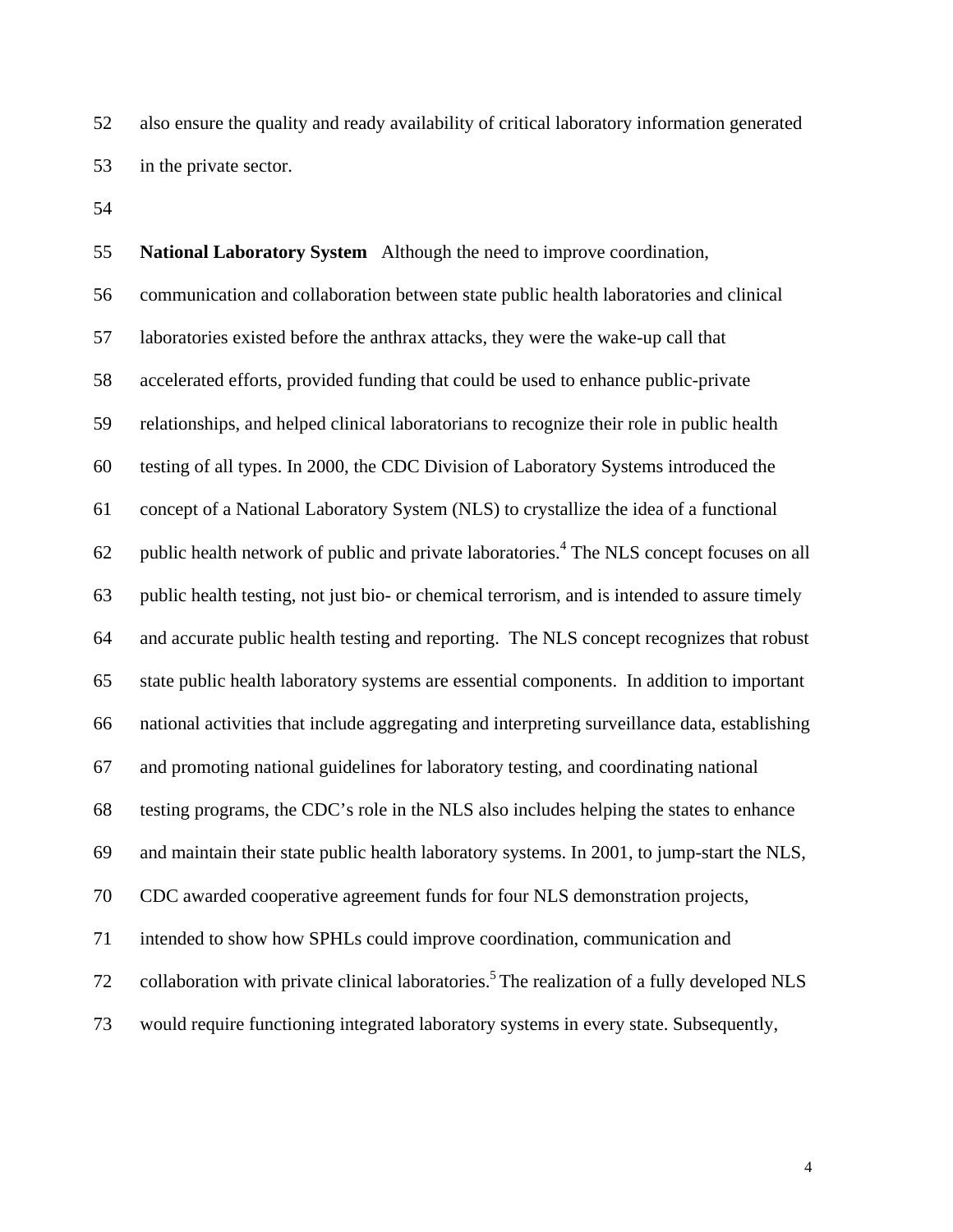also ensure the quality and ready availability of critical laboratory information generated in the private sector.

**National Laboratory System** Although the need to improve coordination, communication and collaboration between state public health laboratories and clinical laboratories existed before the anthrax attacks, they were the wake-up call that accelerated efforts, provided funding that could be used to enhance public-private relationships, and helped clinical laboratorians to recognize their role in public health testing of all types. In 2000, the CDC Division of Laboratory Systems introduced the concept of a National Laboratory System (NLS) to crystallize the idea of a functional public health network of public and private laboratories.[4] The NLS concept focuses on all public health testing, not just bio- or chemical terrorism, and is intended to assure timely and accurate public health testing and reporting. The NLS concept recognizes that robust state public health laboratory systems are essential components. In addition to important national activities that include aggregating and interpreting surveillance data, establishing and promoting national guidelines for laboratory testing, and coordinating national testing programs, the CDC's role in the NLS also includes helping the states to enhance and maintain their state public health laboratory systems. In 2001, to jump-start the NLS, CDC awarded cooperative agreement funds for four NLS demonstration projects, intended to show how SPHLs could improve coordination, communication and collaboration with private clinical laboratories.[5] The realization of a fully developed NLS would require functioning integrated laboratory systems in every state. Subsequently,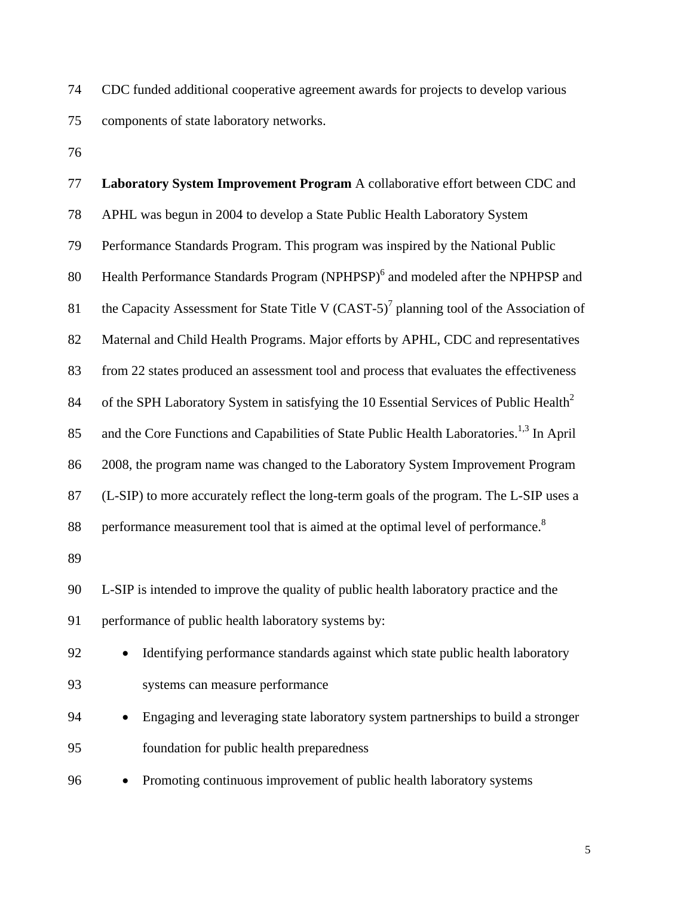CDC funded additional cooperative agreement awards for projects to develop various components of state laboratory networks.

**Laboratory System Improvement Program** A collaborative effort between CDC and APHL was begun in 2004 to develop a State Public Health Laboratory System Performance Standards Program. This program was inspired by the National Public Health Performance Standards Program (NPHPSP)[6] and modeled after the NPHPSP and the Capacity Assessment for State Title V (CAST-5)[7] planning tool of the Association of Maternal and Child Health Programs. Major efforts by APHL, CDC and representatives from 22 states produced an assessment tool and process that evaluates the effectiveness of the SPH Laboratory System in satisfying the 10 Essential Services of Public Health[2] and the Core Functions and Capabilities of State Public Health Laboratories.[1,3] In April 2008, the program name was changed to the Laboratory System Improvement Program (L-SIP) to more accurately reflect the long-term goals of the program. The L-SIP uses a performance measurement tool that is aimed at the optimal level of performance.[8]

L-SIP is intended to improve the quality of public health laboratory practice and the performance of public health laboratory systems by:

- Identifying performance standards against which state public health laboratory systems can measure performance
- Engaging and leveraging state laboratory system partnerships to build a stronger foundation for public health preparedness
- Promoting continuous improvement of public health laboratory systems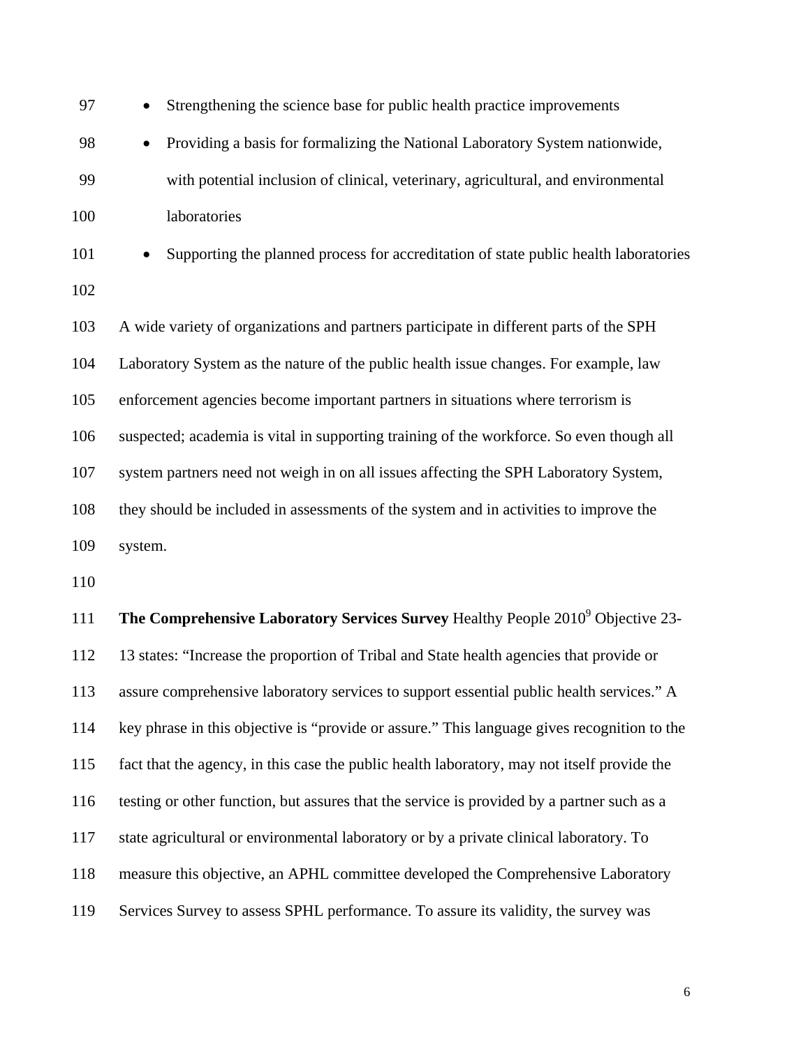- Strengthening the science base for public health practice improvements
- Providing a basis for formalizing the National Laboratory System nationwide, with potential inclusion of clinical, veterinary, agricultural, and environmental laboratories
- Supporting the planned process for accreditation of state public health laboratories

A wide variety of organizations and partners participate in different parts of the SPH Laboratory System as the nature of the public health issue changes. For example, law enforcement agencies become important partners in situations where terrorism is suspected; academia is vital in supporting training of the workforce. So even though all system partners need not weigh in on all issues affecting the SPH Laboratory System, they should be included in assessments of the system and in activities to improve the system.

**The Comprehensive Laboratory Services Survey** Healthy People 2010[9] Objective 23-13 states: "Increase the proportion of Tribal and State health agencies that provide or assure comprehensive laboratory services to support essential public health services." A key phrase in this objective is "provide or assure." This language gives recognition to the fact that the agency, in this case the public health laboratory, may not itself provide the testing or other function, but assures that the service is provided by a partner such as a state agricultural or environmental laboratory or by a private clinical laboratory. To measure this objective, an APHL committee developed the Comprehensive Laboratory Services Survey to assess SPHL performance. To assure its validity, the survey was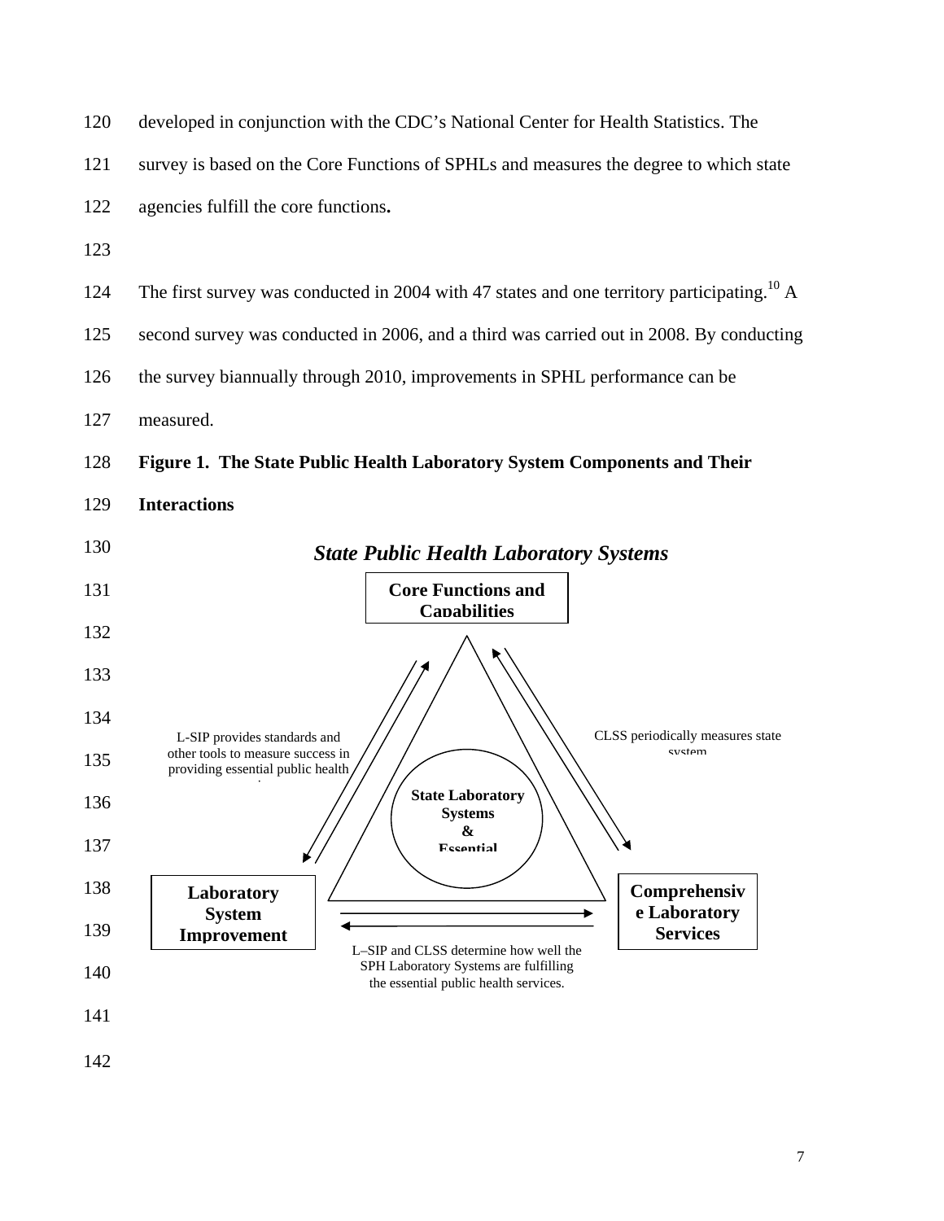developed in conjunction with the CDC's National Center for Health Statistics. The survey is based on the Core Functions of SPHLs and measures the degree to which state agencies fulfill the core functions**.**

The first survey was conducted in 2004 with 47 states and one territory participating.[10] A second survey was conducted in 2006, and a third was carried out in 2008. By conducting the survey biannually through 2010, improvements in SPHL performance can be measured.

**Figure 1. The State Public Health Laboratory System Components and Their Interactions**

***State Public Health Laboratory Systems***

**Core Functions and Capabilities**

L-SIP provides standards and other tools to measure success in providing essential public health

CLSS periodically measures state system

**State Laboratory Systems & Essential**

**Laboratory System Improvement**

**Comprehensive Laboratory Services**

L–SIP and CLSS determine how well the SPH Laboratory Systems are fulfilling the essential public health services.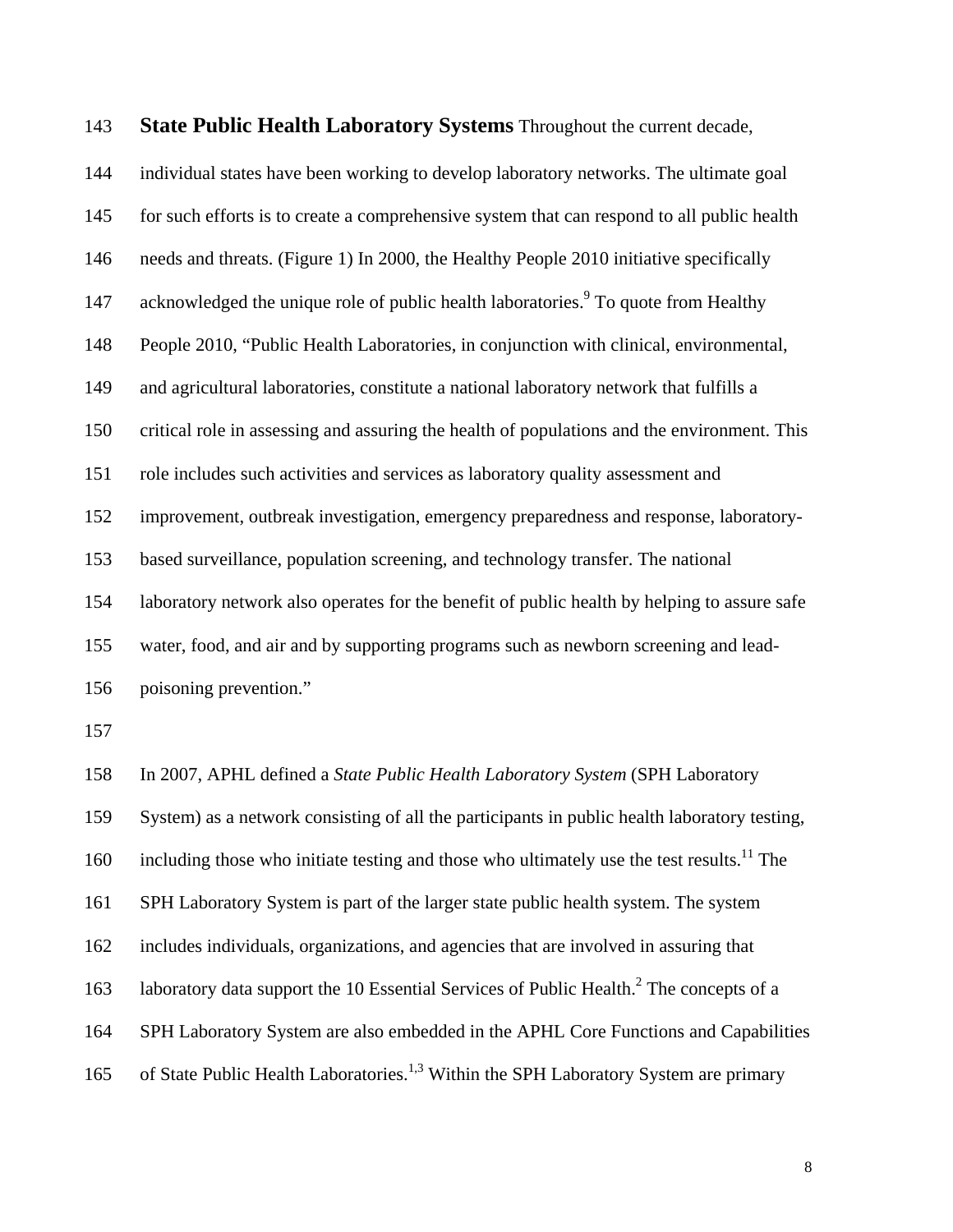**State Public Health Laboratory Systems** Throughout the current decade, individual states have been working to develop laboratory networks. The ultimate goal for such efforts is to create a comprehensive system that can respond to all public health needs and threats. (Figure 1) In 2000, the Healthy People 2010 initiative specifically acknowledged the unique role of public health laboratories.[9] To quote from Healthy People 2010, "Public Health Laboratories, in conjunction with clinical, environmental, and agricultural laboratories, constitute a national laboratory network that fulfills a critical role in assessing and assuring the health of populations and the environment. This role includes such activities and services as laboratory quality assessment and improvement, outbreak investigation, emergency preparedness and response, laboratory-based surveillance, population screening, and technology transfer. The national laboratory network also operates for the benefit of public health by helping to assure safe water, food, and air and by supporting programs such as newborn screening and lead-poisoning prevention."

In 2007, APHL defined a *State Public Health Laboratory System* (SPH Laboratory System) as a network consisting of all the participants in public health laboratory testing, including those who initiate testing and those who ultimately use the test results.[11] The SPH Laboratory System is part of the larger state public health system. The system includes individuals, organizations, and agencies that are involved in assuring that laboratory data support the 10 Essential Services of Public Health.[2] The concepts of a SPH Laboratory System are also embedded in the APHL Core Functions and Capabilities of State Public Health Laboratories.[1,3] Within the SPH Laboratory System are primary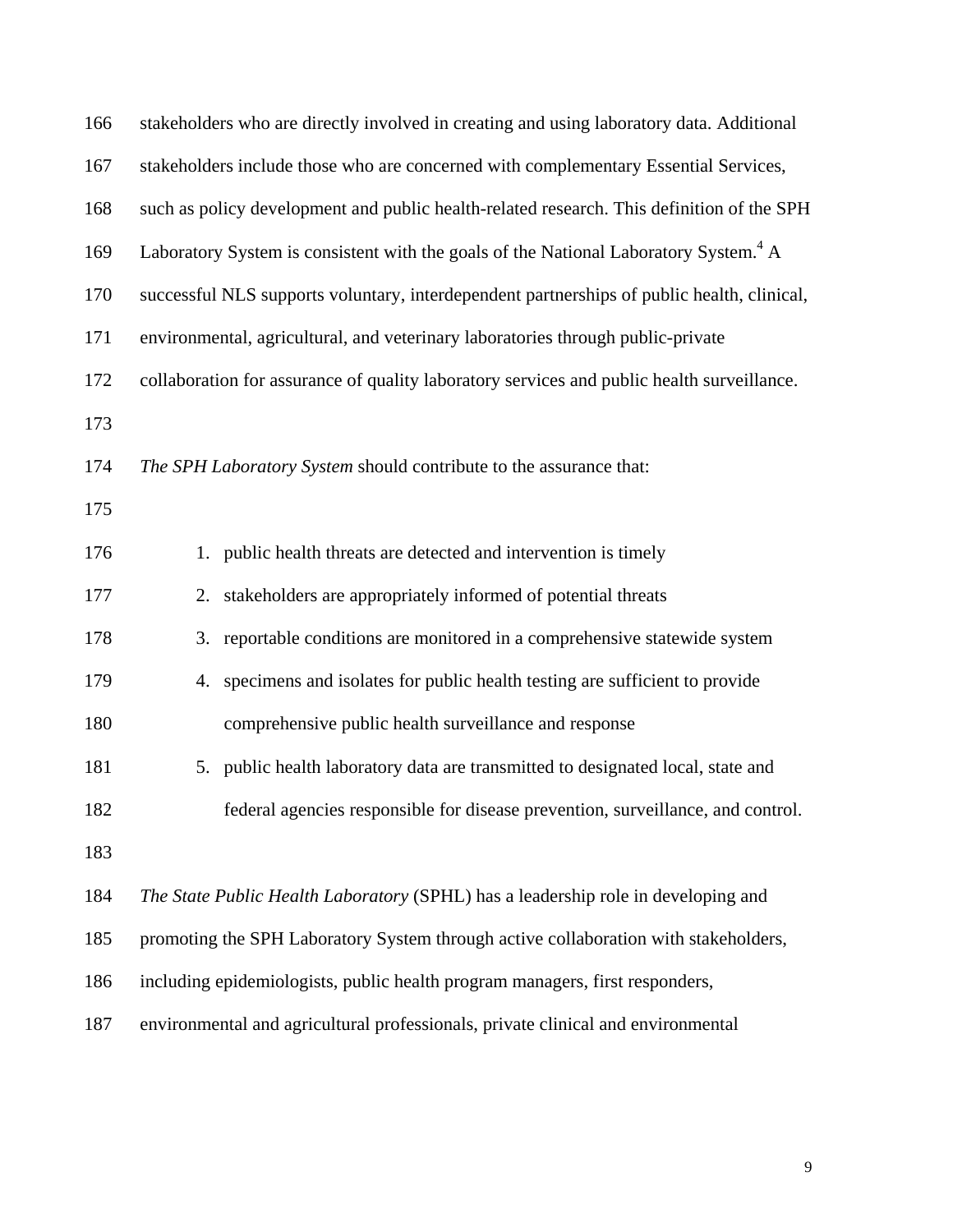stakeholders who are directly involved in creating and using laboratory data. Additional stakeholders include those who are concerned with complementary Essential Services, such as policy development and public health-related research. This definition of the SPH Laboratory System is consistent with the goals of the National Laboratory System.[4] A successful NLS supports voluntary, interdependent partnerships of public health, clinical, environmental, agricultural, and veterinary laboratories through public-private collaboration for assurance of quality laboratory services and public health surveillance.

*The SPH Laboratory System* should contribute to the assurance that:

1. public health threats are detected and intervention is timely
2. stakeholders are appropriately informed of potential threats
3. reportable conditions are monitored in a comprehensive statewide system
4. specimens and isolates for public health testing are sufficient to provide comprehensive public health surveillance and response
5. public health laboratory data are transmitted to designated local, state and federal agencies responsible for disease prevention, surveillance, and control.

*The State Public Health Laboratory* (SPHL) has a leadership role in developing and promoting the SPH Laboratory System through active collaboration with stakeholders, including epidemiologists, public health program managers, first responders, environmental and agricultural professionals, private clinical and environmental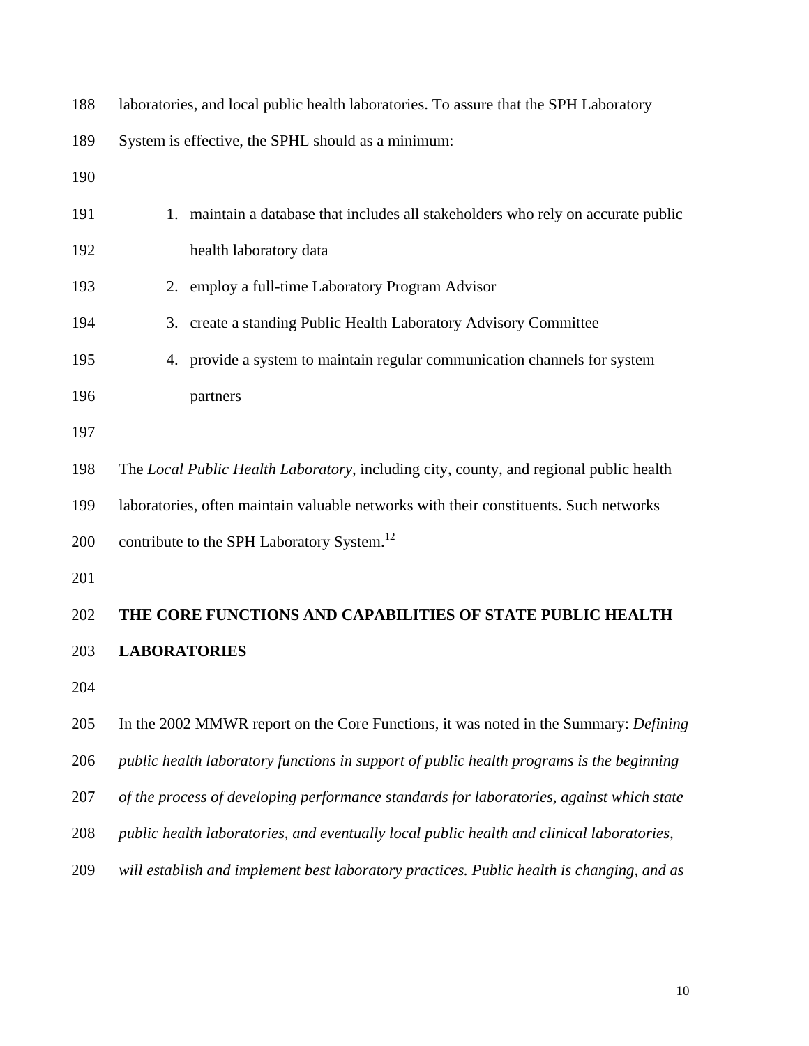laboratories, and local public health laboratories. To assure that the SPH Laboratory System is effective, the SPHL should as a minimum:

1. maintain a database that includes all stakeholders who rely on accurate public health laboratory data
2. employ a full-time Laboratory Program Advisor
3. create a standing Public Health Laboratory Advisory Committee
4. provide a system to maintain regular communication channels for system partners

The *Local Public Health Laboratory*, including city, county, and regional public health laboratories, often maintain valuable networks with their constituents. Such networks contribute to the SPH Laboratory System.[12]

## THE CORE FUNCTIONS AND CAPABILITIES OF STATE PUBLIC HEALTH LABORATORIES

In the 2002 MMWR report on the Core Functions, it was noted in the Summary: *Defining public health laboratory functions in support of public health programs is the beginning of the process of developing performance standards for laboratories, against which state public health laboratories, and eventually local public health and clinical laboratories, will establish and implement best laboratory practices. Public health is changing, and as*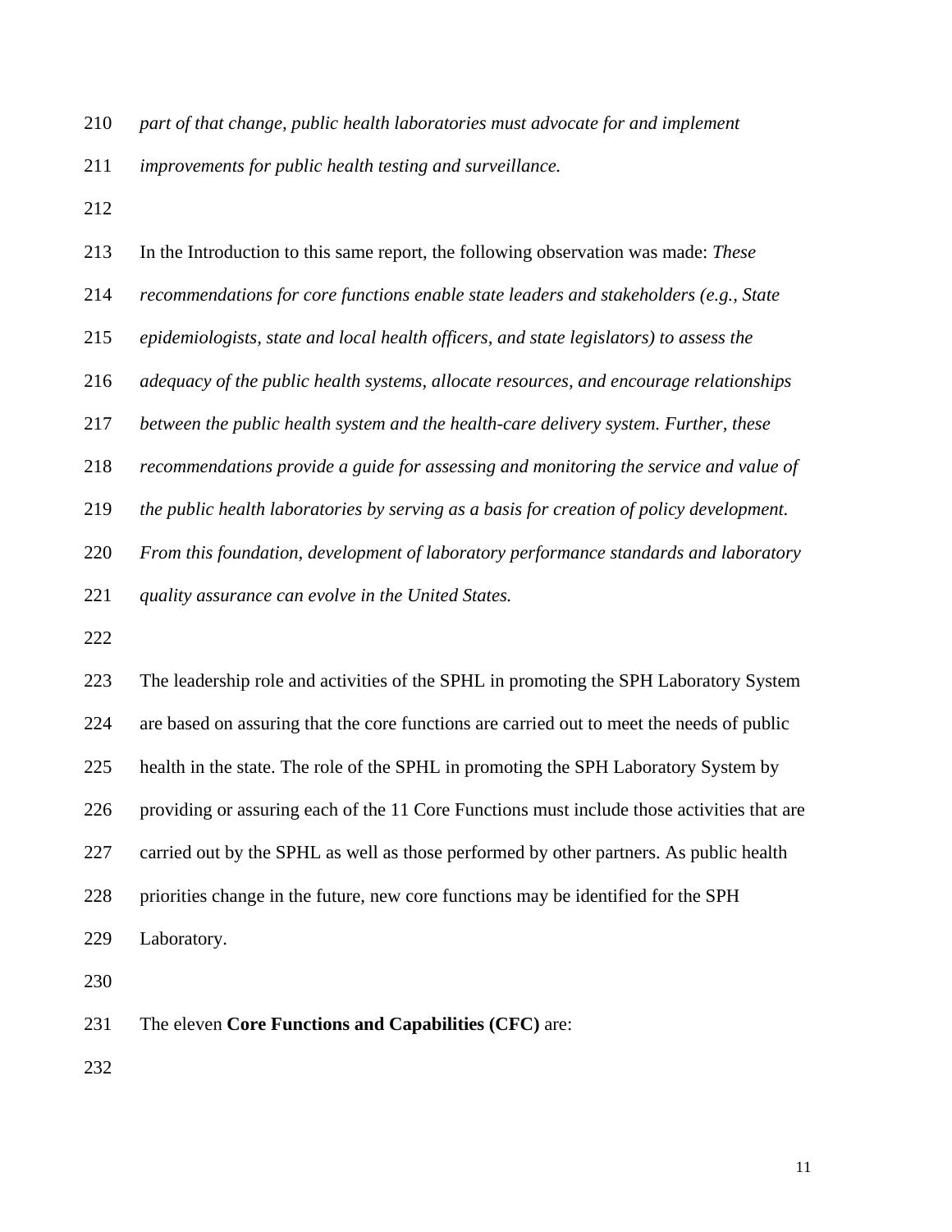*part of that change, public health laboratories must advocate for and implement improvements for public health testing and surveillance.*

In the Introduction to this same report, the following observation was made: *These recommendations for core functions enable state leaders and stakeholders (e.g., State epidemiologists, state and local health officers, and state legislators) to assess the adequacy of the public health systems, allocate resources, and encourage relationships between the public health system and the health-care delivery system. Further, these recommendations provide a guide for assessing and monitoring the service and value of the public health laboratories by serving as a basis for creation of policy development. From this foundation, development of laboratory performance standards and laboratory quality assurance can evolve in the United States.*

The leadership role and activities of the SPHL in promoting the SPH Laboratory System are based on assuring that the core functions are carried out to meet the needs of public health in the state. The role of the SPHL in promoting the SPH Laboratory System by providing or assuring each of the 11 Core Functions must include those activities that are carried out by the SPHL as well as those performed by other partners. As public health priorities change in the future, new core functions may be identified for the SPH Laboratory.

The eleven **Core Functions and Capabilities (CFC)** are: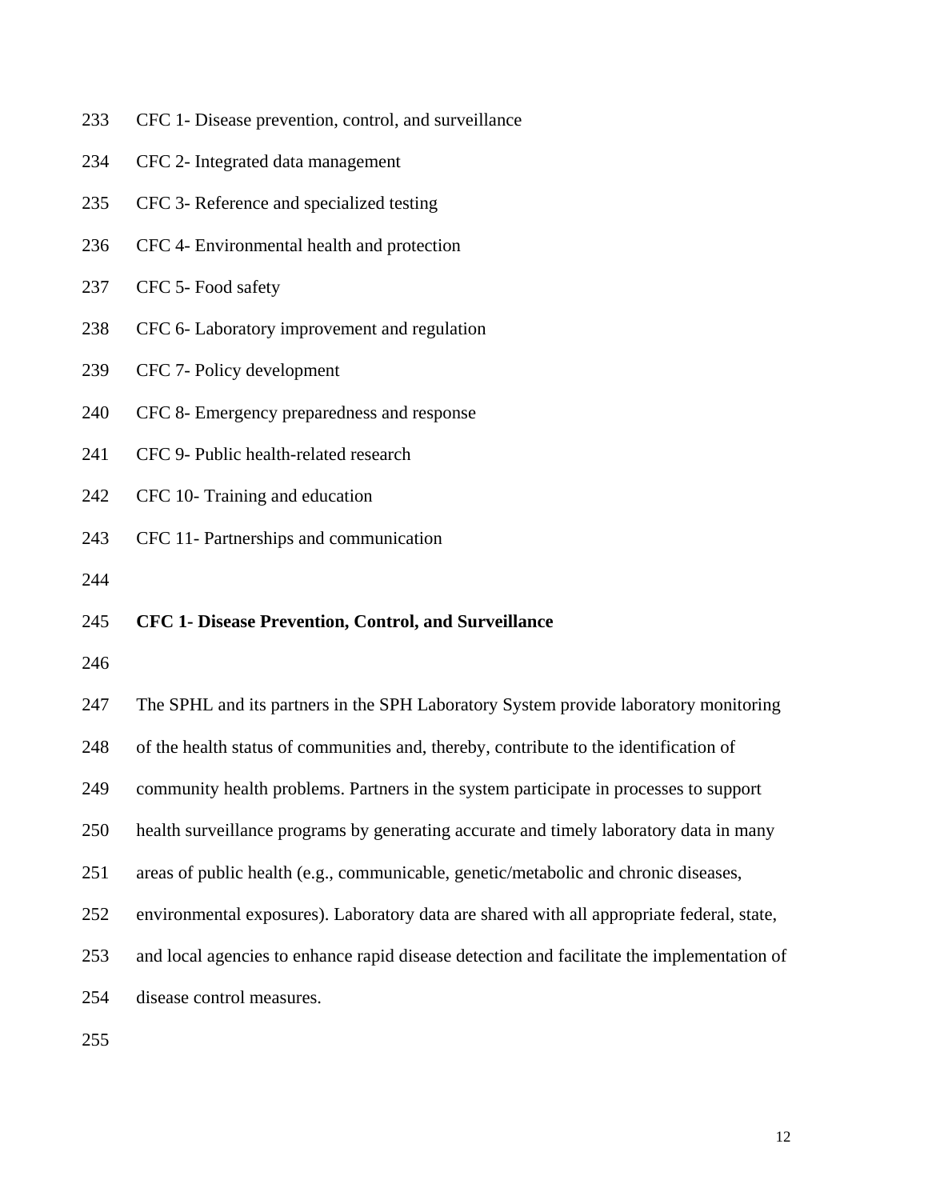CFC 1- Disease prevention, control, and surveillance

CFC 2- Integrated data management

CFC 3- Reference and specialized testing

CFC 4- Environmental health and protection

CFC 5- Food safety

CFC 6- Laboratory improvement and regulation

CFC 7- Policy development

CFC 8- Emergency preparedness and response

CFC 9- Public health-related research

CFC 10- Training and education

CFC 11- Partnerships and communication

**CFC 1- Disease Prevention, Control, and Surveillance**

The SPHL and its partners in the SPH Laboratory System provide laboratory monitoring of the health status of communities and, thereby, contribute to the identification of community health problems. Partners in the system participate in processes to support health surveillance programs by generating accurate and timely laboratory data in many areas of public health (e.g., communicable, genetic/metabolic and chronic diseases, environmental exposures). Laboratory data are shared with all appropriate federal, state, and local agencies to enhance rapid disease detection and facilitate the implementation of disease control measures.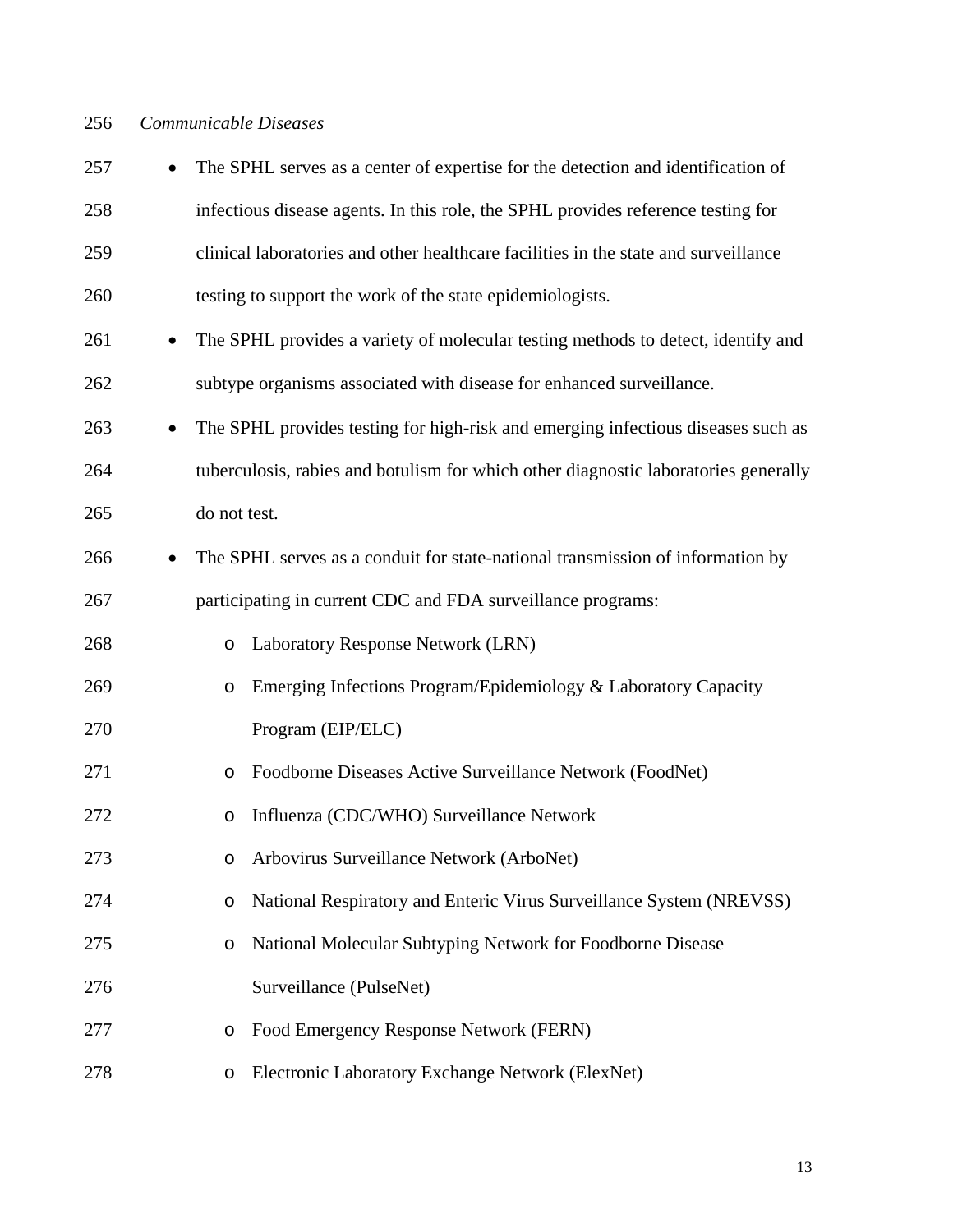*Communicable Diseases*

- The SPHL serves as a center of expertise for the detection and identification of infectious disease agents. In this role, the SPHL provides reference testing for clinical laboratories and other healthcare facilities in the state and surveillance testing to support the work of the state epidemiologists.
- The SPHL provides a variety of molecular testing methods to detect, identify and subtype organisms associated with disease for enhanced surveillance.
- The SPHL provides testing for high-risk and emerging infectious diseases such as tuberculosis, rabies and botulism for which other diagnostic laboratories generally do not test.
- The SPHL serves as a conduit for state-national transmission of information by participating in current CDC and FDA surveillance programs:
  - Laboratory Response Network (LRN)
  - Emerging Infections Program/Epidemiology & Laboratory Capacity Program (EIP/ELC)
  - Foodborne Diseases Active Surveillance Network (FoodNet)
  - Influenza (CDC/WHO) Surveillance Network
  - Arbovirus Surveillance Network (ArboNet)
  - National Respiratory and Enteric Virus Surveillance System (NREVSS)
  - National Molecular Subtyping Network for Foodborne Disease Surveillance (PulseNet)
  - Food Emergency Response Network (FERN)
  - Electronic Laboratory Exchange Network (ElexNet)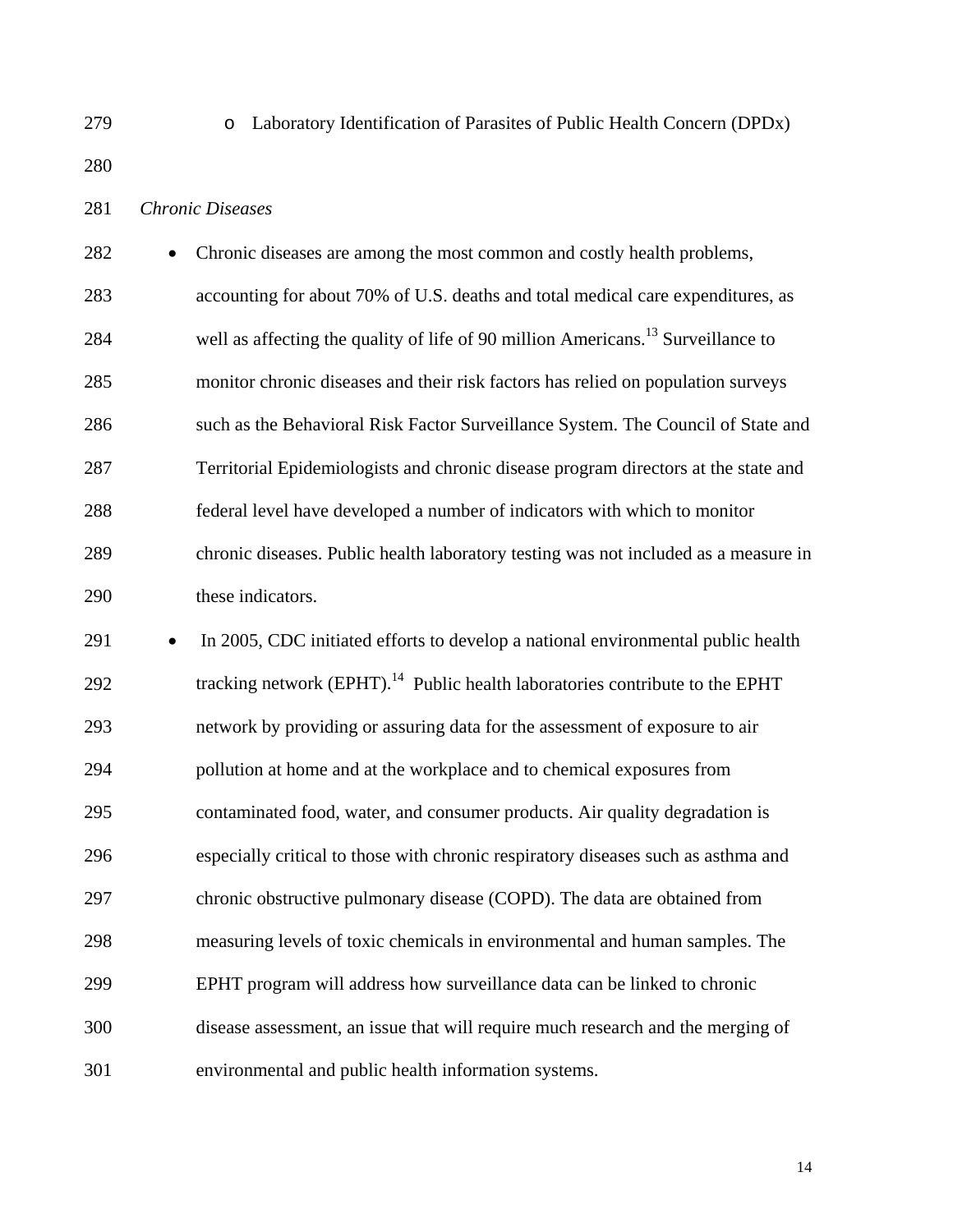- Laboratory Identification of Parasites of Public Health Concern (DPDx)

*Chronic Diseases*

- Chronic diseases are among the most common and costly health problems, accounting for about 70% of U.S. deaths and total medical care expenditures, as well as affecting the quality of life of 90 million Americans.[13] Surveillance to monitor chronic diseases and their risk factors has relied on population surveys such as the Behavioral Risk Factor Surveillance System. The Council of State and Territorial Epidemiologists and chronic disease program directors at the state and federal level have developed a number of indicators with which to monitor chronic diseases. Public health laboratory testing was not included as a measure in these indicators.
- In 2005, CDC initiated efforts to develop a national environmental public health tracking network (EPHT).[14] Public health laboratories contribute to the EPHT network by providing or assuring data for the assessment of exposure to air pollution at home and at the workplace and to chemical exposures from contaminated food, water, and consumer products. Air quality degradation is especially critical to those with chronic respiratory diseases such as asthma and chronic obstructive pulmonary disease (COPD). The data are obtained from measuring levels of toxic chemicals in environmental and human samples. The EPHT program will address how surveillance data can be linked to chronic disease assessment, an issue that will require much research and the merging of environmental and public health information systems.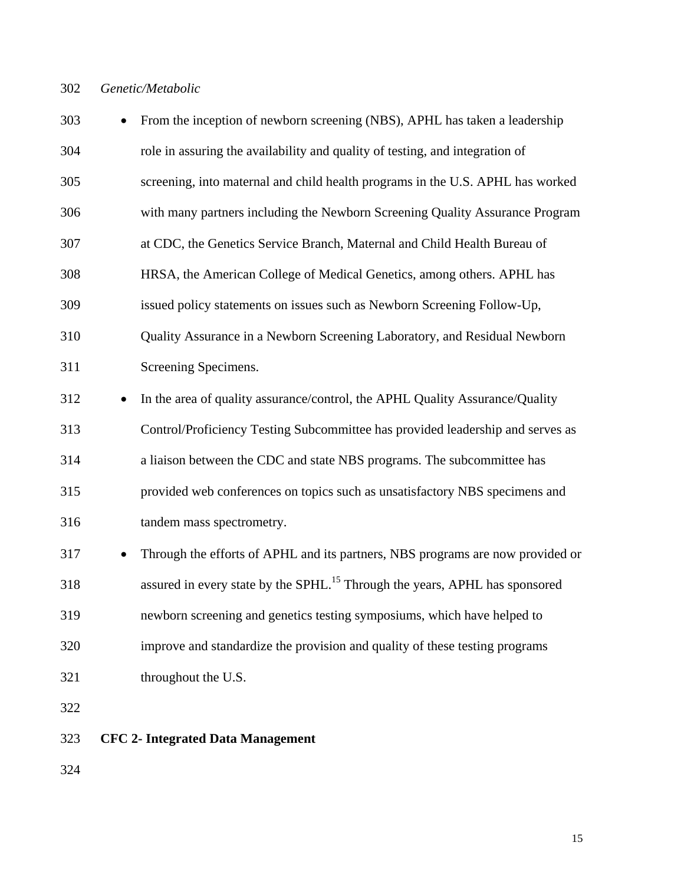*Genetic/Metabolic*

- From the inception of newborn screening (NBS), APHL has taken a leadership role in assuring the availability and quality of testing, and integration of screening, into maternal and child health programs in the U.S. APHL has worked with many partners including the Newborn Screening Quality Assurance Program at CDC, the Genetics Service Branch, Maternal and Child Health Bureau of HRSA, the American College of Medical Genetics, among others. APHL has issued policy statements on issues such as Newborn Screening Follow-Up, Quality Assurance in a Newborn Screening Laboratory, and Residual Newborn Screening Specimens.
- In the area of quality assurance/control, the APHL Quality Assurance/Quality Control/Proficiency Testing Subcommittee has provided leadership and serves as a liaison between the CDC and state NBS programs. The subcommittee has provided web conferences on topics such as unsatisfactory NBS specimens and tandem mass spectrometry.
- Through the efforts of APHL and its partners, NBS programs are now provided or assured in every state by the SPHL.[15] Through the years, APHL has sponsored newborn screening and genetics testing symposiums, which have helped to improve and standardize the provision and quality of these testing programs throughout the U.S.

**CFC 2- Integrated Data Management**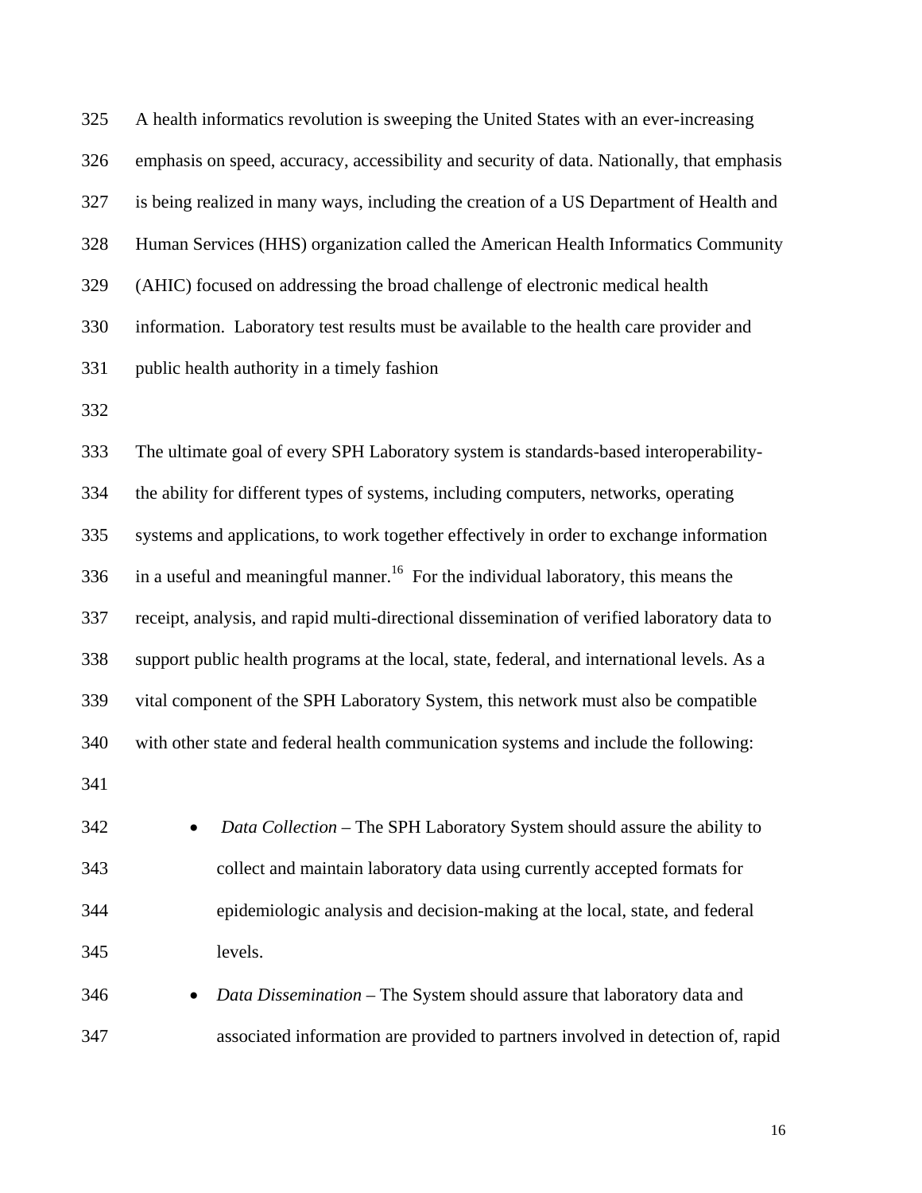A health informatics revolution is sweeping the United States with an ever-increasing emphasis on speed, accuracy, accessibility and security of data. Nationally, that emphasis is being realized in many ways, including the creation of a US Department of Health and Human Services (HHS) organization called the American Health Informatics Community (AHIC) focused on addressing the broad challenge of electronic medical health information. Laboratory test results must be available to the health care provider and public health authority in a timely fashion

The ultimate goal of every SPH Laboratory system is standards-based interoperability- the ability for different types of systems, including computers, networks, operating systems and applications, to work together effectively in order to exchange information in a useful and meaningful manner.[16] For the individual laboratory, this means the receipt, analysis, and rapid multi-directional dissemination of verified laboratory data to support public health programs at the local, state, federal, and international levels. As a vital component of the SPH Laboratory System, this network must also be compatible with other state and federal health communication systems and include the following:

- *Data Collection* – The SPH Laboratory System should assure the ability to collect and maintain laboratory data using currently accepted formats for epidemiologic analysis and decision-making at the local, state, and federal levels.
- *Data Dissemination* – The System should assure that laboratory data and associated information are provided to partners involved in detection of, rapid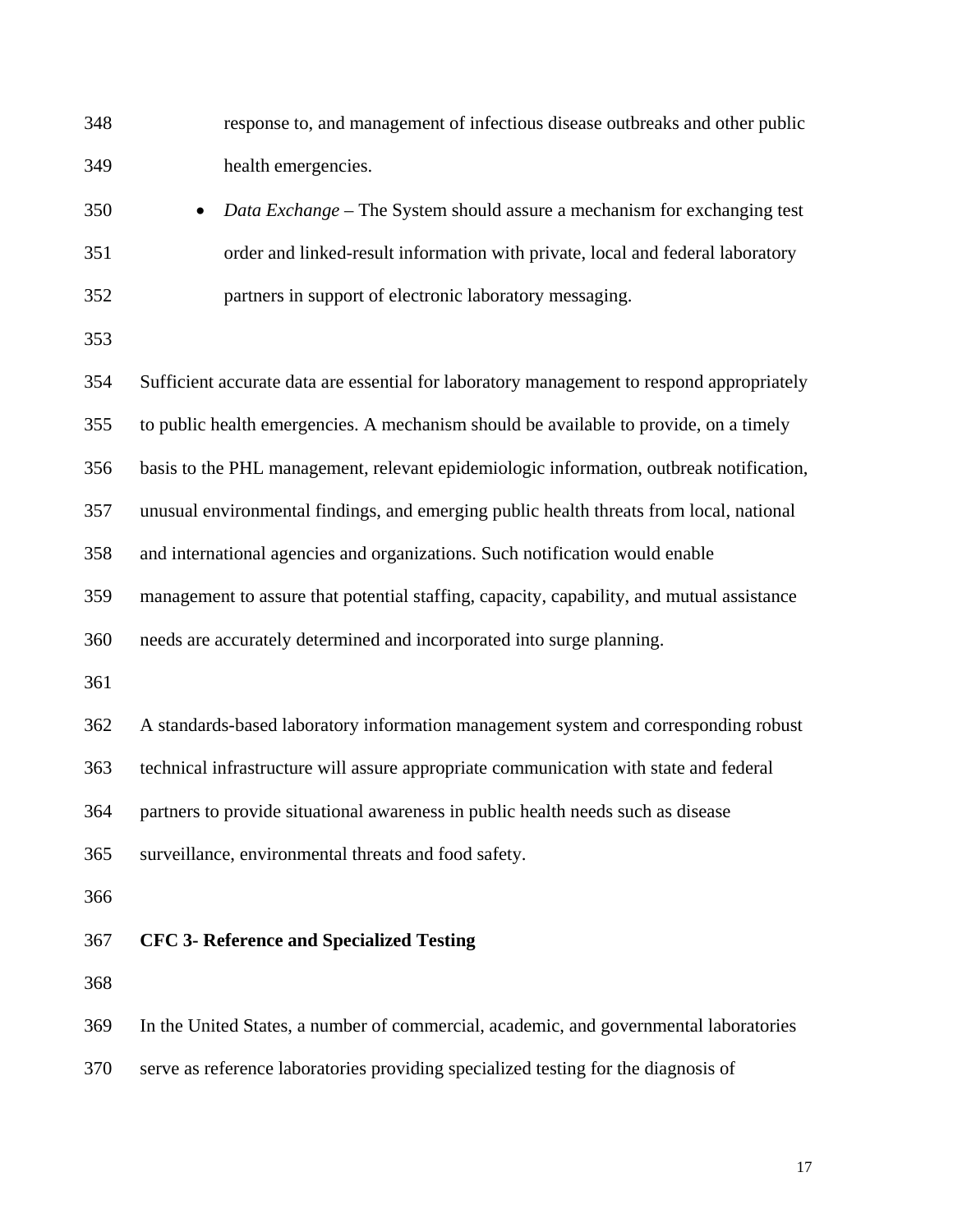response to, and management of infectious disease outbreaks and other public health emergencies.

- *Data Exchange* – The System should assure a mechanism for exchanging test order and linked-result information with private, local and federal laboratory partners in support of electronic laboratory messaging.

Sufficient accurate data are essential for laboratory management to respond appropriately to public health emergencies. A mechanism should be available to provide, on a timely basis to the PHL management, relevant epidemiologic information, outbreak notification, unusual environmental findings, and emerging public health threats from local, national and international agencies and organizations. Such notification would enable management to assure that potential staffing, capacity, capability, and mutual assistance needs are accurately determined and incorporated into surge planning.

A standards-based laboratory information management system and corresponding robust technical infrastructure will assure appropriate communication with state and federal partners to provide situational awareness in public health needs such as disease surveillance, environmental threats and food safety.

**CFC 3- Reference and Specialized Testing**

In the United States, a number of commercial, academic, and governmental laboratories serve as reference laboratories providing specialized testing for the diagnosis of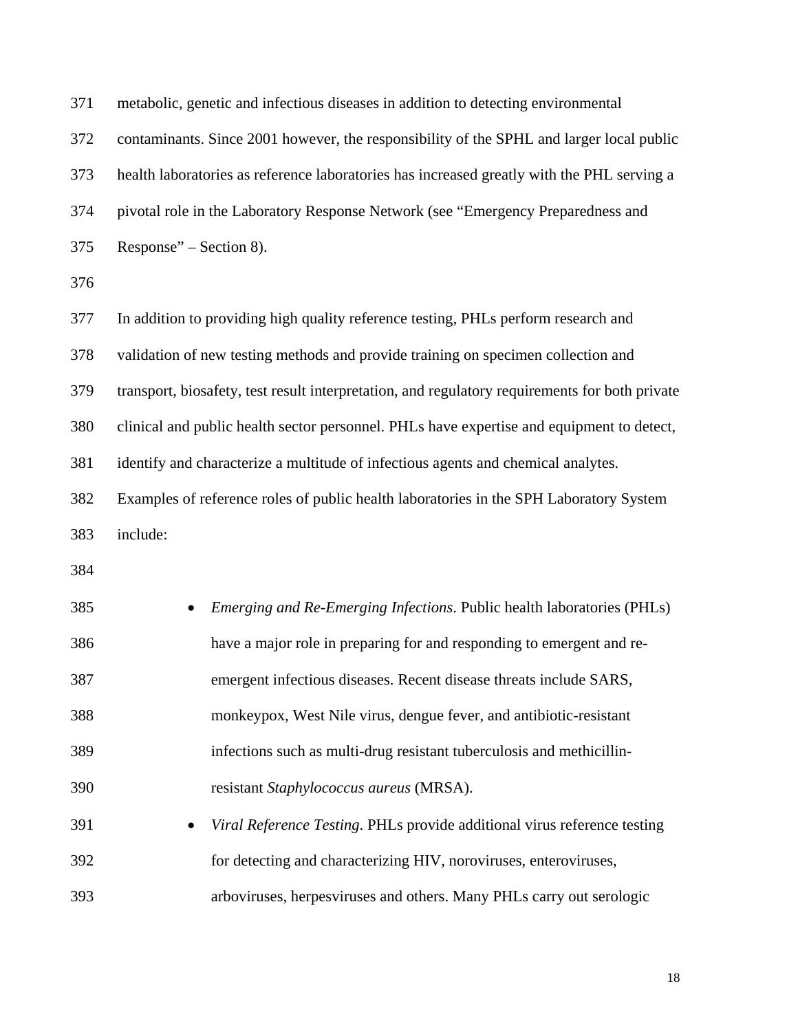metabolic, genetic and infectious diseases in addition to detecting environmental contaminants. Since 2001 however, the responsibility of the SPHL and larger local public health laboratories as reference laboratories has increased greatly with the PHL serving a pivotal role in the Laboratory Response Network (see “Emergency Preparedness and Response” – Section 8).

In addition to providing high quality reference testing, PHLs perform research and validation of new testing methods and provide training on specimen collection and transport, biosafety, test result interpretation, and regulatory requirements for both private clinical and public health sector personnel. PHLs have expertise and equipment to detect, identify and characterize a multitude of infectious agents and chemical analytes. Examples of reference roles of public health laboratories in the SPH Laboratory System include:

- *Emerging and Re-Emerging Infections*. Public health laboratories (PHLs) have a major role in preparing for and responding to emergent and re-emergent infectious diseases. Recent disease threats include SARS, monkeypox, West Nile virus, dengue fever, and antibiotic-resistant infections such as multi-drug resistant tuberculosis and methicillin-resistant *Staphylococcus aureus* (MRSA).
- *Viral Reference Testing*. PHLs provide additional virus reference testing for detecting and characterizing HIV, noroviruses, enteroviruses, arboviruses, herpesviruses and others. Many PHLs carry out serologic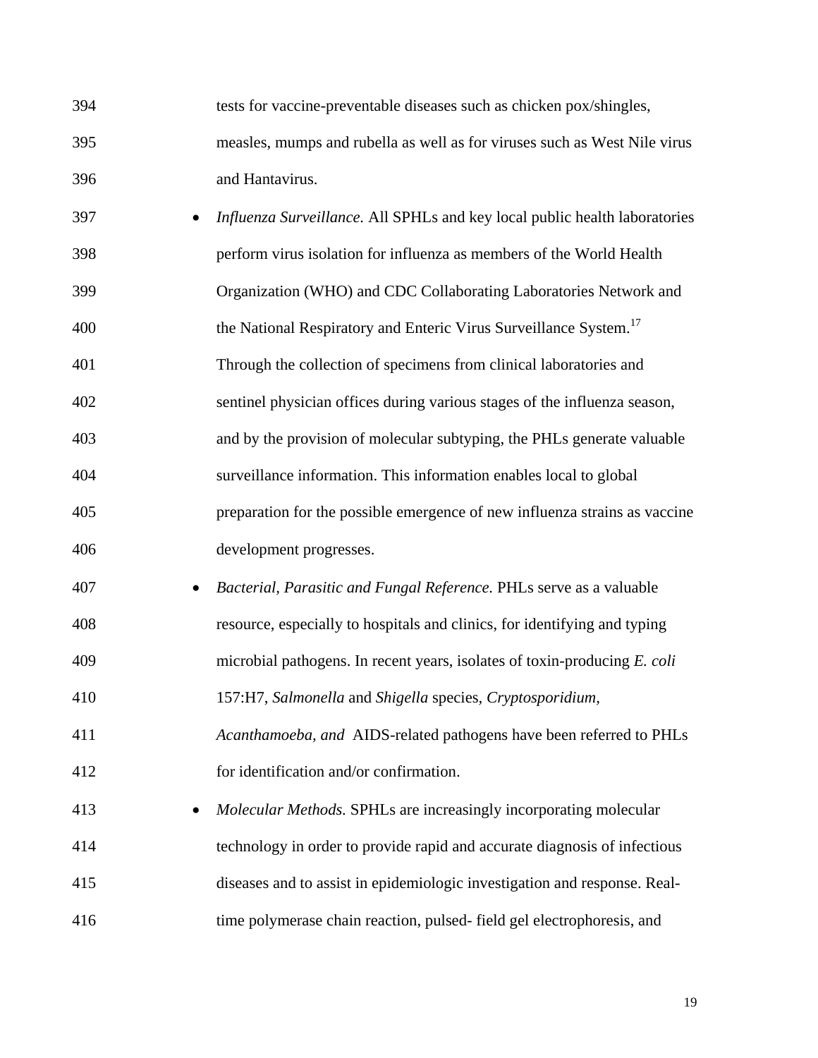tests for vaccine-preventable diseases such as chicken pox/shingles, measles, mumps and rubella as well as for viruses such as West Nile virus and Hantavirus.

- *Influenza Surveillance.* All SPHLs and key local public health laboratories perform virus isolation for influenza as members of the World Health Organization (WHO) and CDC Collaborating Laboratories Network and the National Respiratory and Enteric Virus Surveillance System.[17] Through the collection of specimens from clinical laboratories and sentinel physician offices during various stages of the influenza season, and by the provision of molecular subtyping, the PHLs generate valuable surveillance information. This information enables local to global preparation for the possible emergence of new influenza strains as vaccine development progresses.
- *Bacterial, Parasitic and Fungal Reference.* PHLs serve as a valuable resource, especially to hospitals and clinics, for identifying and typing microbial pathogens. In recent years, isolates of toxin-producing *E. coli* 157:H7, *Salmonella* and *Shigella* species, *Cryptosporidium*, *Acanthamoeba, and* AIDS-related pathogens have been referred to PHLs for identification and/or confirmation.
- *Molecular Methods.* SPHLs are increasingly incorporating molecular technology in order to provide rapid and accurate diagnosis of infectious diseases and to assist in epidemiologic investigation and response. Real-time polymerase chain reaction, pulsed- field gel electrophoresis, and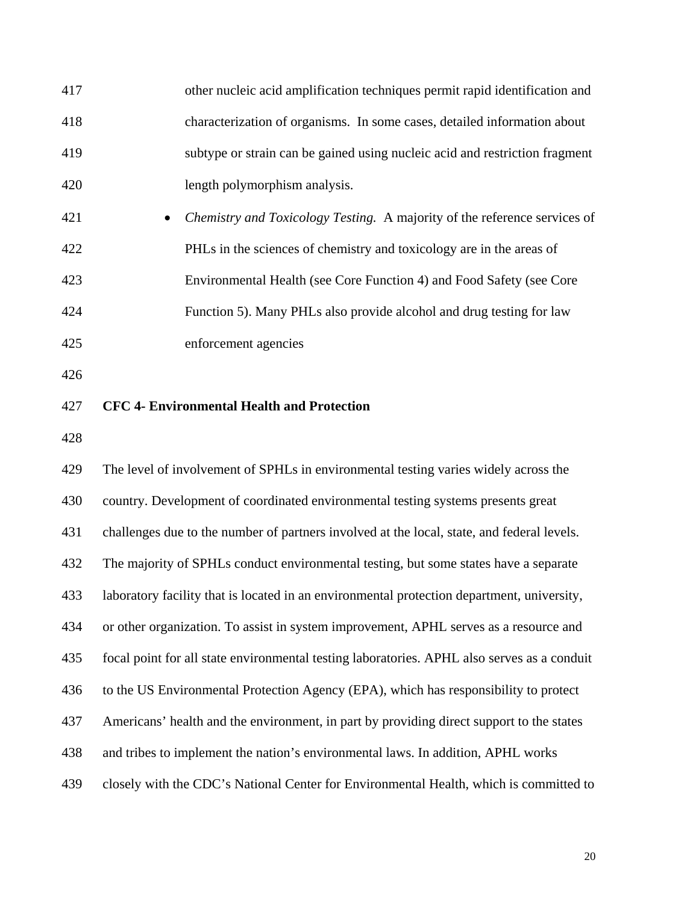other nucleic acid amplification techniques permit rapid identification and characterization of organisms. In some cases, detailed information about subtype or strain can be gained using nucleic acid and restriction fragment length polymorphism analysis.

- *Chemistry and Toxicology Testing.* A majority of the reference services of PHLs in the sciences of chemistry and toxicology are in the areas of Environmental Health (see Core Function 4) and Food Safety (see Core Function 5). Many PHLs also provide alcohol and drug testing for law enforcement agencies

**CFC 4- Environmental Health and Protection**

The level of involvement of SPHLs in environmental testing varies widely across the country. Development of coordinated environmental testing systems presents great challenges due to the number of partners involved at the local, state, and federal levels. The majority of SPHLs conduct environmental testing, but some states have a separate laboratory facility that is located in an environmental protection department, university, or other organization. To assist in system improvement, APHL serves as a resource and focal point for all state environmental testing laboratories. APHL also serves as a conduit to the US Environmental Protection Agency (EPA), which has responsibility to protect Americans' health and the environment, in part by providing direct support to the states and tribes to implement the nation's environmental laws. In addition, APHL works closely with the CDC's National Center for Environmental Health, which is committed to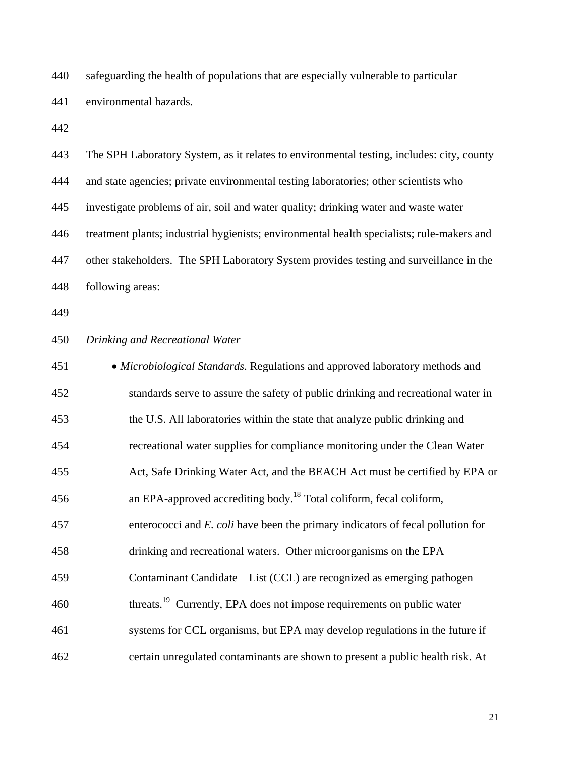safeguarding the health of populations that are especially vulnerable to particular environmental hazards.

The SPH Laboratory System, as it relates to environmental testing, includes: city, county and state agencies; private environmental testing laboratories; other scientists who investigate problems of air, soil and water quality; drinking water and waste water treatment plants; industrial hygienists; environmental health specialists; rule-makers and other stakeholders. The SPH Laboratory System provides testing and surveillance in the following areas:

*Drinking and Recreational Water*

- *Microbiological Standards*. Regulations and approved laboratory methods and standards serve to assure the safety of public drinking and recreational water in the U.S. All laboratories within the state that analyze public drinking and recreational water supplies for compliance monitoring under the Clean Water Act, Safe Drinking Water Act, and the BEACH Act must be certified by EPA or an EPA-approved accrediting body.[18] Total coliform, fecal coliform, enterococci and *E. coli* have been the primary indicators of fecal pollution for drinking and recreational waters. Other microorganisms on the EPA Contaminant Candidate List (CCL) are recognized as emerging pathogen threats.[19] Currently, EPA does not impose requirements on public water systems for CCL organisms, but EPA may develop regulations in the future if certain unregulated contaminants are shown to present a public health risk. At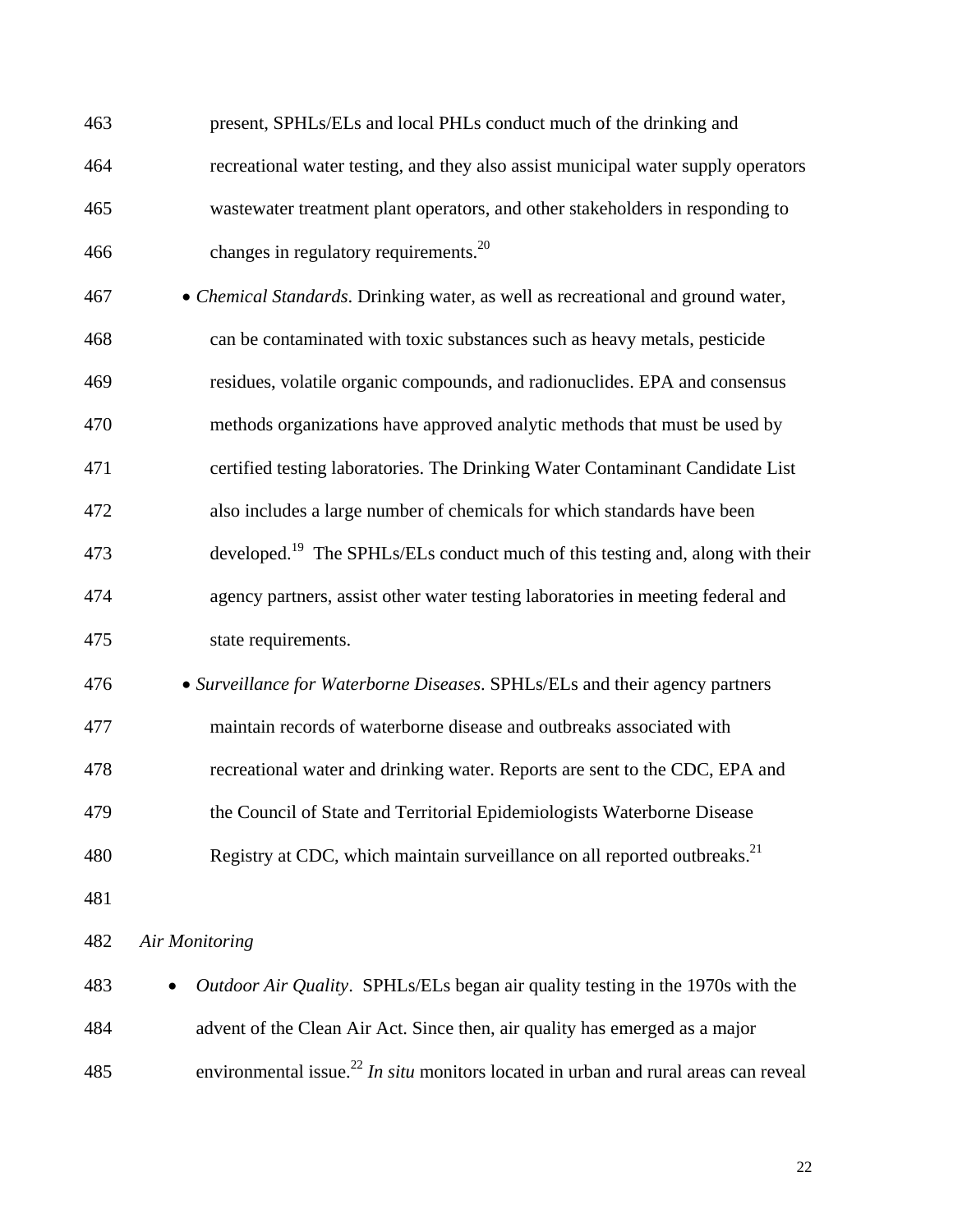present, SPHLs/ELs and local PHLs conduct much of the drinking and recreational water testing, and they also assist municipal water supply operators wastewater treatment plant operators, and other stakeholders in responding to changes in regulatory requirements.[20]

- *Chemical Standards*. Drinking water, as well as recreational and ground water, can be contaminated with toxic substances such as heavy metals, pesticide residues, volatile organic compounds, and radionuclides. EPA and consensus methods organizations have approved analytic methods that must be used by certified testing laboratories. The Drinking Water Contaminant Candidate List also includes a large number of chemicals for which standards have been developed.[19] The SPHLs/ELs conduct much of this testing and, along with their agency partners, assist other water testing laboratories in meeting federal and state requirements.
- *Surveillance for Waterborne Diseases*. SPHLs/ELs and their agency partners maintain records of waterborne disease and outbreaks associated with recreational water and drinking water. Reports are sent to the CDC, EPA and the Council of State and Territorial Epidemiologists Waterborne Disease Registry at CDC, which maintain surveillance on all reported outbreaks.[21]

*Air Monitoring*

- *Outdoor Air Quality*. SPHLs/ELs began air quality testing in the 1970s with the advent of the Clean Air Act. Since then, air quality has emerged as a major environmental issue.[22] *In situ* monitors located in urban and rural areas can reveal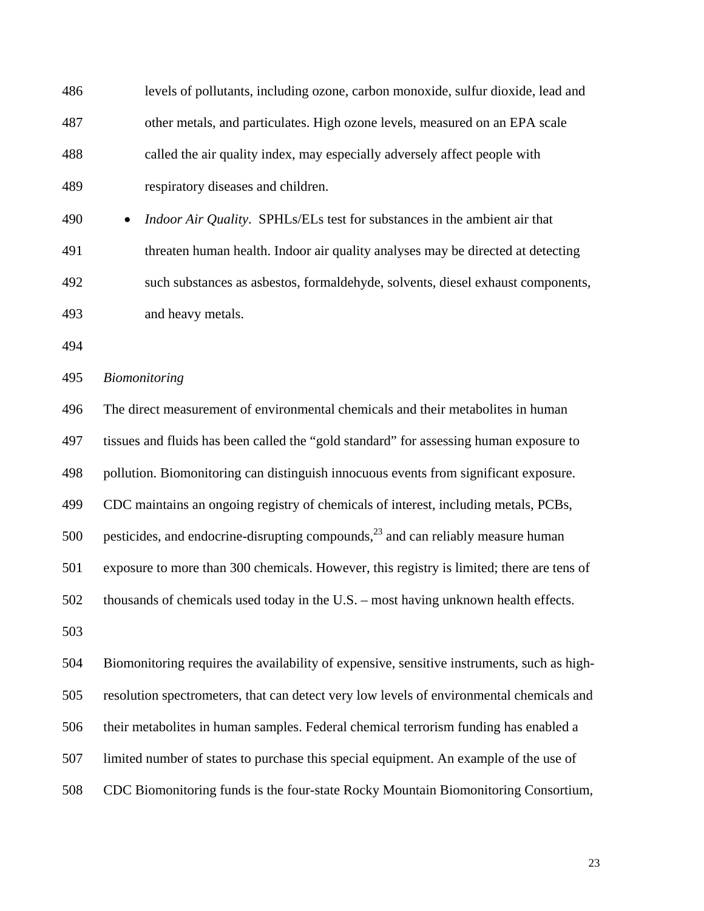levels of pollutants, including ozone, carbon monoxide, sulfur dioxide, lead and other metals, and particulates. High ozone levels, measured on an EPA scale called the air quality index, may especially adversely affect people with respiratory diseases and children.

- *Indoor Air Quality*. SPHLs/ELs test for substances in the ambient air that threaten human health. Indoor air quality analyses may be directed at detecting such substances as asbestos, formaldehyde, solvents, diesel exhaust components, and heavy metals.

*Biomonitoring*

The direct measurement of environmental chemicals and their metabolites in human tissues and fluids has been called the "gold standard" for assessing human exposure to pollution. Biomonitoring can distinguish innocuous events from significant exposure. CDC maintains an ongoing registry of chemicals of interest, including metals, PCBs, pesticides, and endocrine-disrupting compounds,[23] and can reliably measure human exposure to more than 300 chemicals. However, this registry is limited; there are tens of thousands of chemicals used today in the U.S. – most having unknown health effects.

Biomonitoring requires the availability of expensive, sensitive instruments, such as high-resolution spectrometers, that can detect very low levels of environmental chemicals and their metabolites in human samples. Federal chemical terrorism funding has enabled a limited number of states to purchase this special equipment. An example of the use of CDC Biomonitoring funds is the four-state Rocky Mountain Biomonitoring Consortium,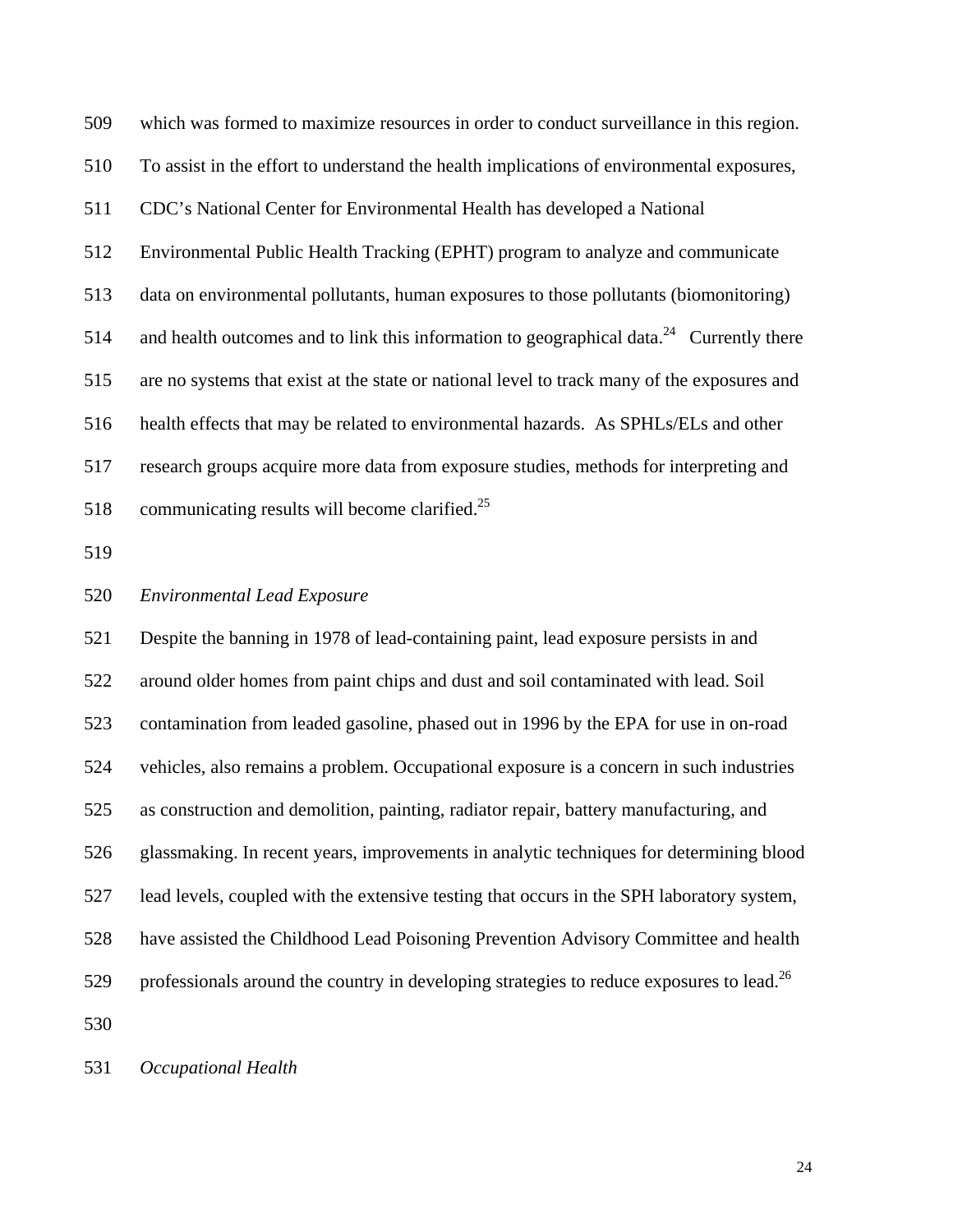which was formed to maximize resources in order to conduct surveillance in this region. To assist in the effort to understand the health implications of environmental exposures, CDC's National Center for Environmental Health has developed a National Environmental Public Health Tracking (EPHT) program to analyze and communicate data on environmental pollutants, human exposures to those pollutants (biomonitoring) and health outcomes and to link this information to geographical data.[24] Currently there are no systems that exist at the state or national level to track many of the exposures and health effects that may be related to environmental hazards. As SPHLs/ELs and other research groups acquire more data from exposure studies, methods for interpreting and communicating results will become clarified.[25]

*Environmental Lead Exposure*

Despite the banning in 1978 of lead-containing paint, lead exposure persists in and around older homes from paint chips and dust and soil contaminated with lead. Soil contamination from leaded gasoline, phased out in 1996 by the EPA for use in on-road vehicles, also remains a problem. Occupational exposure is a concern in such industries as construction and demolition, painting, radiator repair, battery manufacturing, and glassmaking. In recent years, improvements in analytic techniques for determining blood lead levels, coupled with the extensive testing that occurs in the SPH laboratory system, have assisted the Childhood Lead Poisoning Prevention Advisory Committee and health professionals around the country in developing strategies to reduce exposures to lead.[26]

*Occupational Health*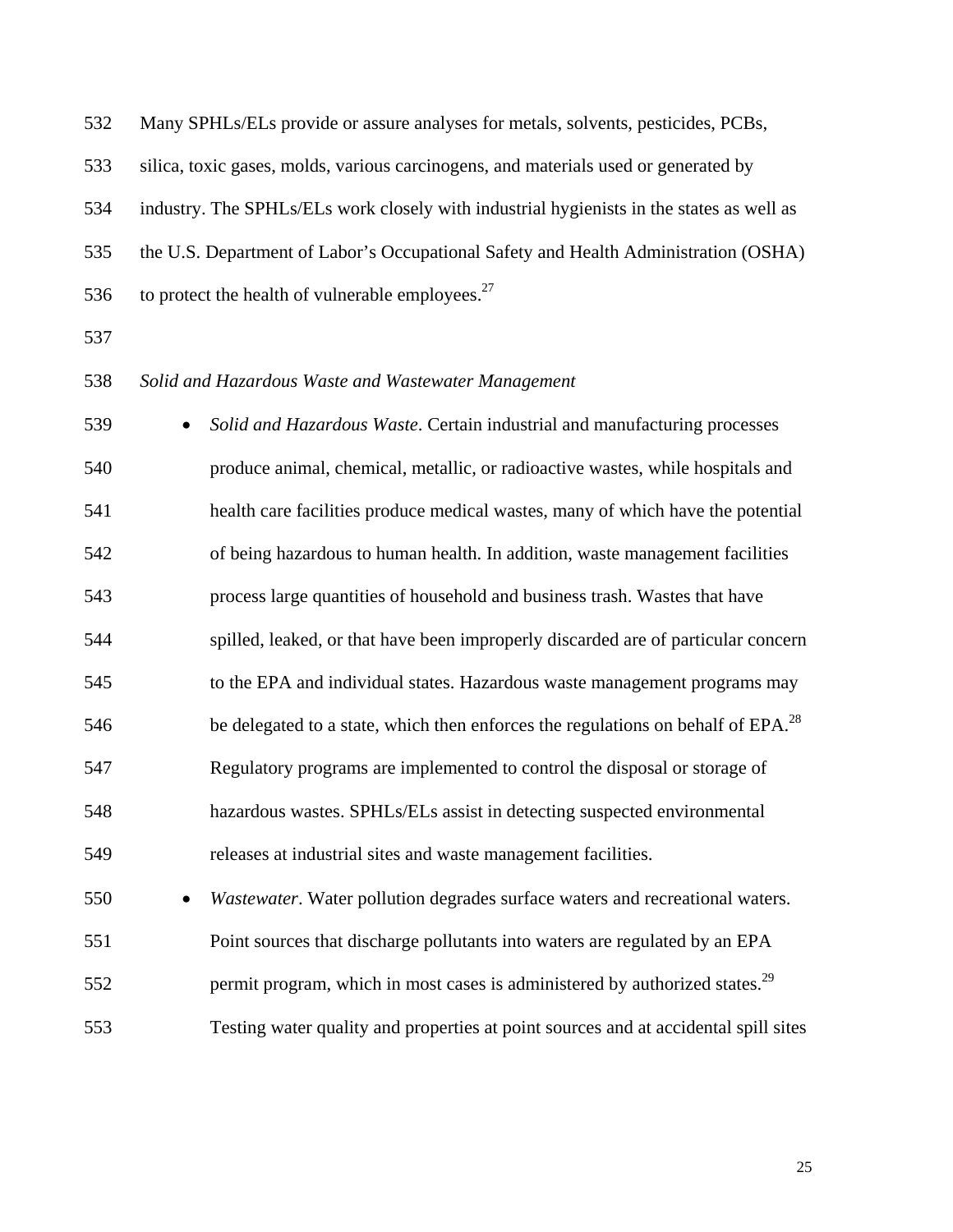Many SPHLs/ELs provide or assure analyses for metals, solvents, pesticides, PCBs, silica, toxic gases, molds, various carcinogens, and materials used or generated by industry. The SPHLs/ELs work closely with industrial hygienists in the states as well as the U.S. Department of Labor's Occupational Safety and Health Administration (OSHA) to protect the health of vulnerable employees.[27]

*Solid and Hazardous Waste and Wastewater Management*

- *Solid and Hazardous Waste*. Certain industrial and manufacturing processes produce animal, chemical, metallic, or radioactive wastes, while hospitals and health care facilities produce medical wastes, many of which have the potential of being hazardous to human health. In addition, waste management facilities process large quantities of household and business trash. Wastes that have spilled, leaked, or that have been improperly discarded are of particular concern to the EPA and individual states. Hazardous waste management programs may be delegated to a state, which then enforces the regulations on behalf of EPA.[28] Regulatory programs are implemented to control the disposal or storage of hazardous wastes. SPHLs/ELs assist in detecting suspected environmental releases at industrial sites and waste management facilities.
- *Wastewater*. Water pollution degrades surface waters and recreational waters. Point sources that discharge pollutants into waters are regulated by an EPA permit program, which in most cases is administered by authorized states.[29] Testing water quality and properties at point sources and at accidental spill sites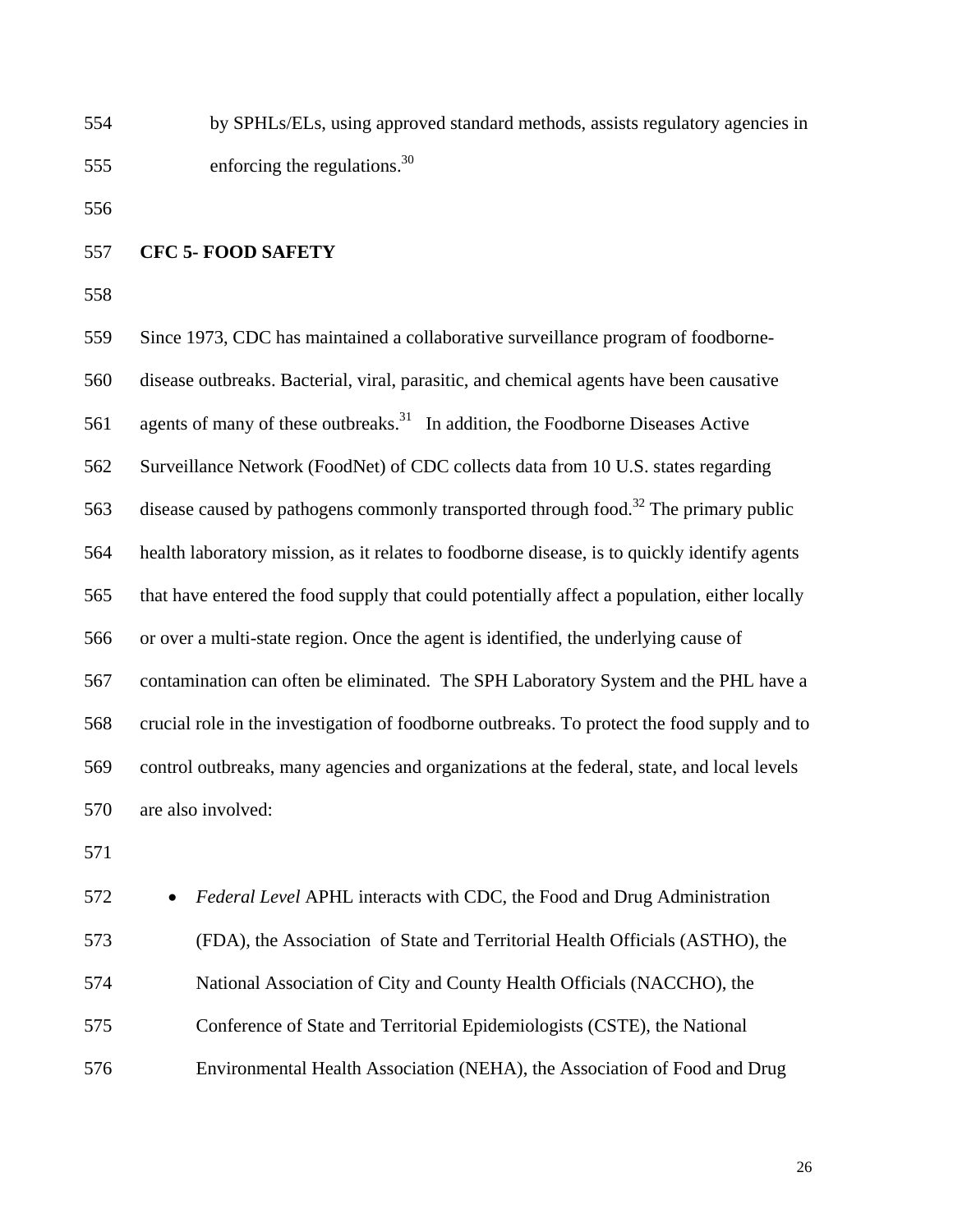by SPHLs/ELs, using approved standard methods, assists regulatory agencies in enforcing the regulations.[30]

**CFC 5- FOOD SAFETY**

Since 1973, CDC has maintained a collaborative surveillance program of foodborne-disease outbreaks. Bacterial, viral, parasitic, and chemical agents have been causative agents of many of these outbreaks.[31] In addition, the Foodborne Diseases Active Surveillance Network (FoodNet) of CDC collects data from 10 U.S. states regarding disease caused by pathogens commonly transported through food.[32] The primary public health laboratory mission, as it relates to foodborne disease, is to quickly identify agents that have entered the food supply that could potentially affect a population, either locally or over a multi-state region. Once the agent is identified, the underlying cause of contamination can often be eliminated. The SPH Laboratory System and the PHL have a crucial role in the investigation of foodborne outbreaks. To protect the food supply and to control outbreaks, many agencies and organizations at the federal, state, and local levels are also involved:

- *Federal Level* APHL interacts with CDC, the Food and Drug Administration (FDA), the Association of State and Territorial Health Officials (ASTHO), the National Association of City and County Health Officials (NACCHO), the Conference of State and Territorial Epidemiologists (CSTE), the National Environmental Health Association (NEHA), the Association of Food and Drug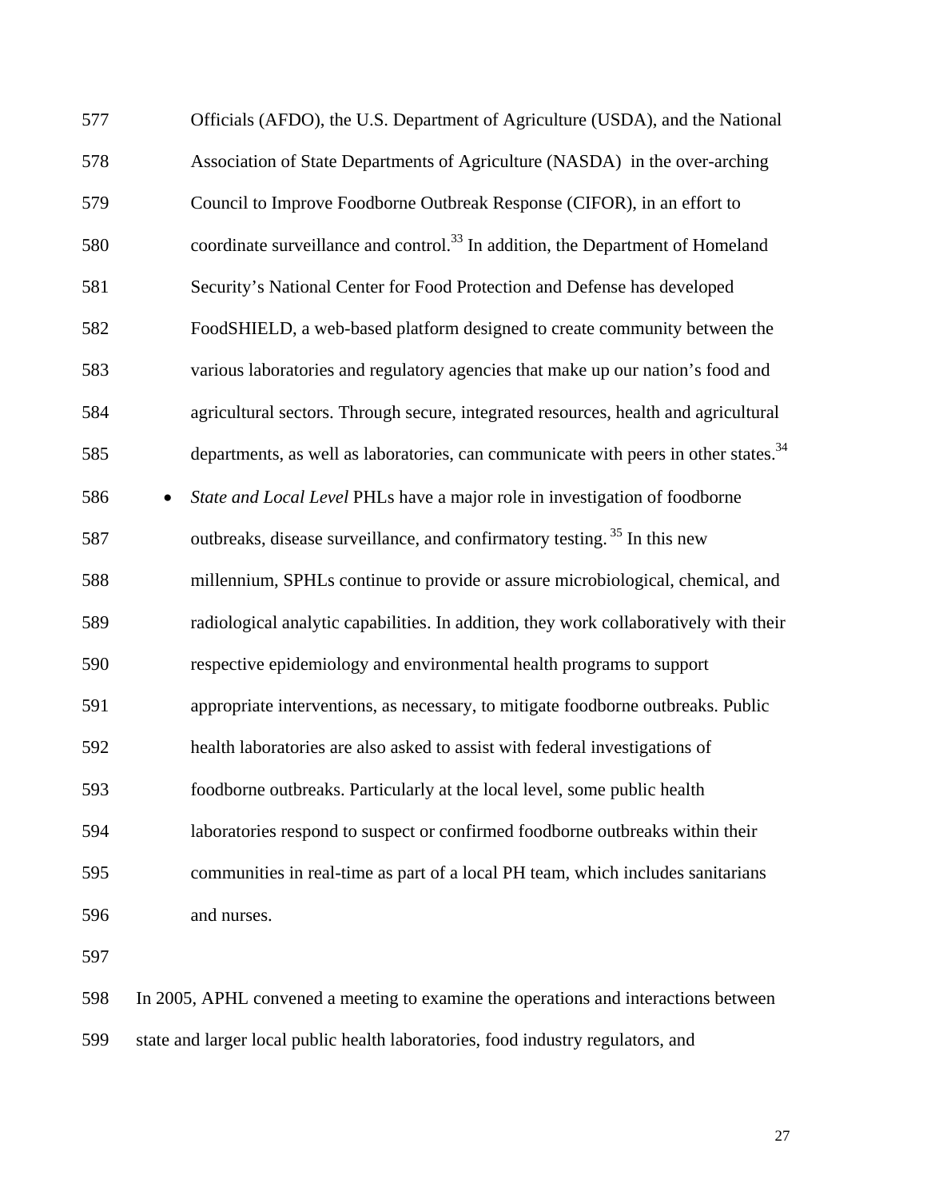Officials (AFDO), the U.S. Department of Agriculture (USDA), and the National Association of State Departments of Agriculture (NASDA) in the over-arching Council to Improve Foodborne Outbreak Response (CIFOR), in an effort to coordinate surveillance and control.[33] In addition, the Department of Homeland Security's National Center for Food Protection and Defense has developed FoodSHIELD, a web-based platform designed to create community between the various laboratories and regulatory agencies that make up our nation's food and agricultural sectors. Through secure, integrated resources, health and agricultural departments, as well as laboratories, can communicate with peers in other states.[34]

- *State and Local Level* PHLs have a major role in investigation of foodborne outbreaks, disease surveillance, and confirmatory testing. [35] In this new millennium, SPHLs continue to provide or assure microbiological, chemical, and radiological analytic capabilities. In addition, they work collaboratively with their respective epidemiology and environmental health programs to support appropriate interventions, as necessary, to mitigate foodborne outbreaks. Public health laboratories are also asked to assist with federal investigations of foodborne outbreaks. Particularly at the local level, some public health laboratories respond to suspect or confirmed foodborne outbreaks within their communities in real-time as part of a local PH team, which includes sanitarians and nurses.

In 2005, APHL convened a meeting to examine the operations and interactions between state and larger local public health laboratories, food industry regulators, and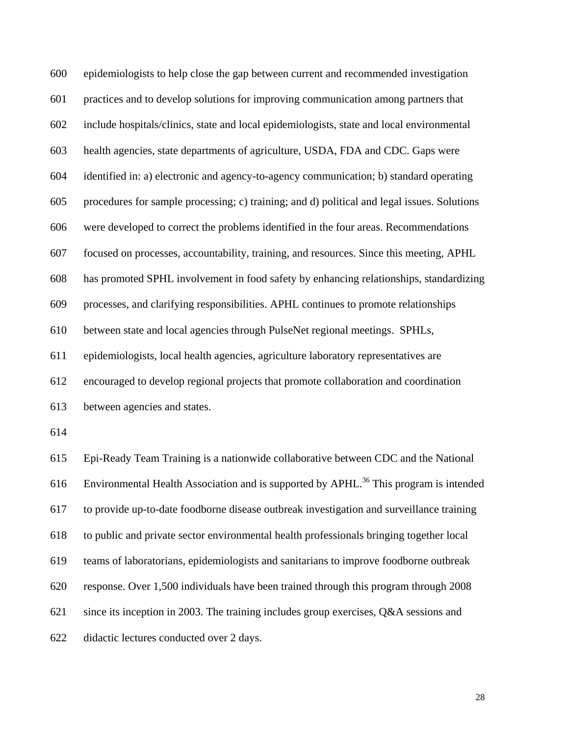epidemiologists to help close the gap between current and recommended investigation practices and to develop solutions for improving communication among partners that include hospitals/clinics, state and local epidemiologists, state and local environmental health agencies, state departments of agriculture, USDA, FDA and CDC. Gaps were identified in: a) electronic and agency-to-agency communication; b) standard operating procedures for sample processing; c) training; and d) political and legal issues. Solutions were developed to correct the problems identified in the four areas. Recommendations focused on processes, accountability, training, and resources. Since this meeting, APHL has promoted SPHL involvement in food safety by enhancing relationships, standardizing processes, and clarifying responsibilities. APHL continues to promote relationships between state and local agencies through PulseNet regional meetings. SPHLs, epidemiologists, local health agencies, agriculture laboratory representatives are encouraged to develop regional projects that promote collaboration and coordination between agencies and states.

Epi-Ready Team Training is a nationwide collaborative between CDC and the National Environmental Health Association and is supported by APHL.[36] This program is intended to provide up-to-date foodborne disease outbreak investigation and surveillance training to public and private sector environmental health professionals bringing together local teams of laboratorians, epidemiologists and sanitarians to improve foodborne outbreak response. Over 1,500 individuals have been trained through this program through 2008 since its inception in 2003. The training includes group exercises, Q&A sessions and didactic lectures conducted over 2 days.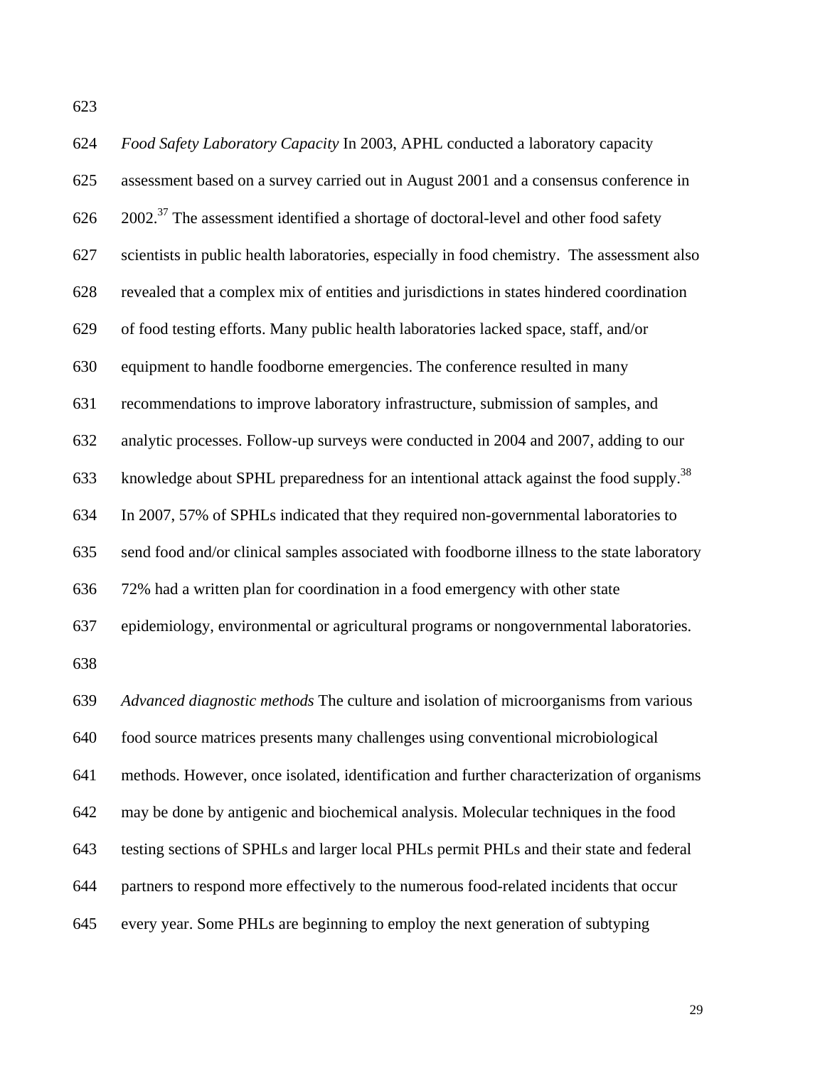*Food Safety Laboratory Capacity* In 2003, APHL conducted a laboratory capacity assessment based on a survey carried out in August 2001 and a consensus conference in 2002.[37] The assessment identified a shortage of doctoral-level and other food safety scientists in public health laboratories, especially in food chemistry. The assessment also revealed that a complex mix of entities and jurisdictions in states hindered coordination of food testing efforts. Many public health laboratories lacked space, staff, and/or equipment to handle foodborne emergencies. The conference resulted in many recommendations to improve laboratory infrastructure, submission of samples, and analytic processes. Follow-up surveys were conducted in 2004 and 2007, adding to our knowledge about SPHL preparedness for an intentional attack against the food supply.[38] In 2007, 57% of SPHLs indicated that they required non-governmental laboratories to send food and/or clinical samples associated with foodborne illness to the state laboratory 72% had a written plan for coordination in a food emergency with other state epidemiology, environmental or agricultural programs or nongovernmental laboratories.

*Advanced diagnostic methods* The culture and isolation of microorganisms from various food source matrices presents many challenges using conventional microbiological methods. However, once isolated, identification and further characterization of organisms may be done by antigenic and biochemical analysis. Molecular techniques in the food testing sections of SPHLs and larger local PHLs permit PHLs and their state and federal partners to respond more effectively to the numerous food-related incidents that occur every year. Some PHLs are beginning to employ the next generation of subtyping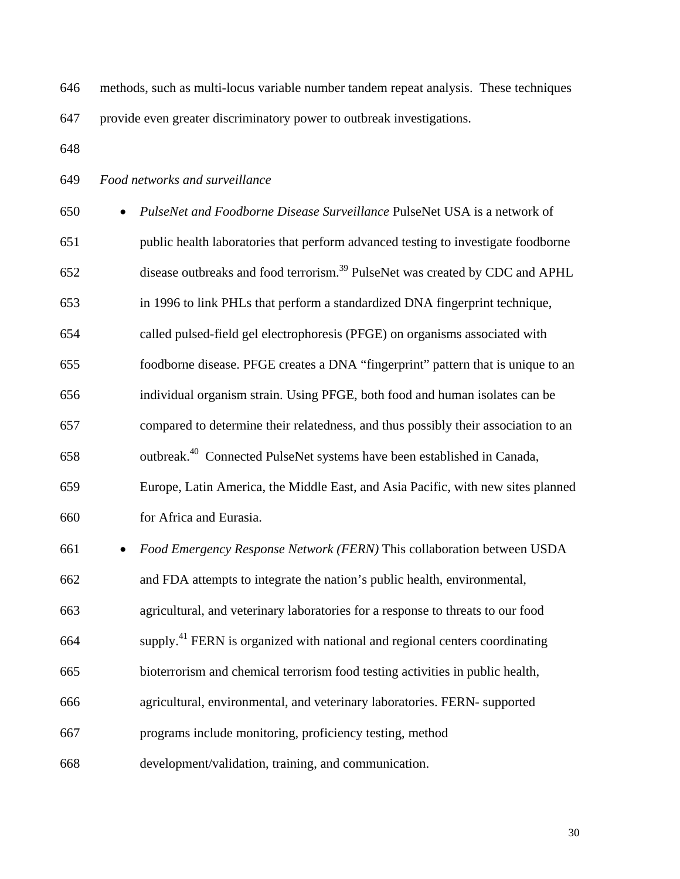methods, such as multi-locus variable number tandem repeat analysis. These techniques provide even greater discriminatory power to outbreak investigations.

*Food networks and surveillance*

- *PulseNet and Foodborne Disease Surveillance* PulseNet USA is a network of public health laboratories that perform advanced testing to investigate foodborne disease outbreaks and food terrorism.[39] PulseNet was created by CDC and APHL in 1996 to link PHLs that perform a standardized DNA fingerprint technique, called pulsed-field gel electrophoresis (PFGE) on organisms associated with foodborne disease. PFGE creates a DNA "fingerprint" pattern that is unique to an individual organism strain. Using PFGE, both food and human isolates can be compared to determine their relatedness, and thus possibly their association to an outbreak.[40] Connected PulseNet systems have been established in Canada, Europe, Latin America, the Middle East, and Asia Pacific, with new sites planned for Africa and Eurasia.
- *Food Emergency Response Network (FERN)* This collaboration between USDA and FDA attempts to integrate the nation's public health, environmental, agricultural, and veterinary laboratories for a response to threats to our food supply.[41] FERN is organized with national and regional centers coordinating bioterrorism and chemical terrorism food testing activities in public health, agricultural, environmental, and veterinary laboratories. FERN- supported programs include monitoring, proficiency testing, method development/validation, training, and communication.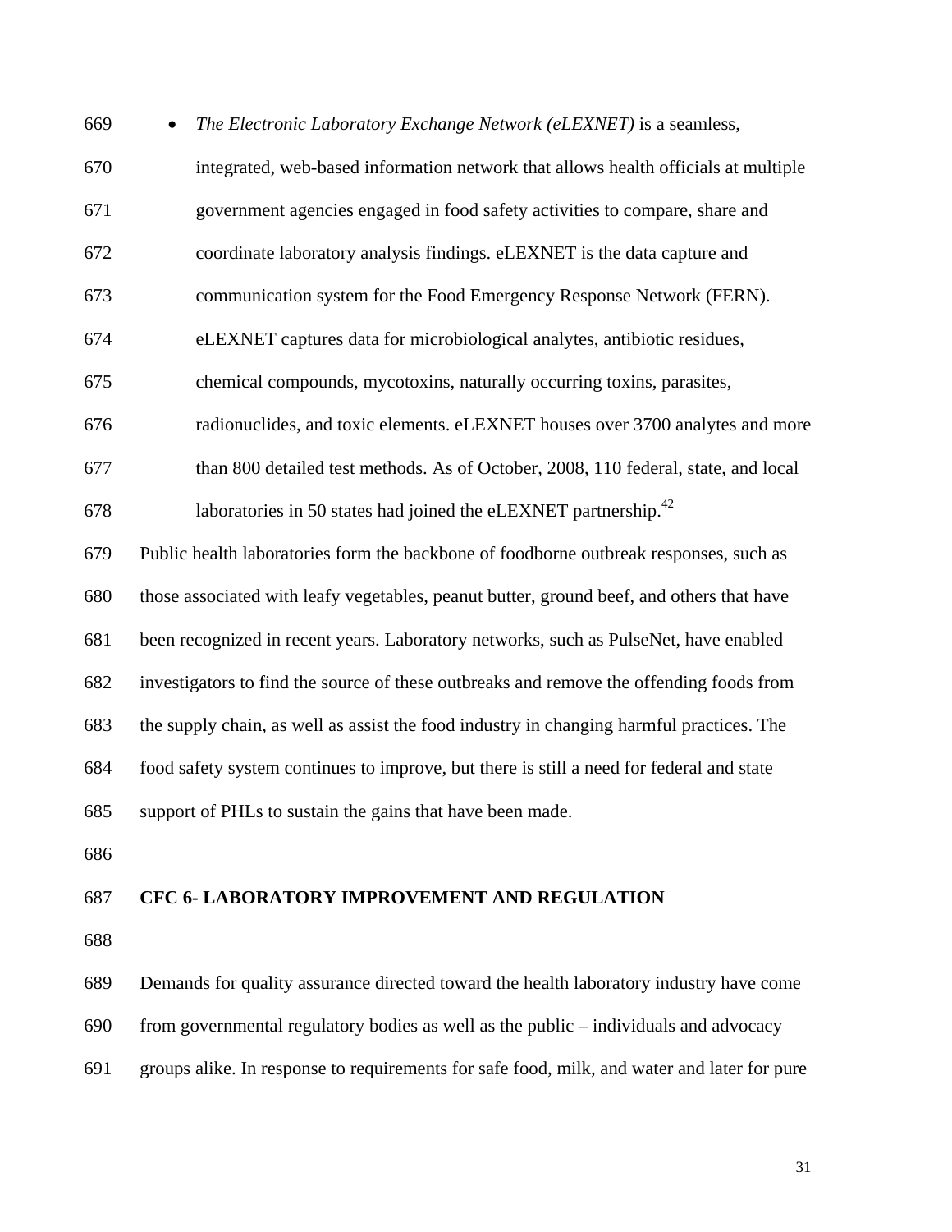- *The Electronic Laboratory Exchange Network (eLEXNET)* is a seamless, integrated, web-based information network that allows health officials at multiple government agencies engaged in food safety activities to compare, share and coordinate laboratory analysis findings. eLEXNET is the data capture and communication system for the Food Emergency Response Network (FERN). eLEXNET captures data for microbiological analytes, antibiotic residues, chemical compounds, mycotoxins, naturally occurring toxins, parasites, radionuclides, and toxic elements. eLEXNET houses over 3700 analytes and more than 800 detailed test methods. As of October, 2008, 110 federal, state, and local laboratories in 50 states had joined the eLEXNET partnership.[42]

Public health laboratories form the backbone of foodborne outbreak responses, such as those associated with leafy vegetables, peanut butter, ground beef, and others that have been recognized in recent years. Laboratory networks, such as PulseNet, have enabled investigators to find the source of these outbreaks and remove the offending foods from the supply chain, as well as assist the food industry in changing harmful practices. The food safety system continues to improve, but there is still a need for federal and state support of PHLs to sustain the gains that have been made.

## CFC 6- LABORATORY IMPROVEMENT AND REGULATION

Demands for quality assurance directed toward the health laboratory industry have come from governmental regulatory bodies as well as the public – individuals and advocacy groups alike. In response to requirements for safe food, milk, and water and later for pure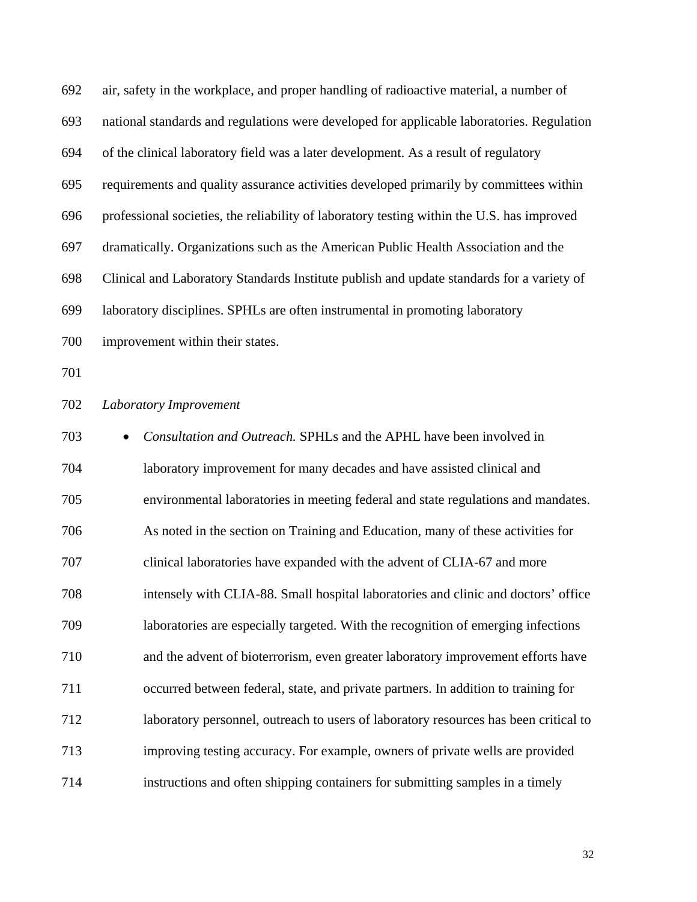air, safety in the workplace, and proper handling of radioactive material, a number of national standards and regulations were developed for applicable laboratories. Regulation of the clinical laboratory field was a later development. As a result of regulatory requirements and quality assurance activities developed primarily by committees within professional societies, the reliability of laboratory testing within the U.S. has improved dramatically. Organizations such as the American Public Health Association and the Clinical and Laboratory Standards Institute publish and update standards for a variety of laboratory disciplines. SPHLs are often instrumental in promoting laboratory improvement within their states.

*Laboratory Improvement*

- *Consultation and Outreach.* SPHLs and the APHL have been involved in laboratory improvement for many decades and have assisted clinical and environmental laboratories in meeting federal and state regulations and mandates. As noted in the section on Training and Education, many of these activities for clinical laboratories have expanded with the advent of CLIA-67 and more intensely with CLIA-88. Small hospital laboratories and clinic and doctors' office laboratories are especially targeted. With the recognition of emerging infections and the advent of bioterrorism, even greater laboratory improvement efforts have occurred between federal, state, and private partners. In addition to training for laboratory personnel, outreach to users of laboratory resources has been critical to improving testing accuracy. For example, owners of private wells are provided instructions and often shipping containers for submitting samples in a timely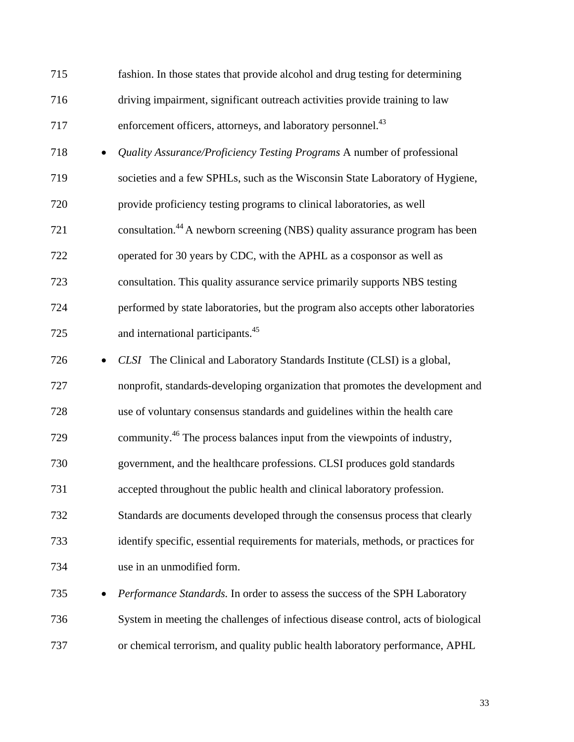fashion. In those states that provide alcohol and drug testing for determining driving impairment, significant outreach activities provide training to law enforcement officers, attorneys, and laboratory personnel.[43]

- *Quality Assurance/Proficiency Testing Programs* A number of professional societies and a few SPHLs, such as the Wisconsin State Laboratory of Hygiene, provide proficiency testing programs to clinical laboratories, as well consultation.[44] A newborn screening (NBS) quality assurance program has been operated for 30 years by CDC, with the APHL as a cosponsor as well as consultation. This quality assurance service primarily supports NBS testing performed by state laboratories, but the program also accepts other laboratories and international participants.[45]
- *CLSI* The Clinical and Laboratory Standards Institute (CLSI) is a global, nonprofit, standards-developing organization that promotes the development and use of voluntary consensus standards and guidelines within the health care community.[46] The process balances input from the viewpoints of industry, government, and the healthcare professions. CLSI produces gold standards accepted throughout the public health and clinical laboratory profession. Standards are documents developed through the consensus process that clearly identify specific, essential requirements for materials, methods, or practices for use in an unmodified form.
- *Performance Standards.* In order to assess the success of the SPH Laboratory System in meeting the challenges of infectious disease control, acts of biological or chemical terrorism, and quality public health laboratory performance, APHL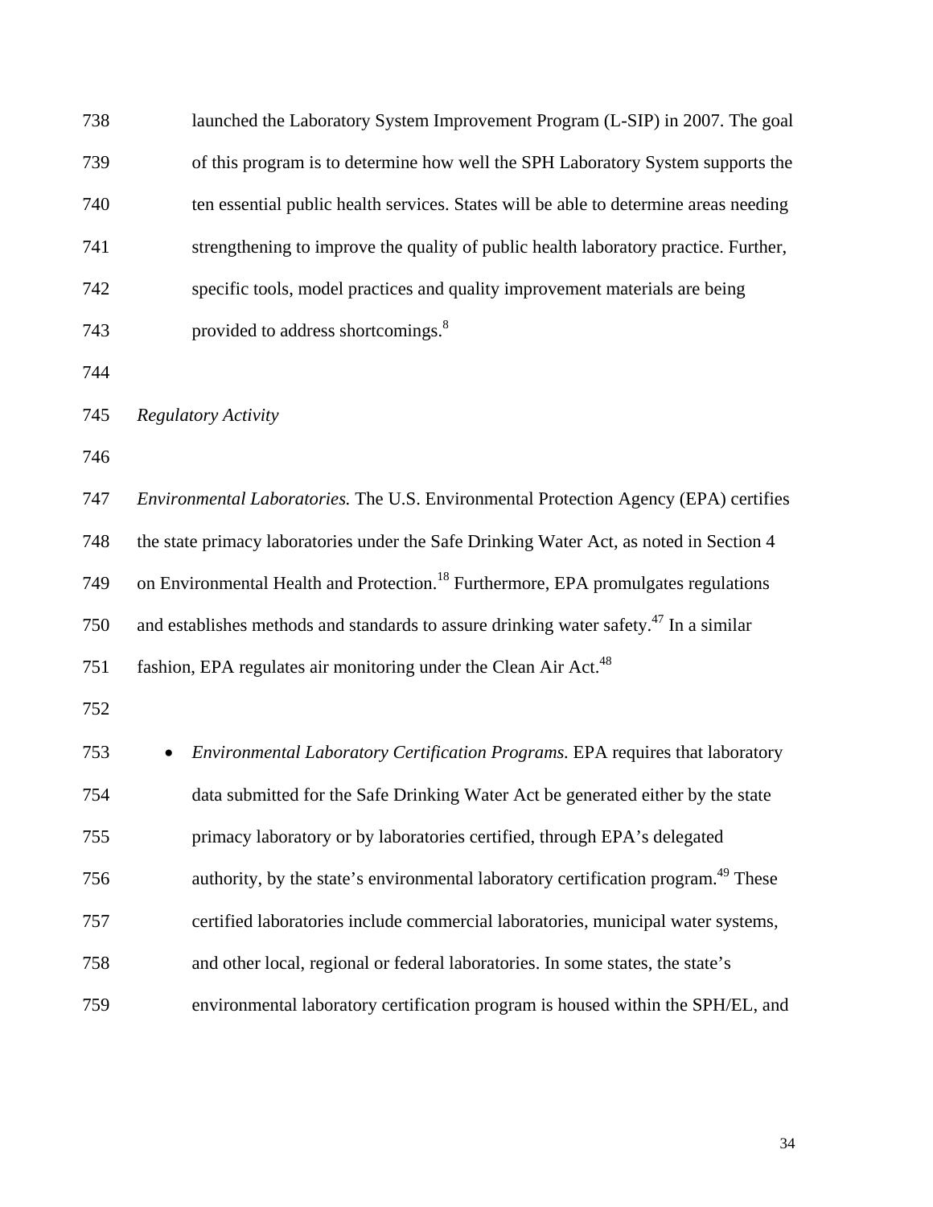launched the Laboratory System Improvement Program (L-SIP) in 2007. The goal of this program is to determine how well the SPH Laboratory System supports the ten essential public health services. States will be able to determine areas needing strengthening to improve the quality of public health laboratory practice. Further, specific tools, model practices and quality improvement materials are being provided to address shortcomings.[8]

*Regulatory Activity*

*Environmental Laboratories.* The U.S. Environmental Protection Agency (EPA) certifies the state primacy laboratories under the Safe Drinking Water Act, as noted in Section 4 on Environmental Health and Protection.[18] Furthermore, EPA promulgates regulations and establishes methods and standards to assure drinking water safety.[47] In a similar fashion, EPA regulates air monitoring under the Clean Air Act.[48]

- *Environmental Laboratory Certification Programs.* EPA requires that laboratory data submitted for the Safe Drinking Water Act be generated either by the state primacy laboratory or by laboratories certified, through EPA's delegated authority, by the state's environmental laboratory certification program.[49] These certified laboratories include commercial laboratories, municipal water systems, and other local, regional or federal laboratories. In some states, the state's environmental laboratory certification program is housed within the SPH/EL, and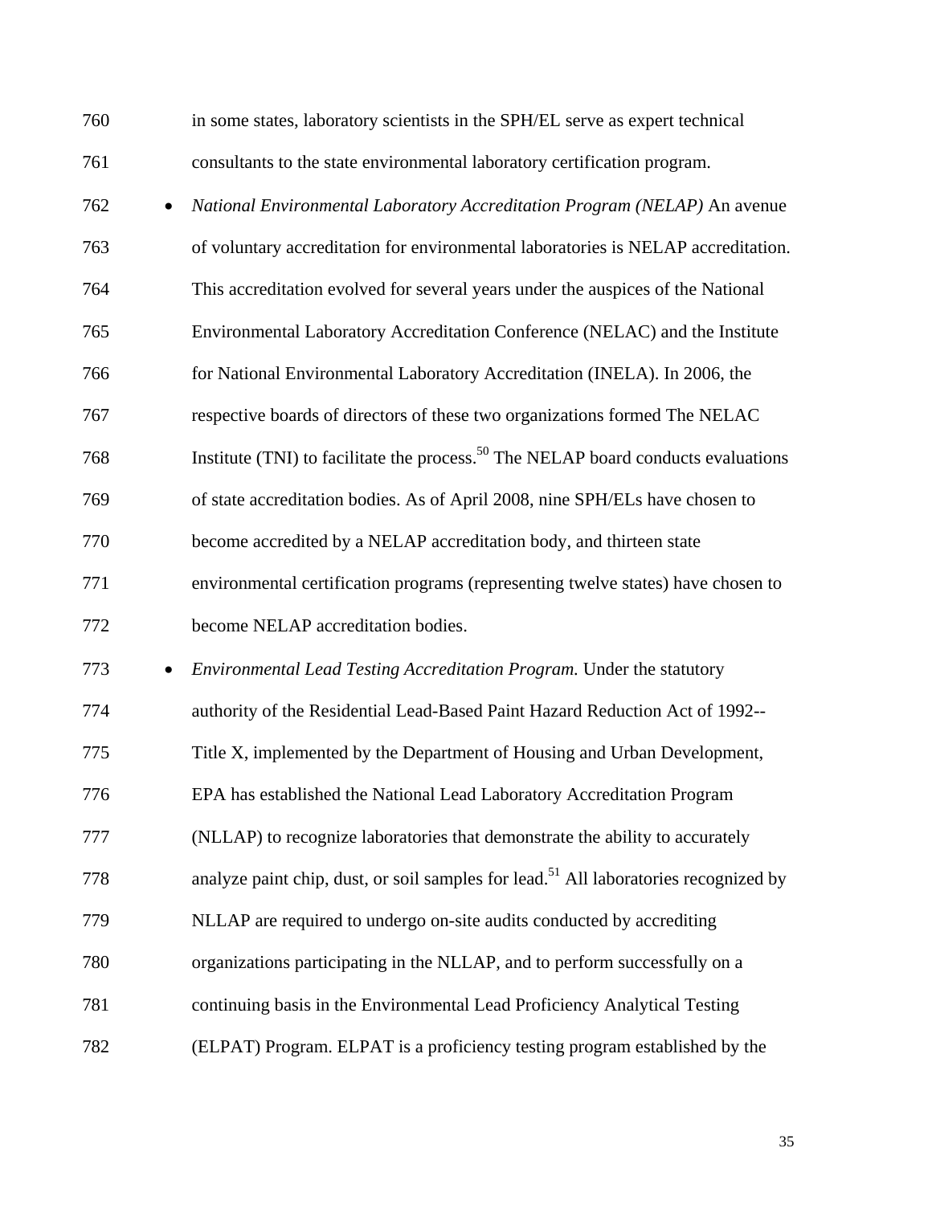in some states, laboratory scientists in the SPH/EL serve as expert technical consultants to the state environmental laboratory certification program.

- *National Environmental Laboratory Accreditation Program (NELAP)* An avenue of voluntary accreditation for environmental laboratories is NELAP accreditation. This accreditation evolved for several years under the auspices of the National Environmental Laboratory Accreditation Conference (NELAC) and the Institute for National Environmental Laboratory Accreditation (INELA). In 2006, the respective boards of directors of these two organizations formed The NELAC Institute (TNI) to facilitate the process.[50] The NELAP board conducts evaluations of state accreditation bodies. As of April 2008, nine SPH/ELs have chosen to become accredited by a NELAP accreditation body, and thirteen state environmental certification programs (representing twelve states) have chosen to become NELAP accreditation bodies.
- *Environmental Lead Testing Accreditation Program.* Under the statutory authority of the Residential Lead-Based Paint Hazard Reduction Act of 1992--Title X, implemented by the Department of Housing and Urban Development, EPA has established the National Lead Laboratory Accreditation Program (NLLAP) to recognize laboratories that demonstrate the ability to accurately analyze paint chip, dust, or soil samples for lead.[51] All laboratories recognized by NLLAP are required to undergo on-site audits conducted by accrediting organizations participating in the NLLAP, and to perform successfully on a continuing basis in the Environmental Lead Proficiency Analytical Testing (ELPAT) Program. ELPAT is a proficiency testing program established by the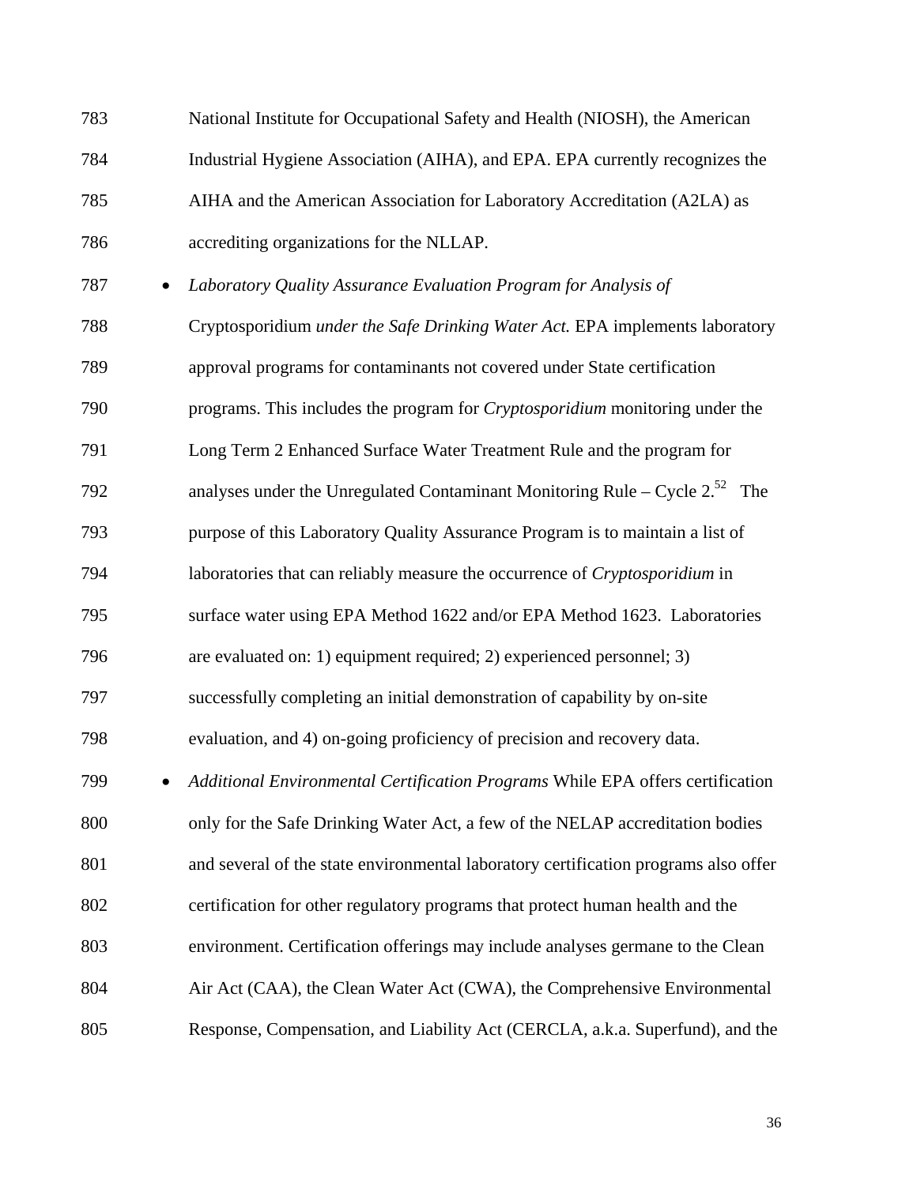National Institute for Occupational Safety and Health (NIOSH), the American Industrial Hygiene Association (AIHA), and EPA. EPA currently recognizes the AIHA and the American Association for Laboratory Accreditation (A2LA) as accrediting organizations for the NLLAP.

- *Laboratory Quality Assurance Evaluation Program for Analysis of* Cryptosporidium *under the Safe Drinking Water Act.* EPA implements laboratory approval programs for contaminants not covered under State certification programs. This includes the program for *Cryptosporidium* monitoring under the Long Term 2 Enhanced Surface Water Treatment Rule and the program for analyses under the Unregulated Contaminant Monitoring Rule – Cycle 2.[52] The purpose of this Laboratory Quality Assurance Program is to maintain a list of laboratories that can reliably measure the occurrence of *Cryptosporidium* in surface water using EPA Method 1622 and/or EPA Method 1623. Laboratories are evaluated on: 1) equipment required; 2) experienced personnel; 3) successfully completing an initial demonstration of capability by on-site evaluation, and 4) on-going proficiency of precision and recovery data.
- *Additional Environmental Certification Programs* While EPA offers certification only for the Safe Drinking Water Act, a few of the NELAP accreditation bodies and several of the state environmental laboratory certification programs also offer certification for other regulatory programs that protect human health and the environment. Certification offerings may include analyses germane to the Clean Air Act (CAA), the Clean Water Act (CWA), the Comprehensive Environmental Response, Compensation, and Liability Act (CERCLA, a.k.a. Superfund), and the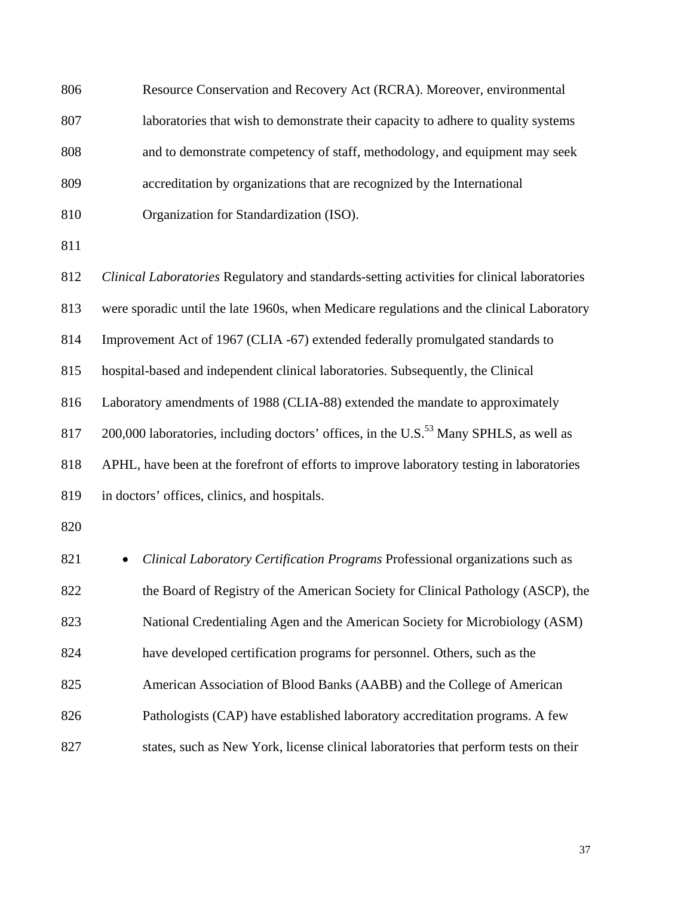Resource Conservation and Recovery Act (RCRA). Moreover, environmental laboratories that wish to demonstrate their capacity to adhere to quality systems and to demonstrate competency of staff, methodology, and equipment may seek accreditation by organizations that are recognized by the International Organization for Standardization (ISO).

*Clinical Laboratories* Regulatory and standards-setting activities for clinical laboratories were sporadic until the late 1960s, when Medicare regulations and the clinical Laboratory Improvement Act of 1967 (CLIA -67) extended federally promulgated standards to hospital-based and independent clinical laboratories. Subsequently, the Clinical Laboratory amendments of 1988 (CLIA-88) extended the mandate to approximately 200,000 laboratories, including doctors' offices, in the U.S.[53] Many SPHLS, as well as APHL, have been at the forefront of efforts to improve laboratory testing in laboratories in doctors' offices, clinics, and hospitals.

- *Clinical Laboratory Certification Programs* Professional organizations such as the Board of Registry of the American Society for Clinical Pathology (ASCP), the National Credentialing Agen and the American Society for Microbiology (ASM) have developed certification programs for personnel. Others, such as the American Association of Blood Banks (AABB) and the College of American Pathologists (CAP) have established laboratory accreditation programs. A few states, such as New York, license clinical laboratories that perform tests on their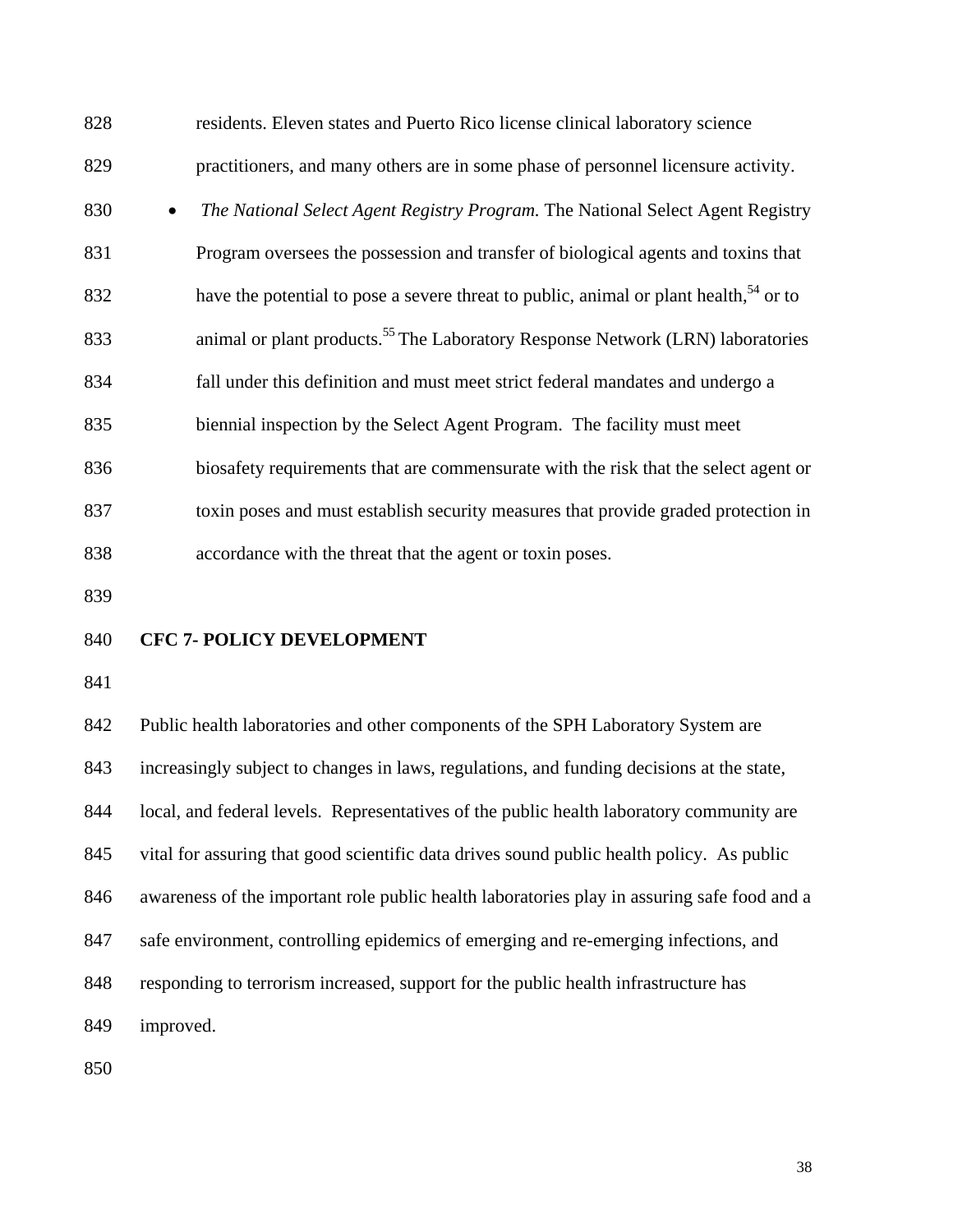residents. Eleven states and Puerto Rico license clinical laboratory science practitioners, and many others are in some phase of personnel licensure activity.

- *The National Select Agent Registry Program.* The National Select Agent Registry Program oversees the possession and transfer of biological agents and toxins that have the potential to pose a severe threat to public, animal or plant health,[54] or to animal or plant products.[55] The Laboratory Response Network (LRN) laboratories fall under this definition and must meet strict federal mandates and undergo a biennial inspection by the Select Agent Program. The facility must meet biosafety requirements that are commensurate with the risk that the select agent or toxin poses and must establish security measures that provide graded protection in accordance with the threat that the agent or toxin poses.

## CFC 7- POLICY DEVELOPMENT

Public health laboratories and other components of the SPH Laboratory System are increasingly subject to changes in laws, regulations, and funding decisions at the state, local, and federal levels. Representatives of the public health laboratory community are vital for assuring that good scientific data drives sound public health policy. As public awareness of the important role public health laboratories play in assuring safe food and a safe environment, controlling epidemics of emerging and re-emerging infections, and responding to terrorism increased, support for the public health infrastructure has improved.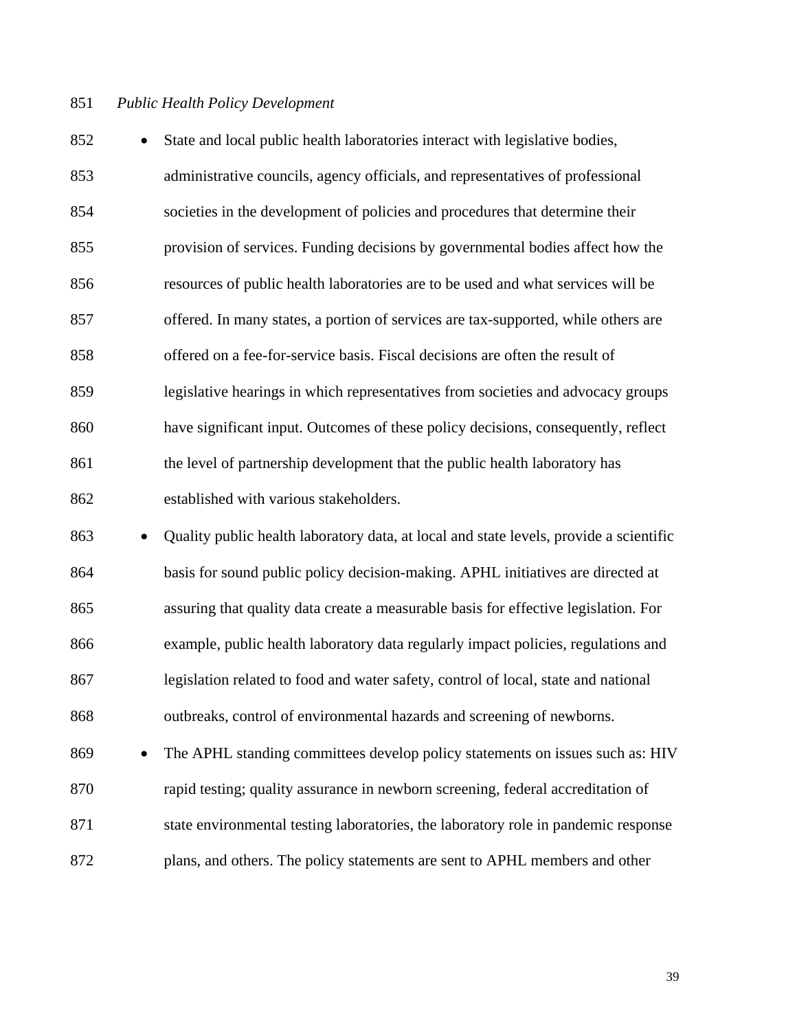*Public Health Policy Development*

- State and local public health laboratories interact with legislative bodies, administrative councils, agency officials, and representatives of professional societies in the development of policies and procedures that determine their provision of services. Funding decisions by governmental bodies affect how the resources of public health laboratories are to be used and what services will be offered. In many states, a portion of services are tax-supported, while others are offered on a fee-for-service basis. Fiscal decisions are often the result of legislative hearings in which representatives from societies and advocacy groups have significant input. Outcomes of these policy decisions, consequently, reflect the level of partnership development that the public health laboratory has established with various stakeholders.
- Quality public health laboratory data, at local and state levels, provide a scientific basis for sound public policy decision-making. APHL initiatives are directed at assuring that quality data create a measurable basis for effective legislation. For example, public health laboratory data regularly impact policies, regulations and legislation related to food and water safety, control of local, state and national outbreaks, control of environmental hazards and screening of newborns.
- The APHL standing committees develop policy statements on issues such as: HIV rapid testing; quality assurance in newborn screening, federal accreditation of state environmental testing laboratories, the laboratory role in pandemic response plans, and others. The policy statements are sent to APHL members and other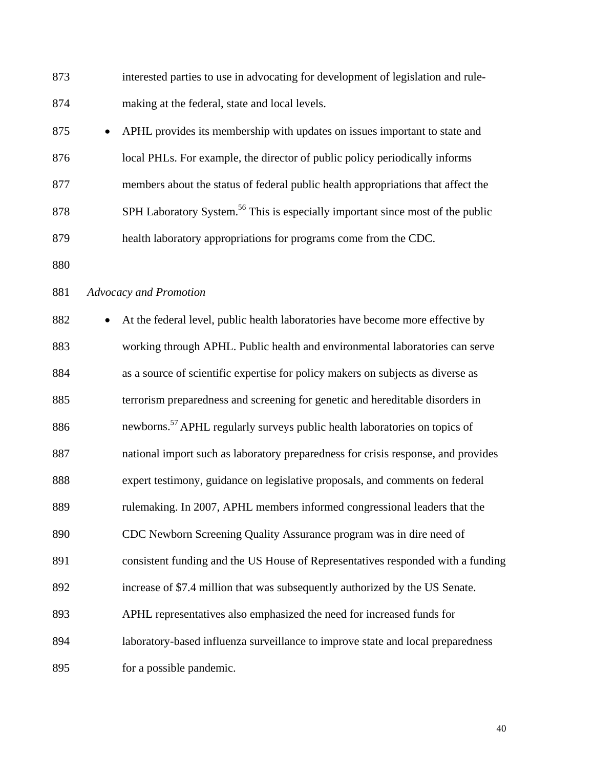interested parties to use in advocating for development of legislation and rule-making at the federal, state and local levels.

- APHL provides its membership with updates on issues important to state and local PHLs. For example, the director of public policy periodically informs members about the status of federal public health appropriations that affect the SPH Laboratory System.[56] This is especially important since most of the public health laboratory appropriations for programs come from the CDC.

*Advocacy and Promotion*

- At the federal level, public health laboratories have become more effective by working through APHL. Public health and environmental laboratories can serve as a source of scientific expertise for policy makers on subjects as diverse as terrorism preparedness and screening for genetic and hereditable disorders in newborns.[57] APHL regularly surveys public health laboratories on topics of national import such as laboratory preparedness for crisis response, and provides expert testimony, guidance on legislative proposals, and comments on federal rulemaking. In 2007, APHL members informed congressional leaders that the CDC Newborn Screening Quality Assurance program was in dire need of consistent funding and the US House of Representatives responded with a funding increase of $7.4 million that was subsequently authorized by the US Senate. APHL representatives also emphasized the need for increased funds for laboratory-based influenza surveillance to improve state and local preparedness for a possible pandemic.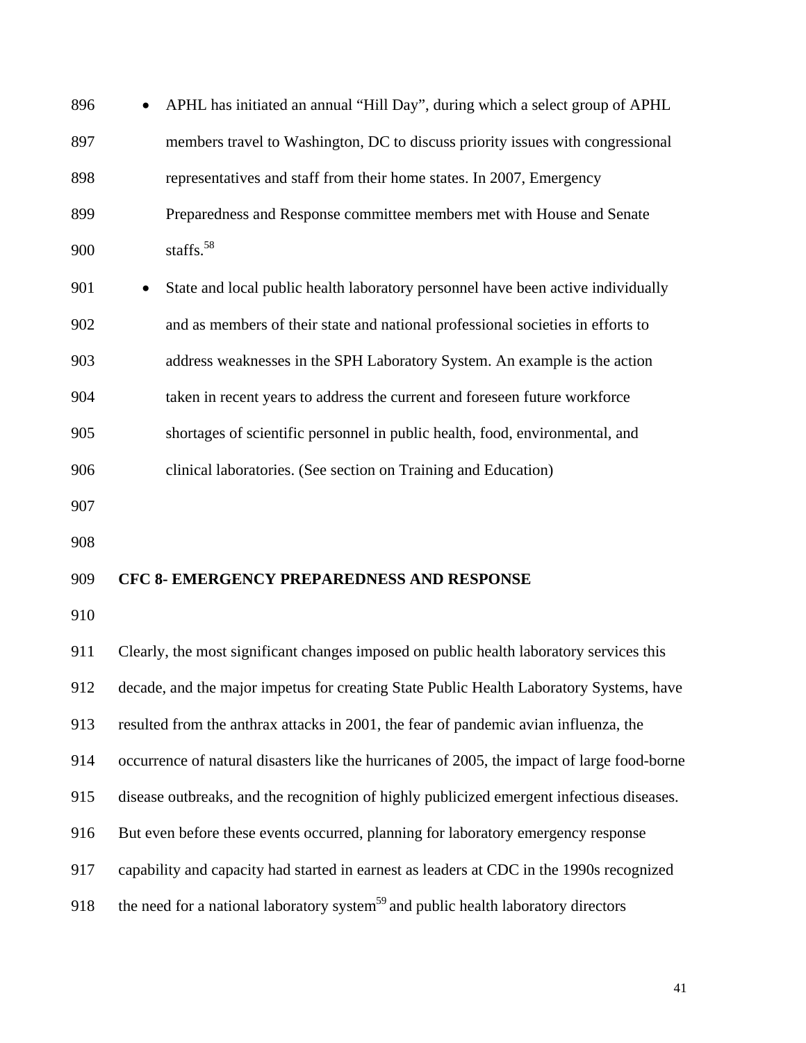- APHL has initiated an annual "Hill Day", during which a select group of APHL members travel to Washington, DC to discuss priority issues with congressional representatives and staff from their home states. In 2007, Emergency Preparedness and Response committee members met with House and Senate staffs.[58]
- State and local public health laboratory personnel have been active individually and as members of their state and national professional societies in efforts to address weaknesses in the SPH Laboratory System. An example is the action taken in recent years to address the current and foreseen future workforce shortages of scientific personnel in public health, food, environmental, and clinical laboratories. (See section on Training and Education)

## CFC 8- EMERGENCY PREPAREDNESS AND RESPONSE

Clearly, the most significant changes imposed on public health laboratory services this decade, and the major impetus for creating State Public Health Laboratory Systems, have resulted from the anthrax attacks in 2001, the fear of pandemic avian influenza, the occurrence of natural disasters like the hurricanes of 2005, the impact of large food-borne disease outbreaks, and the recognition of highly publicized emergent infectious diseases. But even before these events occurred, planning for laboratory emergency response capability and capacity had started in earnest as leaders at CDC in the 1990s recognized the need for a national laboratory system[59] and public health laboratory directors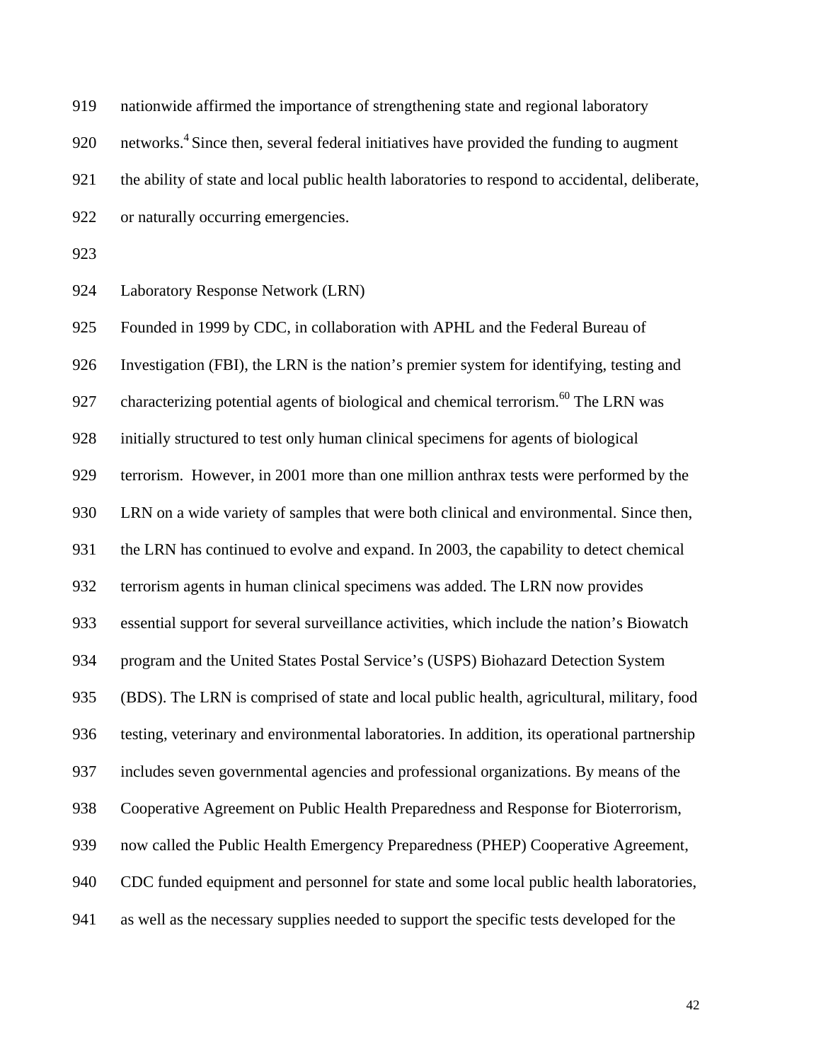nationwide affirmed the importance of strengthening state and regional laboratory networks.[4] Since then, several federal initiatives have provided the funding to augment the ability of state and local public health laboratories to respond to accidental, deliberate, or naturally occurring emergencies.

Laboratory Response Network (LRN)

Founded in 1999 by CDC, in collaboration with APHL and the Federal Bureau of Investigation (FBI), the LRN is the nation's premier system for identifying, testing and characterizing potential agents of biological and chemical terrorism.[60] The LRN was initially structured to test only human clinical specimens for agents of biological terrorism. However, in 2001 more than one million anthrax tests were performed by the LRN on a wide variety of samples that were both clinical and environmental. Since then, the LRN has continued to evolve and expand. In 2003, the capability to detect chemical terrorism agents in human clinical specimens was added. The LRN now provides essential support for several surveillance activities, which include the nation's Biowatch program and the United States Postal Service's (USPS) Biohazard Detection System (BDS). The LRN is comprised of state and local public health, agricultural, military, food testing, veterinary and environmental laboratories. In addition, its operational partnership includes seven governmental agencies and professional organizations. By means of the Cooperative Agreement on Public Health Preparedness and Response for Bioterrorism, now called the Public Health Emergency Preparedness (PHEP) Cooperative Agreement, CDC funded equipment and personnel for state and some local public health laboratories, as well as the necessary supplies needed to support the specific tests developed for the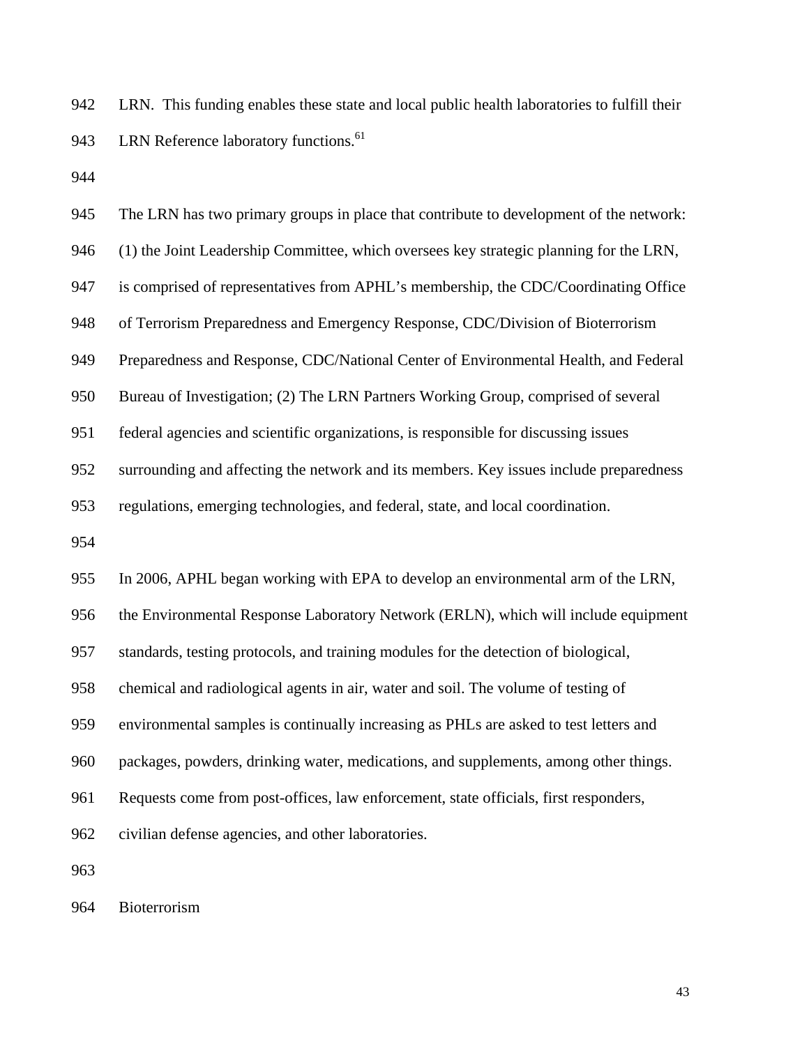LRN. This funding enables these state and local public health laboratories to fulfill their LRN Reference laboratory functions.[61]

The LRN has two primary groups in place that contribute to development of the network: (1) the Joint Leadership Committee, which oversees key strategic planning for the LRN, is comprised of representatives from APHL's membership, the CDC/Coordinating Office of Terrorism Preparedness and Emergency Response, CDC/Division of Bioterrorism Preparedness and Response, CDC/National Center of Environmental Health, and Federal Bureau of Investigation; (2) The LRN Partners Working Group, comprised of several federal agencies and scientific organizations, is responsible for discussing issues surrounding and affecting the network and its members. Key issues include preparedness regulations, emerging technologies, and federal, state, and local coordination.

In 2006, APHL began working with EPA to develop an environmental arm of the LRN, the Environmental Response Laboratory Network (ERLN), which will include equipment standards, testing protocols, and training modules for the detection of biological, chemical and radiological agents in air, water and soil. The volume of testing of environmental samples is continually increasing as PHLs are asked to test letters and packages, powders, drinking water, medications, and supplements, among other things. Requests come from post-offices, law enforcement, state officials, first responders, civilian defense agencies, and other laboratories.

Bioterrorism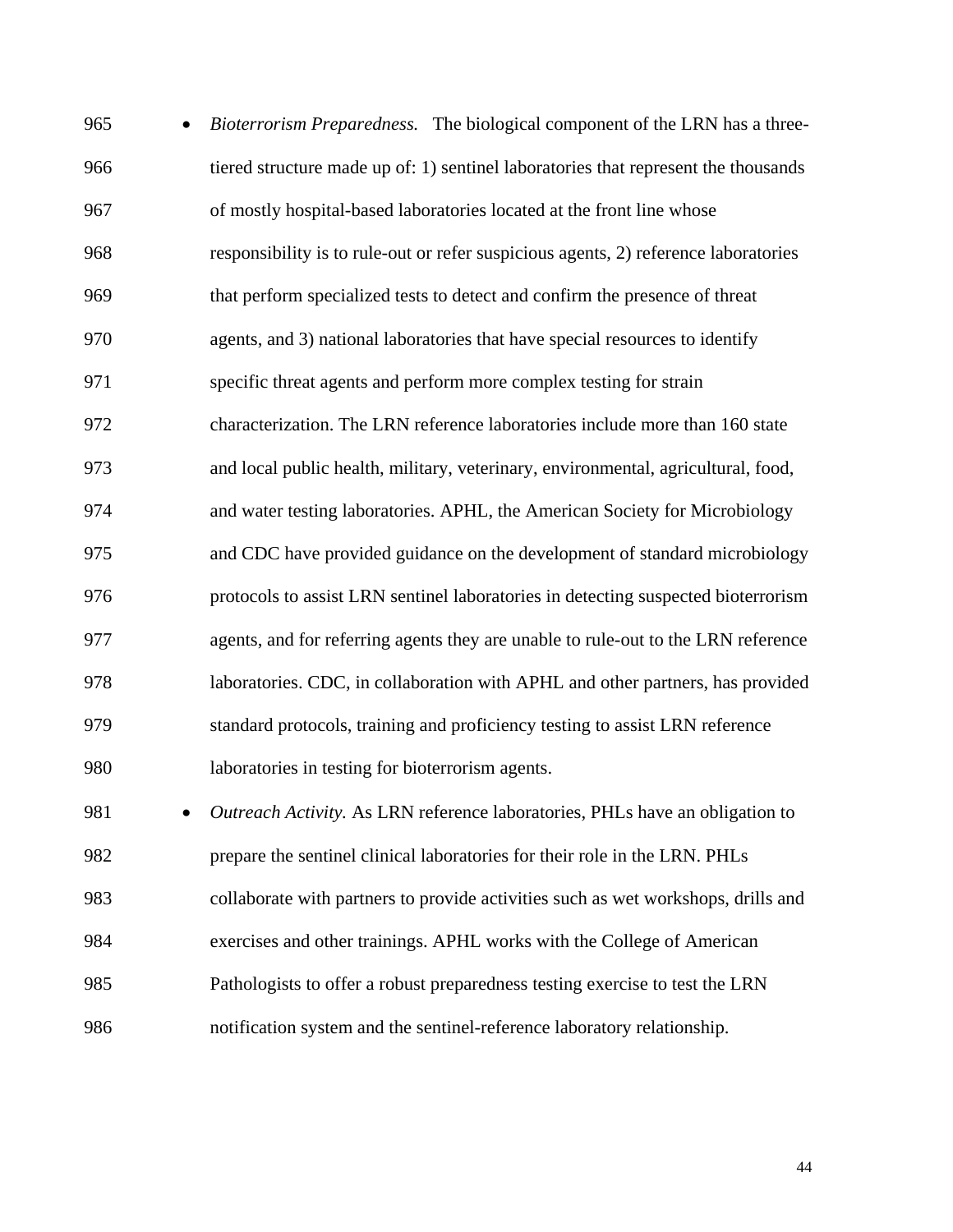- *Bioterrorism Preparedness.* The biological component of the LRN has a three-tiered structure made up of: 1) sentinel laboratories that represent the thousands of mostly hospital-based laboratories located at the front line whose responsibility is to rule-out or refer suspicious agents, 2) reference laboratories that perform specialized tests to detect and confirm the presence of threat agents, and 3) national laboratories that have special resources to identify specific threat agents and perform more complex testing for strain characterization. The LRN reference laboratories include more than 160 state and local public health, military, veterinary, environmental, agricultural, food, and water testing laboratories. APHL, the American Society for Microbiology and CDC have provided guidance on the development of standard microbiology protocols to assist LRN sentinel laboratories in detecting suspected bioterrorism agents, and for referring agents they are unable to rule-out to the LRN reference laboratories. CDC, in collaboration with APHL and other partners, has provided standard protocols, training and proficiency testing to assist LRN reference laboratories in testing for bioterrorism agents.
- *Outreach Activity.* As LRN reference laboratories, PHLs have an obligation to prepare the sentinel clinical laboratories for their role in the LRN. PHLs collaborate with partners to provide activities such as wet workshops, drills and exercises and other trainings. APHL works with the College of American Pathologists to offer a robust preparedness testing exercise to test the LRN notification system and the sentinel-reference laboratory relationship.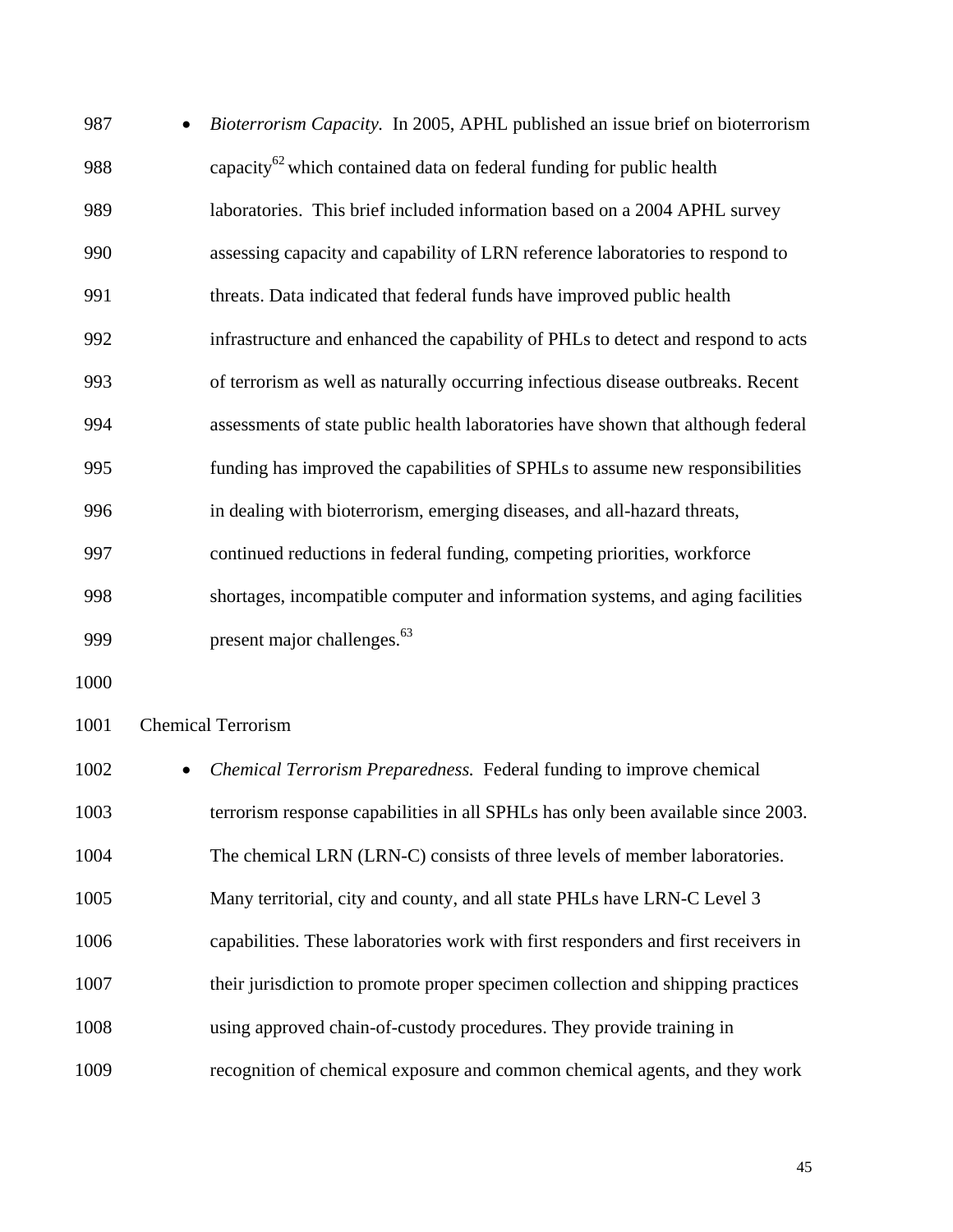- *Bioterrorism Capacity.* In 2005, APHL published an issue brief on bioterrorism capacity[62] which contained data on federal funding for public health laboratories. This brief included information based on a 2004 APHL survey assessing capacity and capability of LRN reference laboratories to respond to threats. Data indicated that federal funds have improved public health infrastructure and enhanced the capability of PHLs to detect and respond to acts of terrorism as well as naturally occurring infectious disease outbreaks. Recent assessments of state public health laboratories have shown that although federal funding has improved the capabilities of SPHLs to assume new responsibilities in dealing with bioterrorism, emerging diseases, and all-hazard threats, continued reductions in federal funding, competing priorities, workforce shortages, incompatible computer and information systems, and aging facilities present major challenges.[63]

Chemical Terrorism

- *Chemical Terrorism Preparedness.* Federal funding to improve chemical terrorism response capabilities in all SPHLs has only been available since 2003. The chemical LRN (LRN-C) consists of three levels of member laboratories. Many territorial, city and county, and all state PHLs have LRN-C Level 3 capabilities. These laboratories work with first responders and first receivers in their jurisdiction to promote proper specimen collection and shipping practices using approved chain-of-custody procedures. They provide training in recognition of chemical exposure and common chemical agents, and they work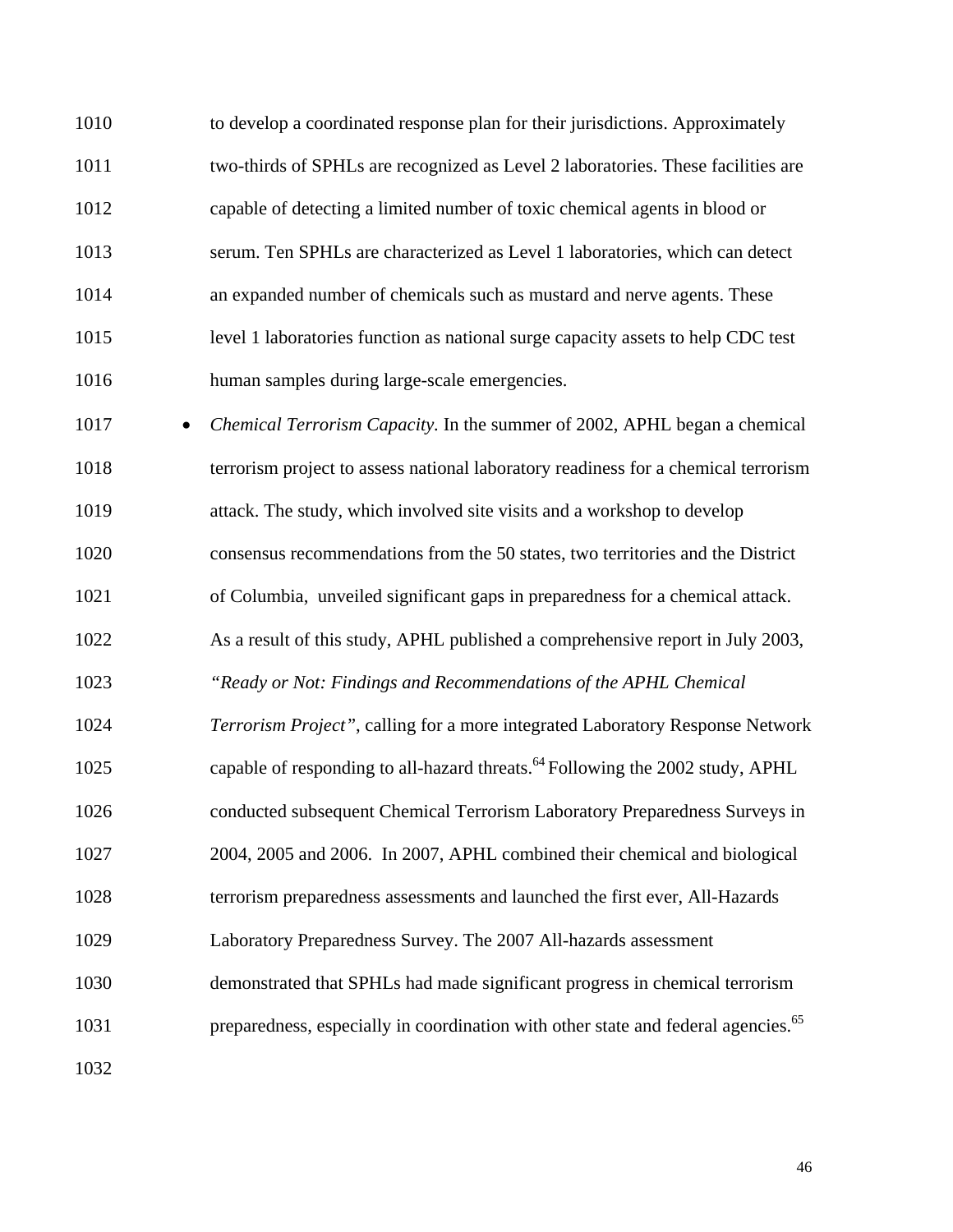to develop a coordinated response plan for their jurisdictions. Approximately two-thirds of SPHLs are recognized as Level 2 laboratories. These facilities are capable of detecting a limited number of toxic chemical agents in blood or serum. Ten SPHLs are characterized as Level 1 laboratories, which can detect an expanded number of chemicals such as mustard and nerve agents. These level 1 laboratories function as national surge capacity assets to help CDC test human samples during large-scale emergencies.

- *Chemical Terrorism Capacity*. In the summer of 2002, APHL began a chemical terrorism project to assess national laboratory readiness for a chemical terrorism attack. The study, which involved site visits and a workshop to develop consensus recommendations from the 50 states, two territories and the District of Columbia, unveiled significant gaps in preparedness for a chemical attack. As a result of this study, APHL published a comprehensive report in July 2003, *"Ready or Not: Findings and Recommendations of the APHL Chemical Terrorism Project"*, calling for a more integrated Laboratory Response Network capable of responding to all-hazard threats.[64] Following the 2002 study, APHL conducted subsequent Chemical Terrorism Laboratory Preparedness Surveys in 2004, 2005 and 2006. In 2007, APHL combined their chemical and biological terrorism preparedness assessments and launched the first ever, All-Hazards Laboratory Preparedness Survey. The 2007 All-hazards assessment demonstrated that SPHLs had made significant progress in chemical terrorism preparedness, especially in coordination with other state and federal agencies.[65]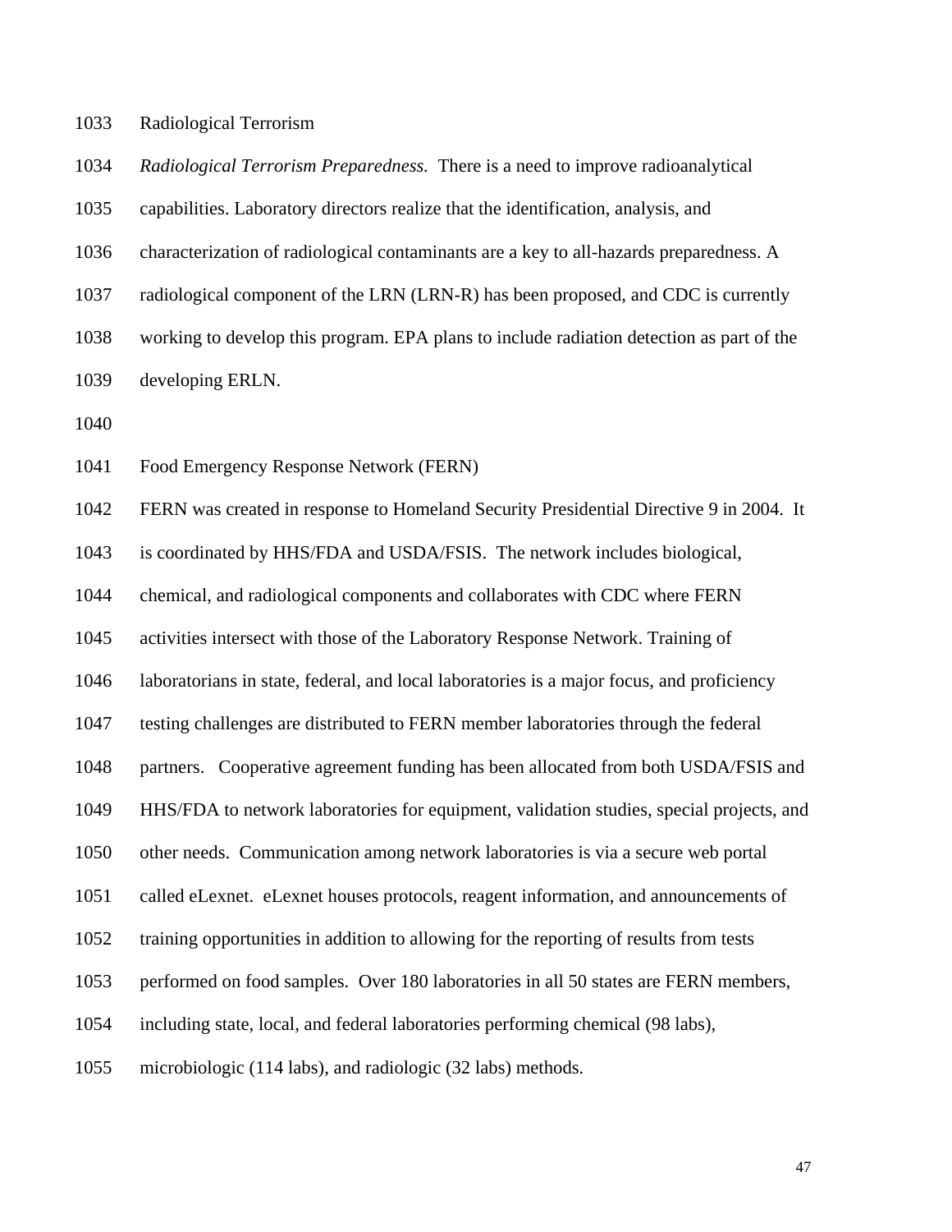### Radiological Terrorism

*Radiological Terrorism Preparedness.* There is a need to improve radioanalytical capabilities. Laboratory directors realize that the identification, analysis, and characterization of radiological contaminants are a key to all-hazards preparedness. A radiological component of the LRN (LRN-R) has been proposed, and CDC is currently working to develop this program. EPA plans to include radiation detection as part of the developing ERLN.

### Food Emergency Response Network (FERN)

FERN was created in response to Homeland Security Presidential Directive 9 in 2004. It is coordinated by HHS/FDA and USDA/FSIS. The network includes biological, chemical, and radiological components and collaborates with CDC where FERN activities intersect with those of the Laboratory Response Network. Training of laboratorians in state, federal, and local laboratories is a major focus, and proficiency testing challenges are distributed to FERN member laboratories through the federal partners. Cooperative agreement funding has been allocated from both USDA/FSIS and HHS/FDA to network laboratories for equipment, validation studies, special projects, and other needs. Communication among network laboratories is via a secure web portal called eLexnet. eLexnet houses protocols, reagent information, and announcements of training opportunities in addition to allowing for the reporting of results from tests performed on food samples. Over 180 laboratories in all 50 states are FERN members, including state, local, and federal laboratories performing chemical (98 labs), microbiologic (114 labs), and radiologic (32 labs) methods.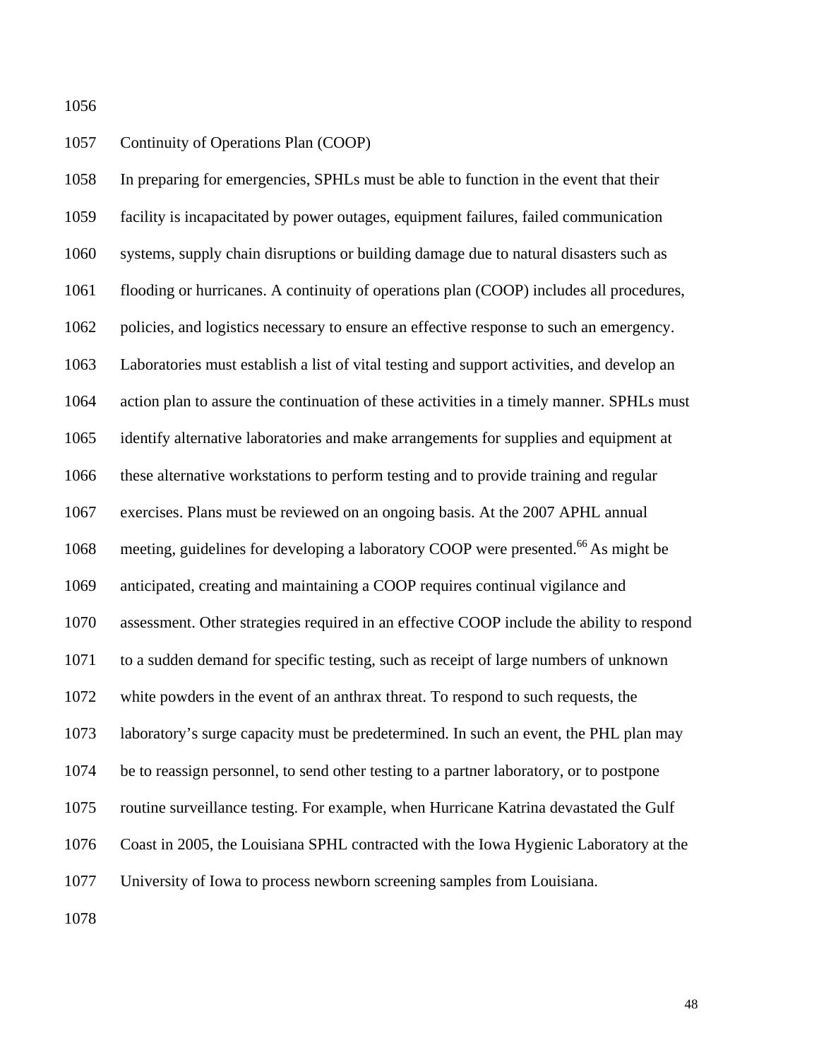## Continuity of Operations Plan (COOP)

In preparing for emergencies, SPHLs must be able to function in the event that their facility is incapacitated by power outages, equipment failures, failed communication systems, supply chain disruptions or building damage due to natural disasters such as flooding or hurricanes. A continuity of operations plan (COOP) includes all procedures, policies, and logistics necessary to ensure an effective response to such an emergency. Laboratories must establish a list of vital testing and support activities, and develop an action plan to assure the continuation of these activities in a timely manner. SPHLs must identify alternative laboratories and make arrangements for supplies and equipment at these alternative workstations to perform testing and to provide training and regular exercises. Plans must be reviewed on an ongoing basis. At the 2007 APHL annual meeting, guidelines for developing a laboratory COOP were presented.[66] As might be anticipated, creating and maintaining a COOP requires continual vigilance and assessment. Other strategies required in an effective COOP include the ability to respond to a sudden demand for specific testing, such as receipt of large numbers of unknown white powders in the event of an anthrax threat. To respond to such requests, the laboratory's surge capacity must be predetermined. In such an event, the PHL plan may be to reassign personnel, to send other testing to a partner laboratory, or to postpone routine surveillance testing. For example, when Hurricane Katrina devastated the Gulf Coast in 2005, the Louisiana SPHL contracted with the Iowa Hygienic Laboratory at the University of Iowa to process newborn screening samples from Louisiana.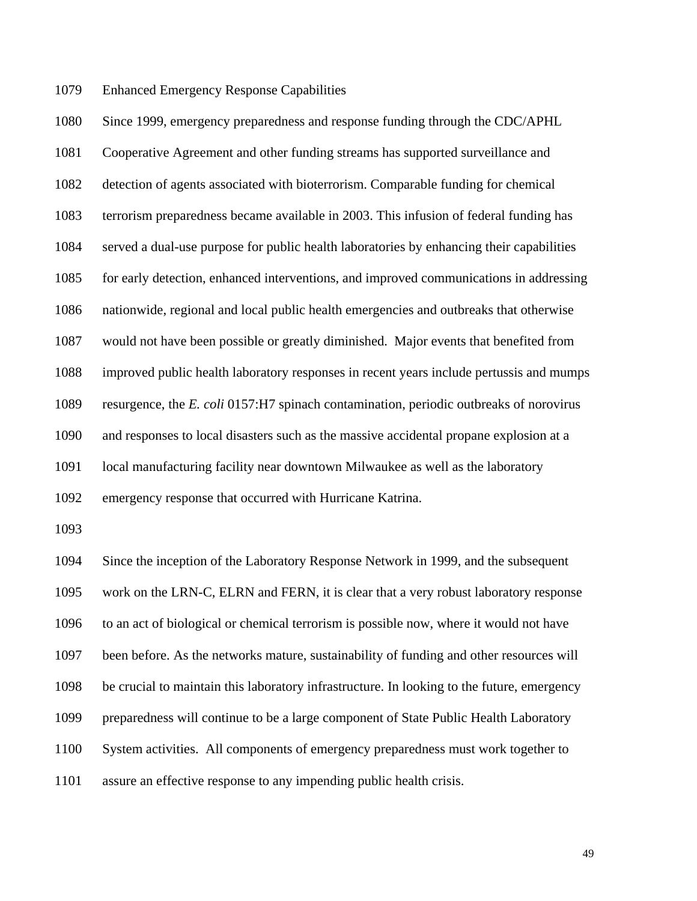## Enhanced Emergency Response Capabilities

Since 1999, emergency preparedness and response funding through the CDC/APHL Cooperative Agreement and other funding streams has supported surveillance and detection of agents associated with bioterrorism. Comparable funding for chemical terrorism preparedness became available in 2003. This infusion of federal funding has served a dual-use purpose for public health laboratories by enhancing their capabilities for early detection, enhanced interventions, and improved communications in addressing nationwide, regional and local public health emergencies and outbreaks that otherwise would not have been possible or greatly diminished. Major events that benefited from improved public health laboratory responses in recent years include pertussis and mumps resurgence, the *E. coli* 0157:H7 spinach contamination, periodic outbreaks of norovirus and responses to local disasters such as the massive accidental propane explosion at a local manufacturing facility near downtown Milwaukee as well as the laboratory emergency response that occurred with Hurricane Katrina.

Since the inception of the Laboratory Response Network in 1999, and the subsequent work on the LRN-C, ELRN and FERN, it is clear that a very robust laboratory response to an act of biological or chemical terrorism is possible now, where it would not have been before. As the networks mature, sustainability of funding and other resources will be crucial to maintain this laboratory infrastructure. In looking to the future, emergency preparedness will continue to be a large component of State Public Health Laboratory System activities. All components of emergency preparedness must work together to assure an effective response to any impending public health crisis.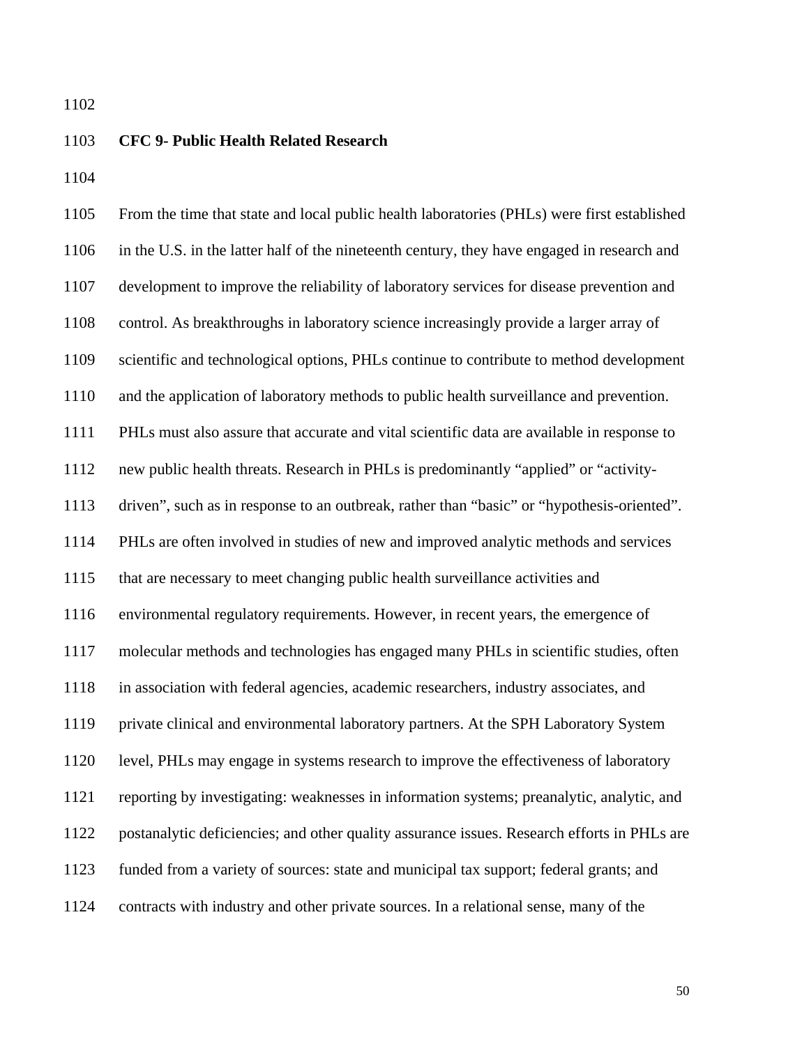**CFC 9- Public Health Related Research**

From the time that state and local public health laboratories (PHLs) were first established in the U.S. in the latter half of the nineteenth century, they have engaged in research and development to improve the reliability of laboratory services for disease prevention and control. As breakthroughs in laboratory science increasingly provide a larger array of scientific and technological options, PHLs continue to contribute to method development and the application of laboratory methods to public health surveillance and prevention. PHLs must also assure that accurate and vital scientific data are available in response to new public health threats. Research in PHLs is predominantly "applied" or "activity-driven", such as in response to an outbreak, rather than "basic" or "hypothesis-oriented". PHLs are often involved in studies of new and improved analytic methods and services that are necessary to meet changing public health surveillance activities and environmental regulatory requirements. However, in recent years, the emergence of molecular methods and technologies has engaged many PHLs in scientific studies, often in association with federal agencies, academic researchers, industry associates, and private clinical and environmental laboratory partners. At the SPH Laboratory System level, PHLs may engage in systems research to improve the effectiveness of laboratory reporting by investigating: weaknesses in information systems; preanalytic, analytic, and postanalytic deficiencies; and other quality assurance issues. Research efforts in PHLs are funded from a variety of sources: state and municipal tax support; federal grants; and contracts with industry and other private sources. In a relational sense, many of the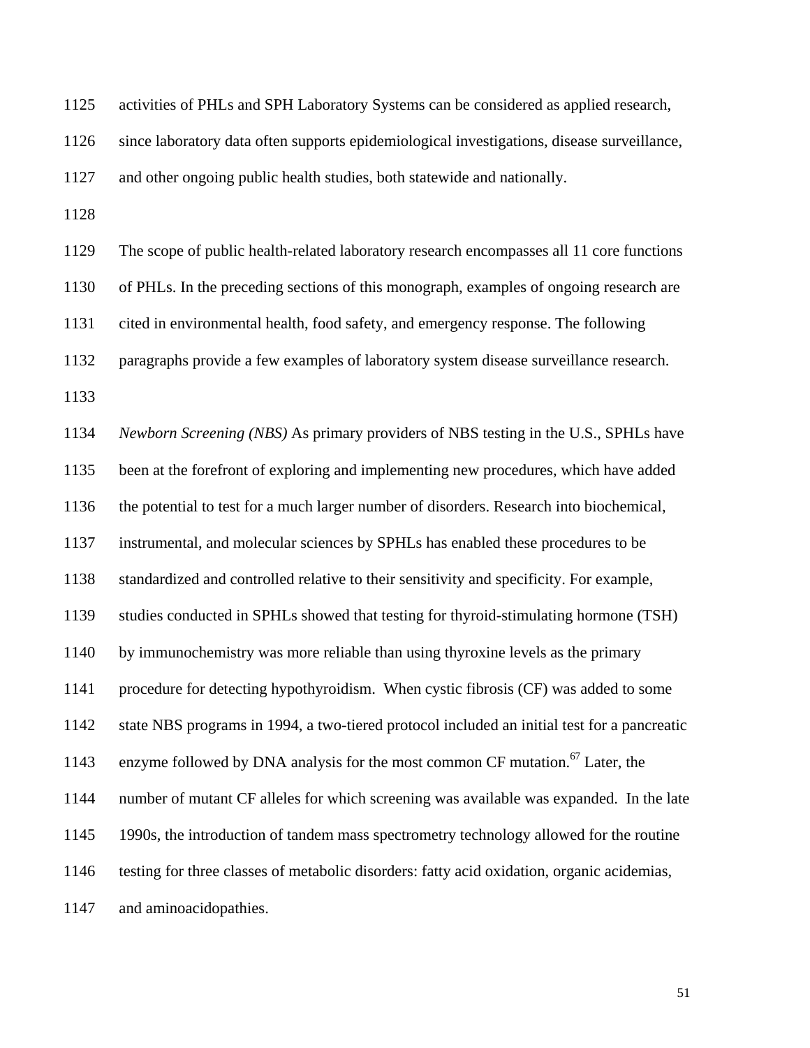activities of PHLs and SPH Laboratory Systems can be considered as applied research, since laboratory data often supports epidemiological investigations, disease surveillance, and other ongoing public health studies, both statewide and nationally.

The scope of public health-related laboratory research encompasses all 11 core functions of PHLs. In the preceding sections of this monograph, examples of ongoing research are cited in environmental health, food safety, and emergency response. The following paragraphs provide a few examples of laboratory system disease surveillance research.

*Newborn Screening (NBS)* As primary providers of NBS testing in the U.S., SPHLs have been at the forefront of exploring and implementing new procedures, which have added the potential to test for a much larger number of disorders. Research into biochemical, instrumental, and molecular sciences by SPHLs has enabled these procedures to be standardized and controlled relative to their sensitivity and specificity. For example, studies conducted in SPHLs showed that testing for thyroid-stimulating hormone (TSH) by immunochemistry was more reliable than using thyroxine levels as the primary procedure for detecting hypothyroidism. When cystic fibrosis (CF) was added to some state NBS programs in 1994, a two-tiered protocol included an initial test for a pancreatic enzyme followed by DNA analysis for the most common CF mutation.[67] Later, the number of mutant CF alleles for which screening was available was expanded. In the late 1990s, the introduction of tandem mass spectrometry technology allowed for the routine testing for three classes of metabolic disorders: fatty acid oxidation, organic acidemias, and aminoacidopathies.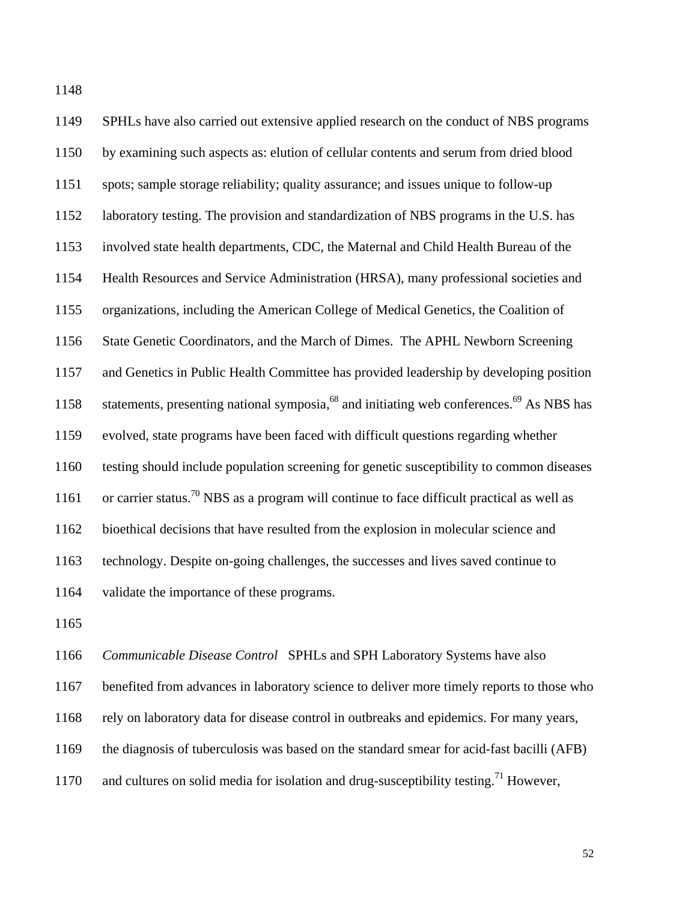SPHLs have also carried out extensive applied research on the conduct of NBS programs by examining such aspects as: elution of cellular contents and serum from dried blood spots; sample storage reliability; quality assurance; and issues unique to follow-up laboratory testing. The provision and standardization of NBS programs in the U.S. has involved state health departments, CDC, the Maternal and Child Health Bureau of the Health Resources and Service Administration (HRSA), many professional societies and organizations, including the American College of Medical Genetics, the Coalition of State Genetic Coordinators, and the March of Dimes. The APHL Newborn Screening and Genetics in Public Health Committee has provided leadership by developing position statements, presenting national symposia,[68] and initiating web conferences.[69] As NBS has evolved, state programs have been faced with difficult questions regarding whether testing should include population screening for genetic susceptibility to common diseases or carrier status.[70] NBS as a program will continue to face difficult practical as well as bioethical decisions that have resulted from the explosion in molecular science and technology. Despite on-going challenges, the successes and lives saved continue to validate the importance of these programs.

*Communicable Disease Control* SPHLs and SPH Laboratory Systems have also benefited from advances in laboratory science to deliver more timely reports to those who rely on laboratory data for disease control in outbreaks and epidemics. For many years, the diagnosis of tuberculosis was based on the standard smear for acid-fast bacilli (AFB) and cultures on solid media for isolation and drug-susceptibility testing.[71] However,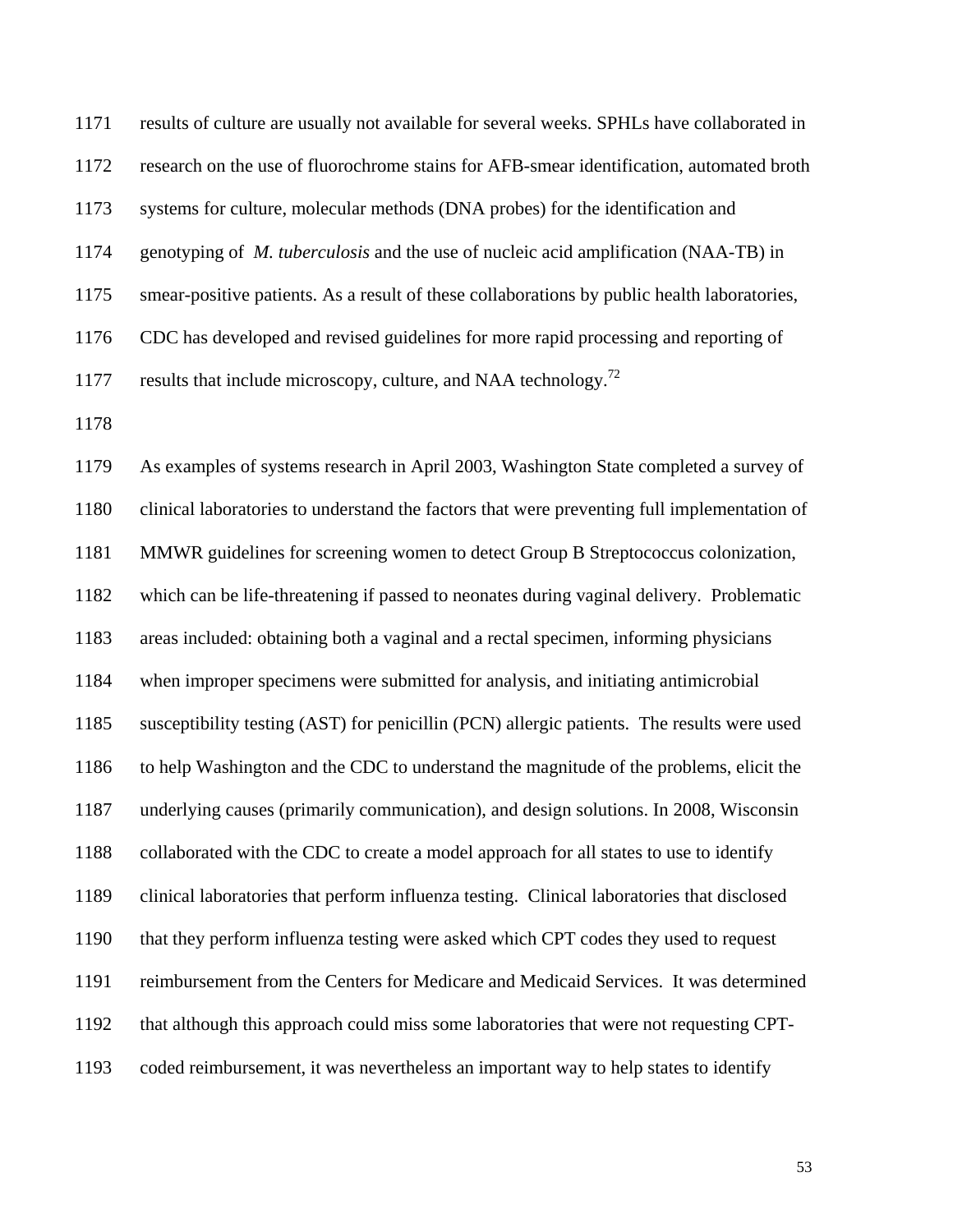results of culture are usually not available for several weeks. SPHLs have collaborated in research on the use of fluorochrome stains for AFB-smear identification, automated broth systems for culture, molecular methods (DNA probes) for the identification and genotyping of *M. tuberculosis* and the use of nucleic acid amplification (NAA-TB) in smear-positive patients. As a result of these collaborations by public health laboratories, CDC has developed and revised guidelines for more rapid processing and reporting of results that include microscopy, culture, and NAA technology.[72]

As examples of systems research in April 2003, Washington State completed a survey of clinical laboratories to understand the factors that were preventing full implementation of MMWR guidelines for screening women to detect Group B Streptococcus colonization, which can be life-threatening if passed to neonates during vaginal delivery. Problematic areas included: obtaining both a vaginal and a rectal specimen, informing physicians when improper specimens were submitted for analysis, and initiating antimicrobial susceptibility testing (AST) for penicillin (PCN) allergic patients. The results were used to help Washington and the CDC to understand the magnitude of the problems, elicit the underlying causes (primarily communication), and design solutions. In 2008, Wisconsin collaborated with the CDC to create a model approach for all states to use to identify clinical laboratories that perform influenza testing. Clinical laboratories that disclosed that they perform influenza testing were asked which CPT codes they used to request reimbursement from the Centers for Medicare and Medicaid Services. It was determined that although this approach could miss some laboratories that were not requesting CPT-coded reimbursement, it was nevertheless an important way to help states to identify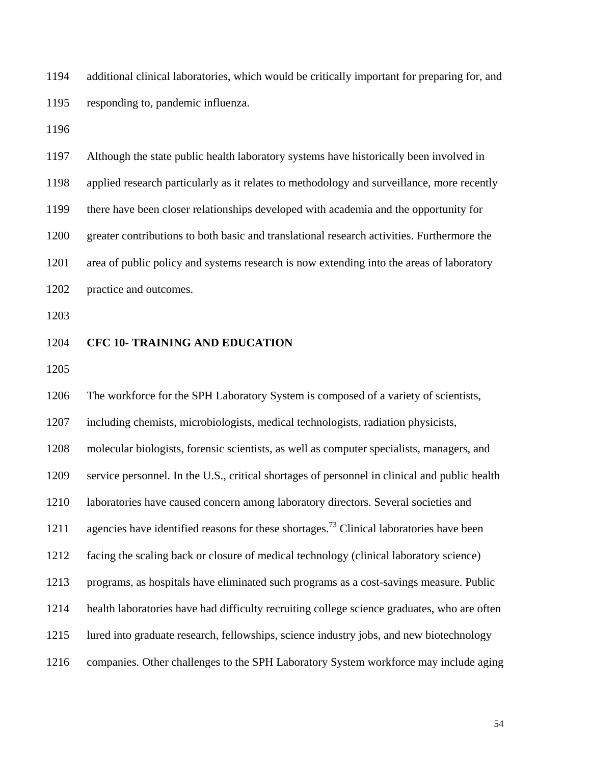additional clinical laboratories, which would be critically important for preparing for, and responding to, pandemic influenza.

Although the state public health laboratory systems have historically been involved in applied research particularly as it relates to methodology and surveillance, more recently there have been closer relationships developed with academia and the opportunity for greater contributions to both basic and translational research activities. Furthermore the area of public policy and systems research is now extending into the areas of laboratory practice and outcomes.

## CFC 10- TRAINING AND EDUCATION

The workforce for the SPH Laboratory System is composed of a variety of scientists, including chemists, microbiologists, medical technologists, radiation physicists, molecular biologists, forensic scientists, as well as computer specialists, managers, and service personnel. In the U.S., critical shortages of personnel in clinical and public health laboratories have caused concern among laboratory directors. Several societies and agencies have identified reasons for these shortages.[73] Clinical laboratories have been facing the scaling back or closure of medical technology (clinical laboratory science) programs, as hospitals have eliminated such programs as a cost-savings measure. Public health laboratories have had difficulty recruiting college science graduates, who are often lured into graduate research, fellowships, science industry jobs, and new biotechnology companies. Other challenges to the SPH Laboratory System workforce may include aging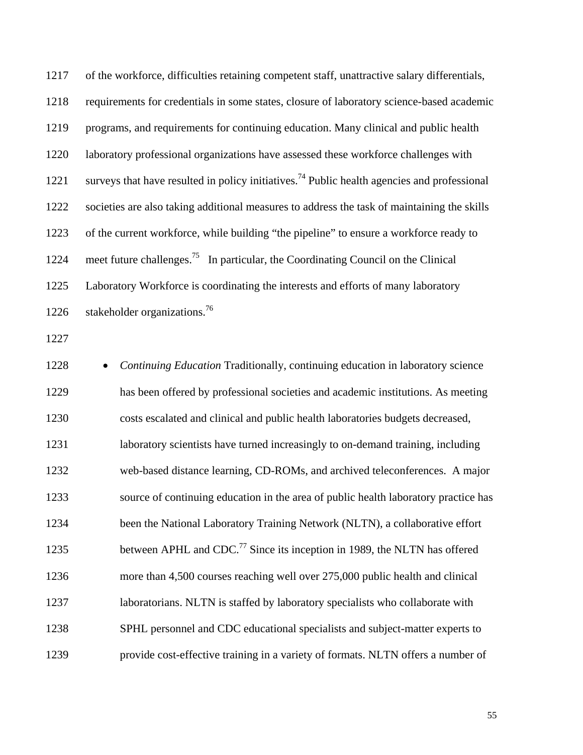of the workforce, difficulties retaining competent staff, unattractive salary differentials, requirements for credentials in some states, closure of laboratory science-based academic programs, and requirements for continuing education. Many clinical and public health laboratory professional organizations have assessed these workforce challenges with surveys that have resulted in policy initiatives.[74] Public health agencies and professional societies are also taking additional measures to address the task of maintaining the skills of the current workforce, while building "the pipeline" to ensure a workforce ready to meet future challenges.[75] In particular, the Coordinating Council on the Clinical Laboratory Workforce is coordinating the interests and efforts of many laboratory stakeholder organizations.[76]

- *Continuing Education* Traditionally, continuing education in laboratory science has been offered by professional societies and academic institutions. As meeting costs escalated and clinical and public health laboratories budgets decreased, laboratory scientists have turned increasingly to on-demand training, including web-based distance learning, CD-ROMs, and archived teleconferences. A major source of continuing education in the area of public health laboratory practice has been the National Laboratory Training Network (NLTN), a collaborative effort between APHL and CDC.[77] Since its inception in 1989, the NLTN has offered more than 4,500 courses reaching well over 275,000 public health and clinical laboratorians. NLTN is staffed by laboratory specialists who collaborate with SPHL personnel and CDC educational specialists and subject-matter experts to provide cost-effective training in a variety of formats. NLTN offers a number of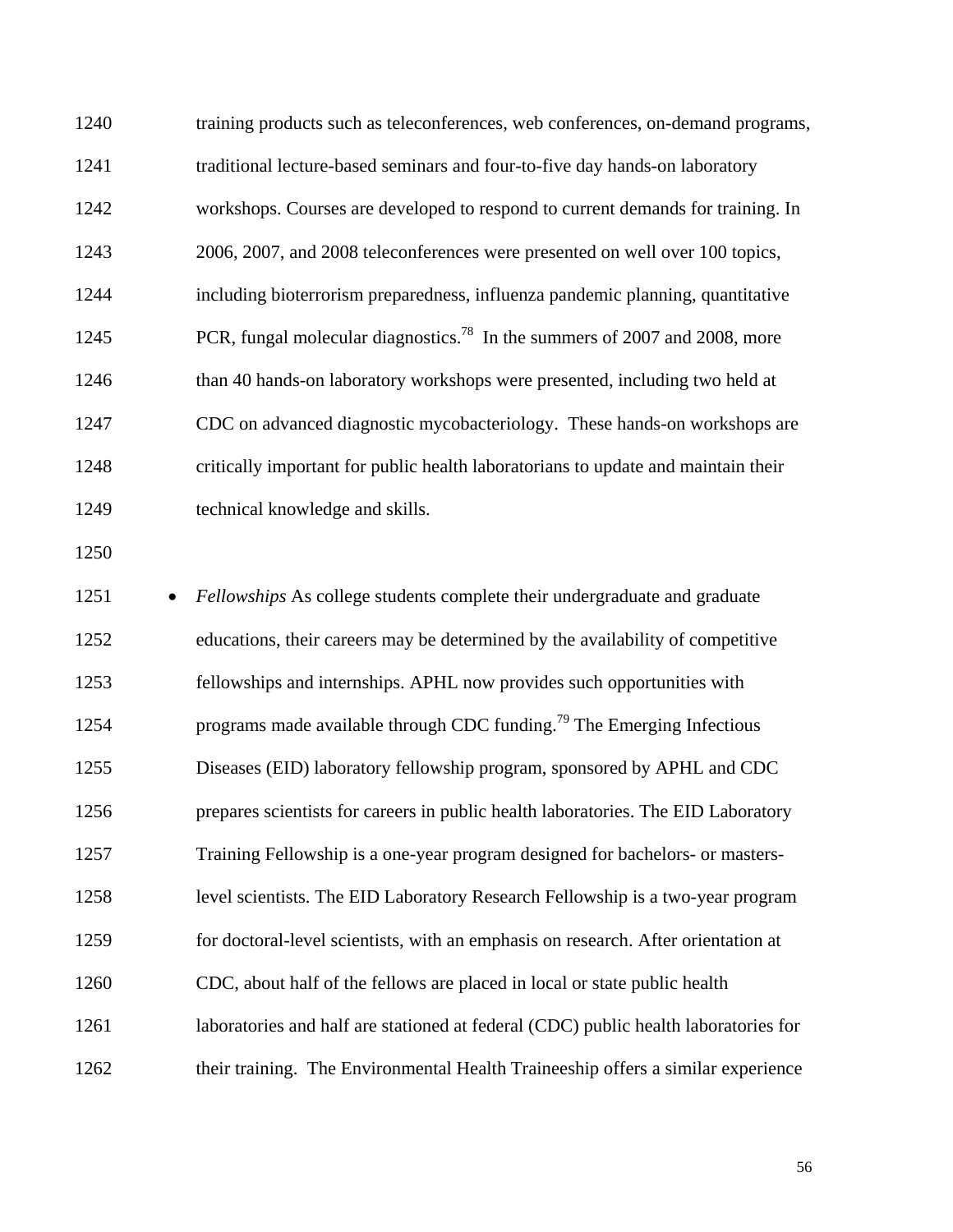training products such as teleconferences, web conferences, on-demand programs, traditional lecture-based seminars and four-to-five day hands-on laboratory workshops. Courses are developed to respond to current demands for training. In 2006, 2007, and 2008 teleconferences were presented on well over 100 topics, including bioterrorism preparedness, influenza pandemic planning, quantitative PCR, fungal molecular diagnostics.[78] In the summers of 2007 and 2008, more than 40 hands-on laboratory workshops were presented, including two held at CDC on advanced diagnostic mycobacteriology. These hands-on workshops are critically important for public health laboratorians to update and maintain their technical knowledge and skills.

- *Fellowships* As college students complete their undergraduate and graduate educations, their careers may be determined by the availability of competitive fellowships and internships. APHL now provides such opportunities with programs made available through CDC funding.[79] The Emerging Infectious Diseases (EID) laboratory fellowship program, sponsored by APHL and CDC prepares scientists for careers in public health laboratories. The EID Laboratory Training Fellowship is a one-year program designed for bachelors- or masters-level scientists. The EID Laboratory Research Fellowship is a two-year program for doctoral-level scientists, with an emphasis on research. After orientation at CDC, about half of the fellows are placed in local or state public health laboratories and half are stationed at federal (CDC) public health laboratories for their training. The Environmental Health Traineeship offers a similar experience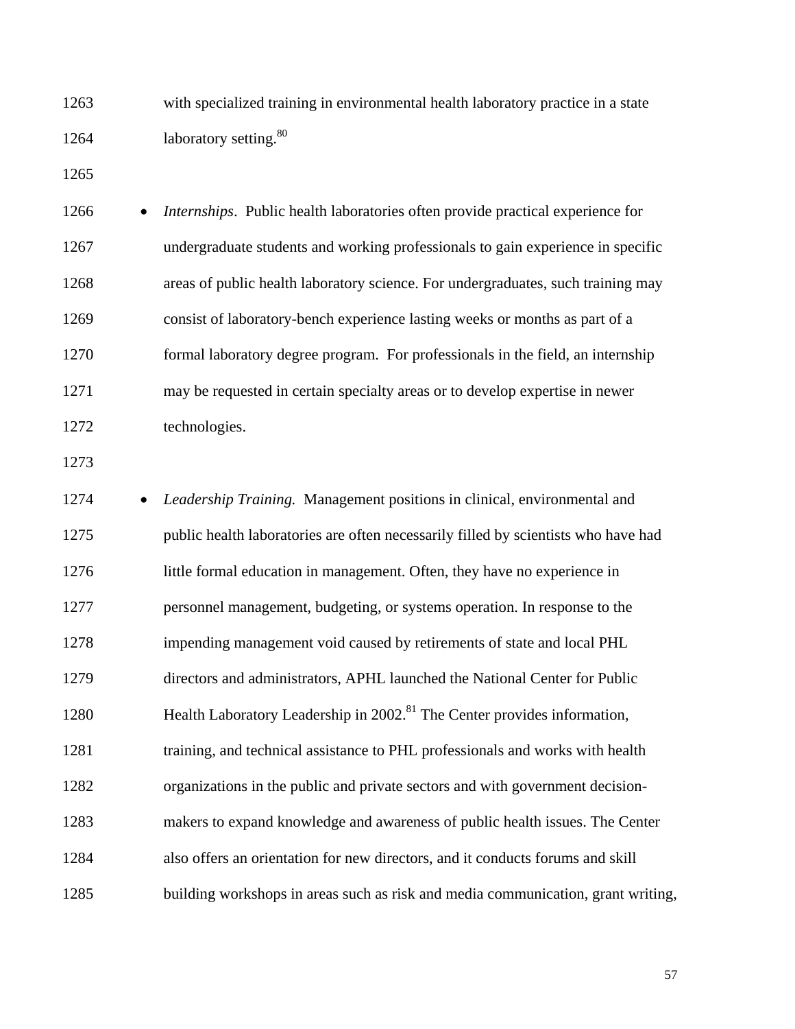with specialized training in environmental health laboratory practice in a state laboratory setting.[80]

- *Internships*. Public health laboratories often provide practical experience for undergraduate students and working professionals to gain experience in specific areas of public health laboratory science. For undergraduates, such training may consist of laboratory-bench experience lasting weeks or months as part of a formal laboratory degree program. For professionals in the field, an internship may be requested in certain specialty areas or to develop expertise in newer technologies.

- *Leadership Training.* Management positions in clinical, environmental and public health laboratories are often necessarily filled by scientists who have had little formal education in management. Often, they have no experience in personnel management, budgeting, or systems operation. In response to the impending management void caused by retirements of state and local PHL directors and administrators, APHL launched the National Center for Public Health Laboratory Leadership in 2002.[81] The Center provides information, training, and technical assistance to PHL professionals and works with health organizations in the public and private sectors and with government decision-makers to expand knowledge and awareness of public health issues. The Center also offers an orientation for new directors, and it conducts forums and skill building workshops in areas such as risk and media communication, grant writing,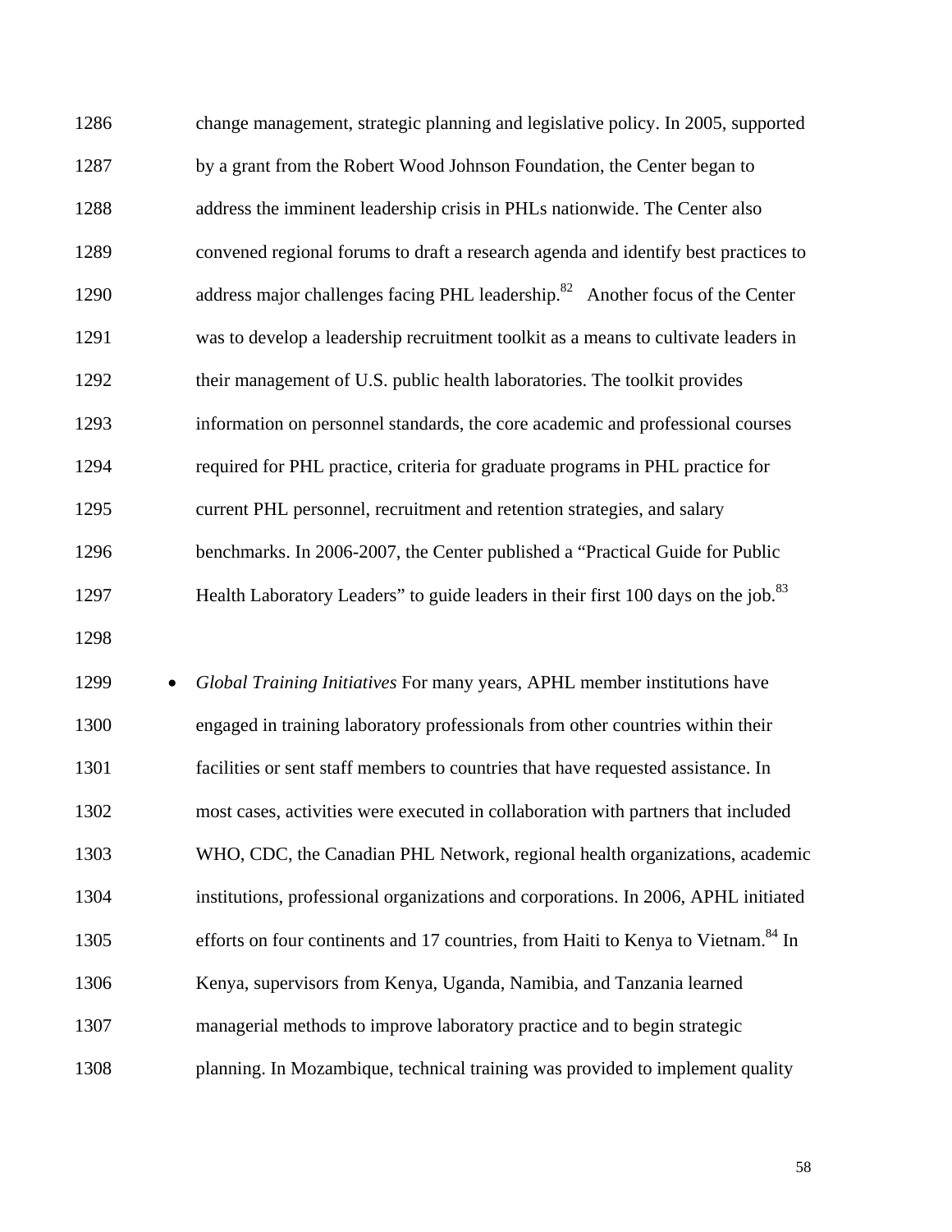change management, strategic planning and legislative policy. In 2005, supported by a grant from the Robert Wood Johnson Foundation, the Center began to address the imminent leadership crisis in PHLs nationwide. The Center also convened regional forums to draft a research agenda and identify best practices to address major challenges facing PHL leadership.[82] Another focus of the Center was to develop a leadership recruitment toolkit as a means to cultivate leaders in their management of U.S. public health laboratories. The toolkit provides information on personnel standards, the core academic and professional courses required for PHL practice, criteria for graduate programs in PHL practice for current PHL personnel, recruitment and retention strategies, and salary benchmarks. In 2006-2007, the Center published a "Practical Guide for Public Health Laboratory Leaders" to guide leaders in their first 100 days on the job.[83]

- *Global Training Initiatives* For many years, APHL member institutions have engaged in training laboratory professionals from other countries within their facilities or sent staff members to countries that have requested assistance. In most cases, activities were executed in collaboration with partners that included WHO, CDC, the Canadian PHL Network, regional health organizations, academic institutions, professional organizations and corporations. In 2006, APHL initiated efforts on four continents and 17 countries, from Haiti to Kenya to Vietnam.[84] In Kenya, supervisors from Kenya, Uganda, Namibia, and Tanzania learned managerial methods to improve laboratory practice and to begin strategic planning. In Mozambique, technical training was provided to implement quality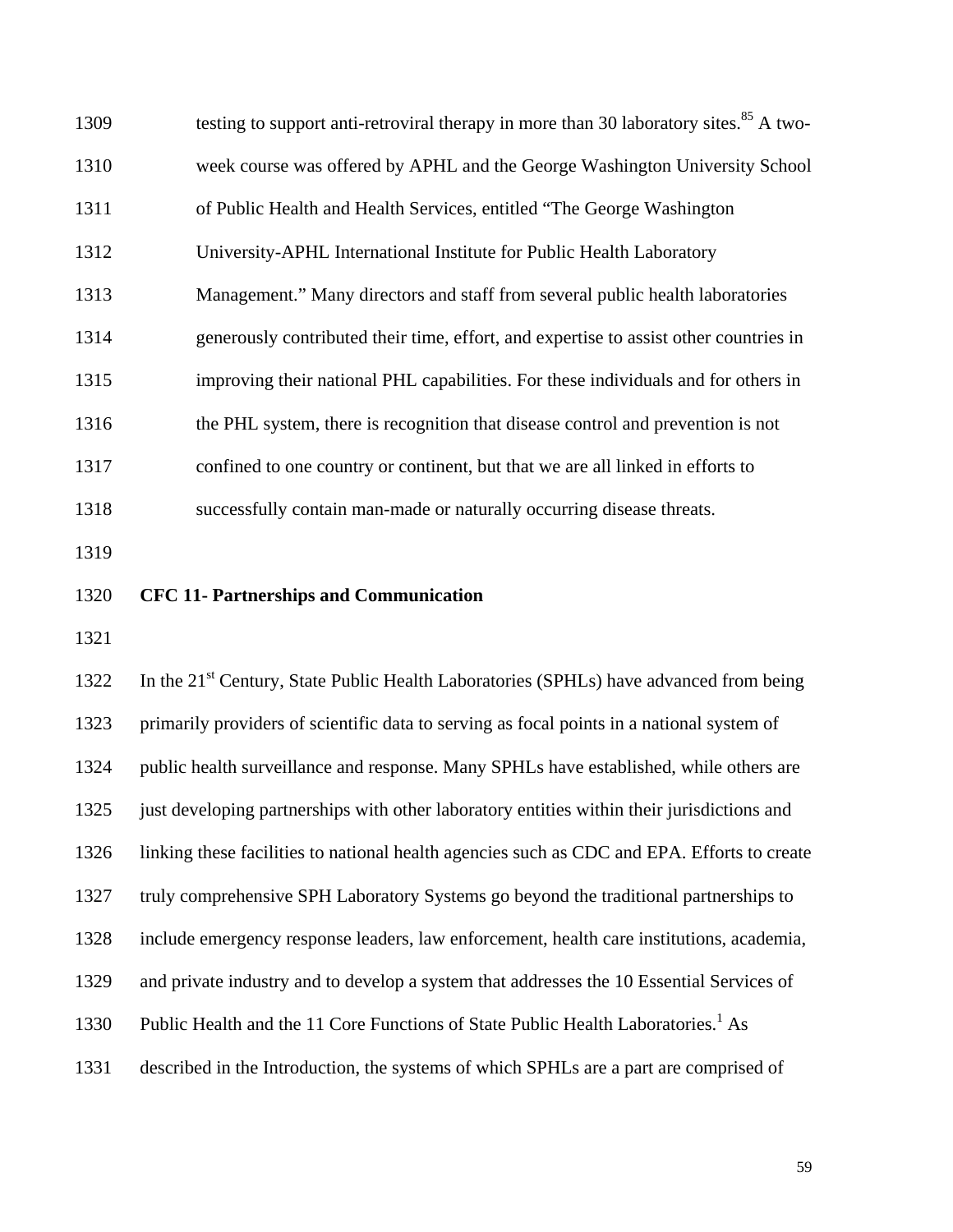testing to support anti-retroviral therapy in more than 30 laboratory sites.[85] A two-week course was offered by APHL and the George Washington University School of Public Health and Health Services, entitled "The George Washington University-APHL International Institute for Public Health Laboratory Management." Many directors and staff from several public health laboratories generously contributed their time, effort, and expertise to assist other countries in improving their national PHL capabilities. For these individuals and for others in the PHL system, there is recognition that disease control and prevention is not confined to one country or continent, but that we are all linked in efforts to successfully contain man-made or naturally occurring disease threats.

**CFC 11- Partnerships and Communication**

In the 21st Century, State Public Health Laboratories (SPHLs) have advanced from being primarily providers of scientific data to serving as focal points in a national system of public health surveillance and response. Many SPHLs have established, while others are just developing partnerships with other laboratory entities within their jurisdictions and linking these facilities to national health agencies such as CDC and EPA. Efforts to create truly comprehensive SPH Laboratory Systems go beyond the traditional partnerships to include emergency response leaders, law enforcement, health care institutions, academia, and private industry and to develop a system that addresses the 10 Essential Services of Public Health and the 11 Core Functions of State Public Health Laboratories.[1] As described in the Introduction, the systems of which SPHLs are a part are comprised of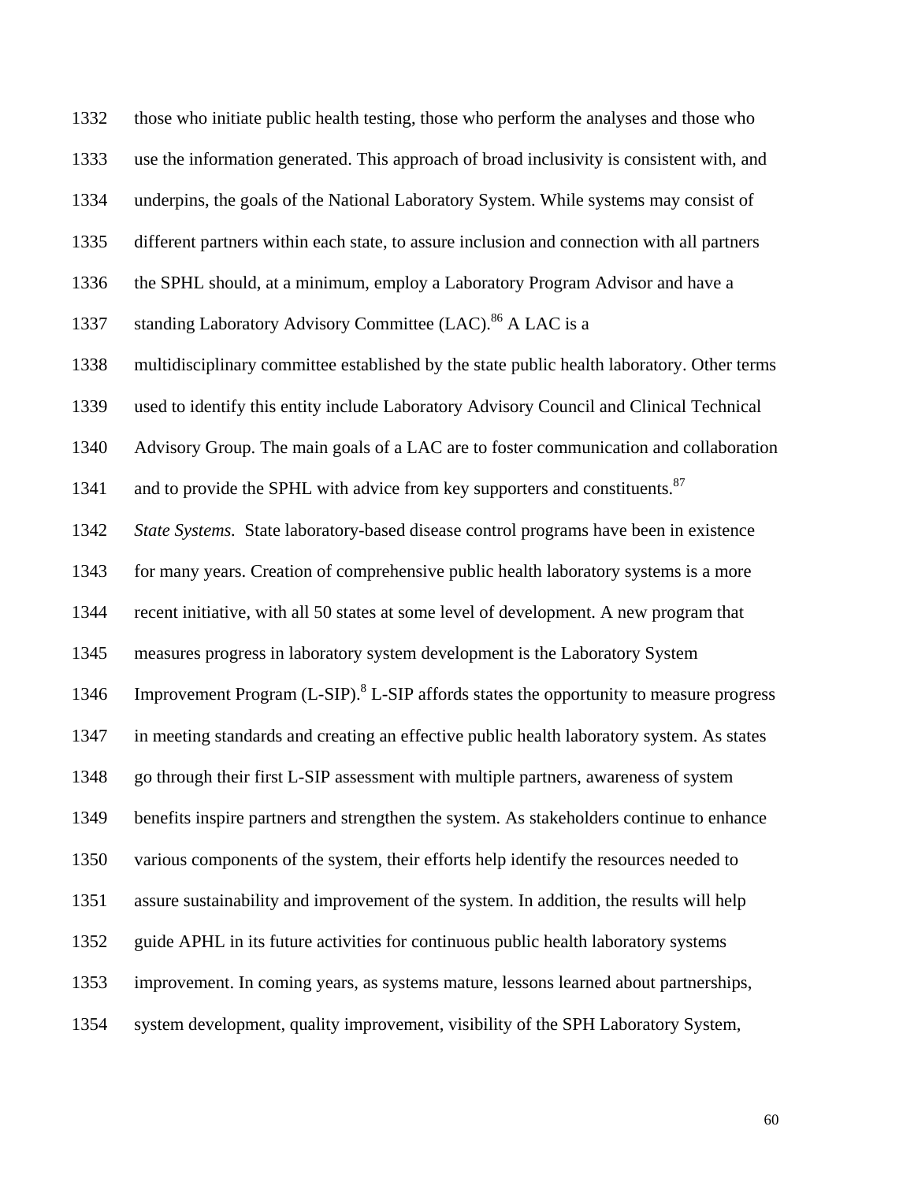those who initiate public health testing, those who perform the analyses and those who use the information generated. This approach of broad inclusivity is consistent with, and underpins, the goals of the National Laboratory System. While systems may consist of different partners within each state, to assure inclusion and connection with all partners the SPHL should, at a minimum, employ a Laboratory Program Advisor and have a standing Laboratory Advisory Committee (LAC).[86] A LAC is a multidisciplinary committee established by the state public health laboratory. Other terms used to identify this entity include Laboratory Advisory Council and Clinical Technical Advisory Group. The main goals of a LAC are to foster communication and collaboration and to provide the SPHL with advice from key supporters and constituents.[87]

*State Systems.* State laboratory-based disease control programs have been in existence for many years. Creation of comprehensive public health laboratory systems is a more recent initiative, with all 50 states at some level of development. A new program that measures progress in laboratory system development is the Laboratory System Improvement Program (L-SIP).[8] L-SIP affords states the opportunity to measure progress in meeting standards and creating an effective public health laboratory system. As states go through their first L-SIP assessment with multiple partners, awareness of system benefits inspire partners and strengthen the system. As stakeholders continue to enhance various components of the system, their efforts help identify the resources needed to assure sustainability and improvement of the system. In addition, the results will help guide APHL in its future activities for continuous public health laboratory systems improvement. In coming years, as systems mature, lessons learned about partnerships, system development, quality improvement, visibility of the SPH Laboratory System,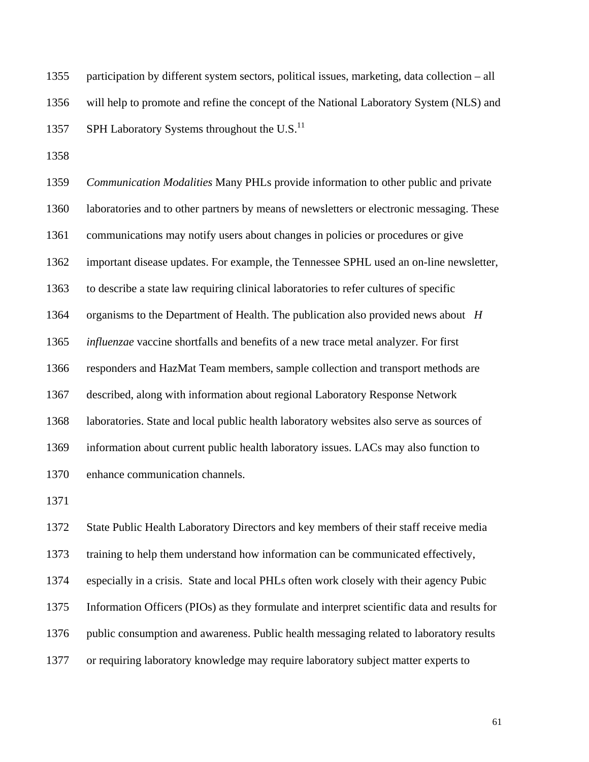participation by different system sectors, political issues, marketing, data collection – all will help to promote and refine the concept of the National Laboratory System (NLS) and SPH Laboratory Systems throughout the U.S.[11]

*Communication Modalities* Many PHLs provide information to other public and private laboratories and to other partners by means of newsletters or electronic messaging. These communications may notify users about changes in policies or procedures or give important disease updates. For example, the Tennessee SPHL used an on-line newsletter, to describe a state law requiring clinical laboratories to refer cultures of specific organisms to the Department of Health. The publication also provided news about *H influenzae* vaccine shortfalls and benefits of a new trace metal analyzer. For first responders and HazMat Team members, sample collection and transport methods are described, along with information about regional Laboratory Response Network laboratories. State and local public health laboratory websites also serve as sources of information about current public health laboratory issues. LACs may also function to enhance communication channels.

State Public Health Laboratory Directors and key members of their staff receive media training to help them understand how information can be communicated effectively, especially in a crisis. State and local PHLs often work closely with their agency Pubic Information Officers (PIOs) as they formulate and interpret scientific data and results for public consumption and awareness. Public health messaging related to laboratory results or requiring laboratory knowledge may require laboratory subject matter experts to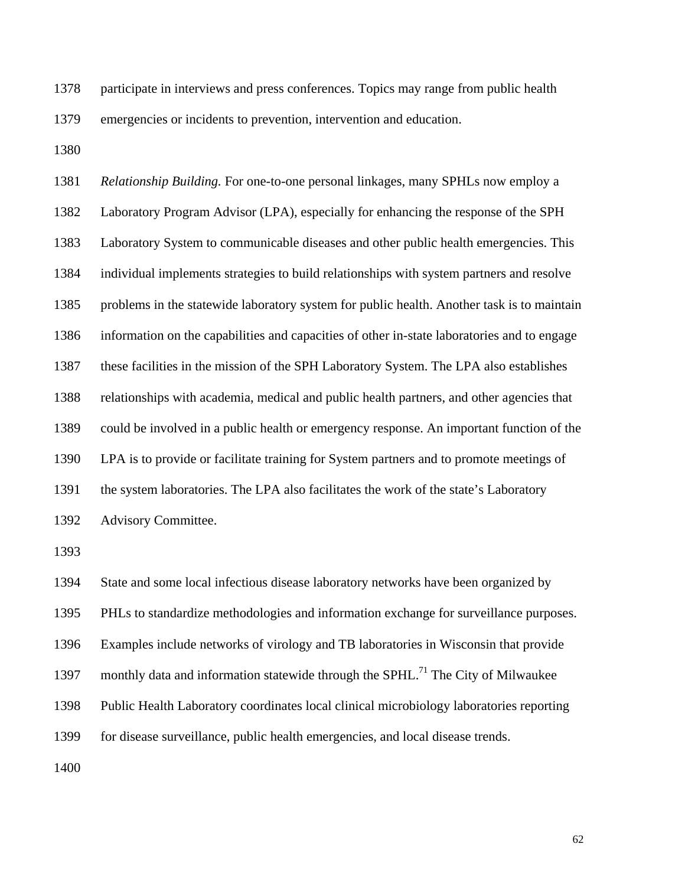participate in interviews and press conferences. Topics may range from public health emergencies or incidents to prevention, intervention and education.

*Relationship Building.* For one-to-one personal linkages, many SPHLs now employ a Laboratory Program Advisor (LPA), especially for enhancing the response of the SPH Laboratory System to communicable diseases and other public health emergencies. This individual implements strategies to build relationships with system partners and resolve problems in the statewide laboratory system for public health. Another task is to maintain information on the capabilities and capacities of other in-state laboratories and to engage these facilities in the mission of the SPH Laboratory System. The LPA also establishes relationships with academia, medical and public health partners, and other agencies that could be involved in a public health or emergency response. An important function of the LPA is to provide or facilitate training for System partners and to promote meetings of the system laboratories. The LPA also facilitates the work of the state's Laboratory Advisory Committee.

State and some local infectious disease laboratory networks have been organized by PHLs to standardize methodologies and information exchange for surveillance purposes. Examples include networks of virology and TB laboratories in Wisconsin that provide monthly data and information statewide through the SPHL.[71] The City of Milwaukee Public Health Laboratory coordinates local clinical microbiology laboratories reporting for disease surveillance, public health emergencies, and local disease trends.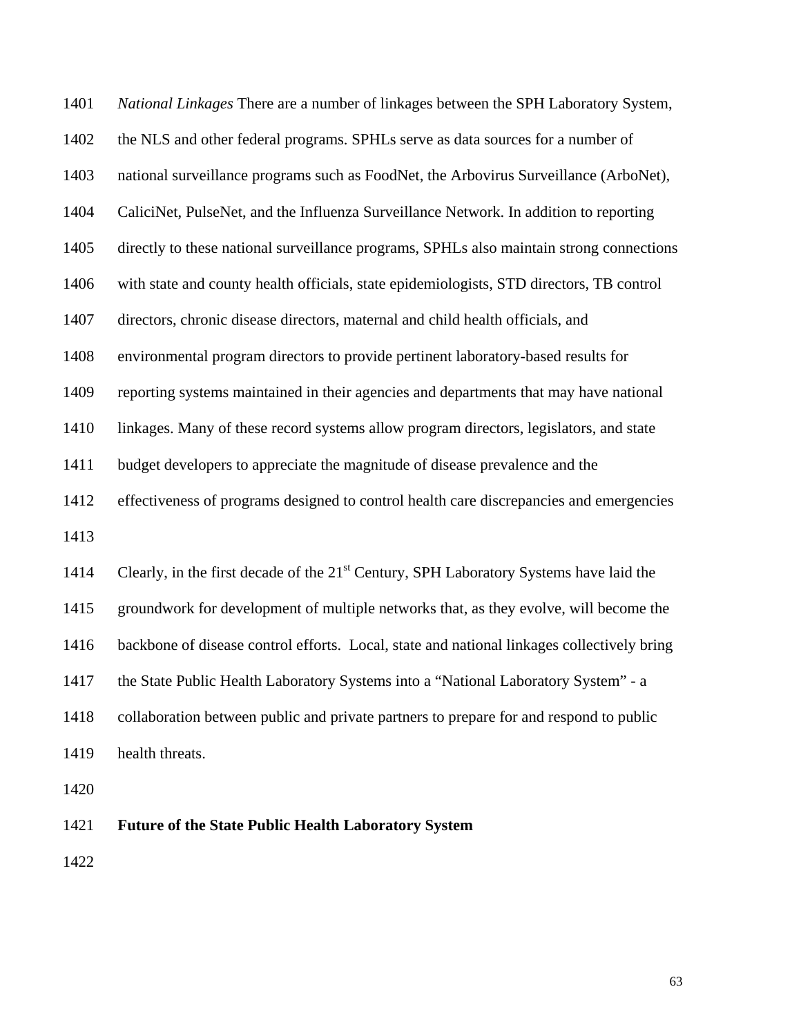*National Linkages* There are a number of linkages between the SPH Laboratory System, the NLS and other federal programs. SPHLs serve as data sources for a number of national surveillance programs such as FoodNet, the Arbovirus Surveillance (ArboNet), CaliciNet, PulseNet, and the Influenza Surveillance Network. In addition to reporting directly to these national surveillance programs, SPHLs also maintain strong connections with state and county health officials, state epidemiologists, STD directors, TB control directors, chronic disease directors, maternal and child health officials, and environmental program directors to provide pertinent laboratory-based results for reporting systems maintained in their agencies and departments that may have national linkages. Many of these record systems allow program directors, legislators, and state budget developers to appreciate the magnitude of disease prevalence and the effectiveness of programs designed to control health care discrepancies and emergencies

Clearly, in the first decade of the 21st Century, SPH Laboratory Systems have laid the groundwork for development of multiple networks that, as they evolve, will become the backbone of disease control efforts. Local, state and national linkages collectively bring the State Public Health Laboratory Systems into a "National Laboratory System" - a collaboration between public and private partners to prepare for and respond to public health threats.

**Future of the State Public Health Laboratory System**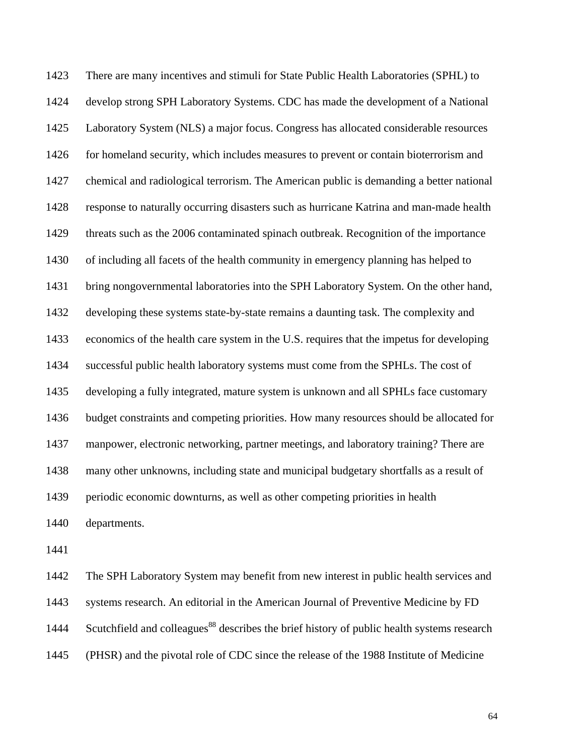There are many incentives and stimuli for State Public Health Laboratories (SPHL) to develop strong SPH Laboratory Systems. CDC has made the development of a National Laboratory System (NLS) a major focus. Congress has allocated considerable resources for homeland security, which includes measures to prevent or contain bioterrorism and chemical and radiological terrorism. The American public is demanding a better national response to naturally occurring disasters such as hurricane Katrina and man-made health threats such as the 2006 contaminated spinach outbreak. Recognition of the importance of including all facets of the health community in emergency planning has helped to bring nongovernmental laboratories into the SPH Laboratory System. On the other hand, developing these systems state-by-state remains a daunting task. The complexity and economics of the health care system in the U.S. requires that the impetus for developing successful public health laboratory systems must come from the SPHLs. The cost of developing a fully integrated, mature system is unknown and all SPHLs face customary budget constraints and competing priorities. How many resources should be allocated for manpower, electronic networking, partner meetings, and laboratory training? There are many other unknowns, including state and municipal budgetary shortfalls as a result of periodic economic downturns, as well as other competing priorities in health departments.

The SPH Laboratory System may benefit from new interest in public health services and systems research. An editorial in the American Journal of Preventive Medicine by FD Scutchfield and colleagues[88] describes the brief history of public health systems research (PHSR) and the pivotal role of CDC since the release of the 1988 Institute of Medicine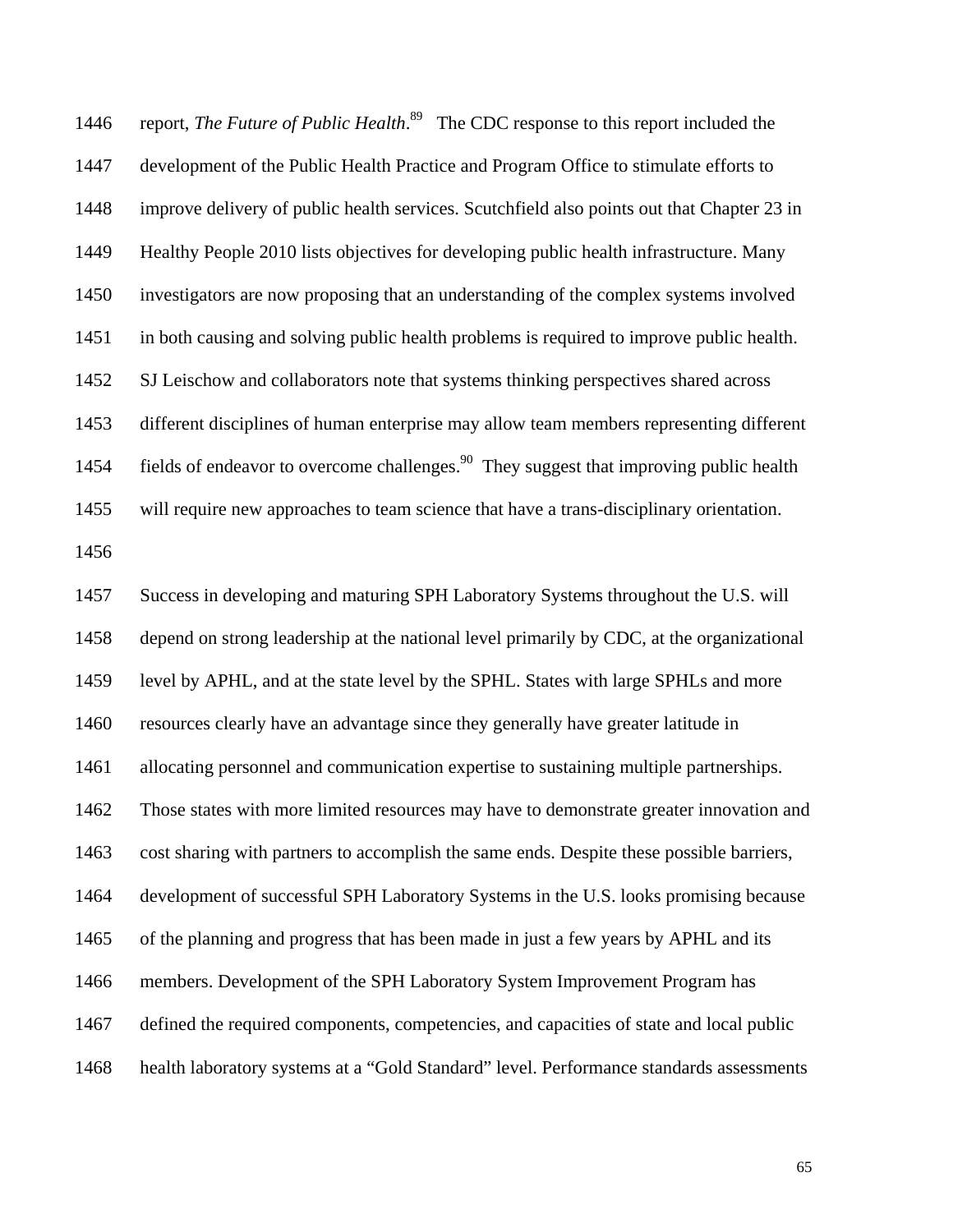report, *The Future of Public Health*.[89] The CDC response to this report included the development of the Public Health Practice and Program Office to stimulate efforts to improve delivery of public health services. Scutchfield also points out that Chapter 23 in Healthy People 2010 lists objectives for developing public health infrastructure. Many investigators are now proposing that an understanding of the complex systems involved in both causing and solving public health problems is required to improve public health. SJ Leischow and collaborators note that systems thinking perspectives shared across different disciplines of human enterprise may allow team members representing different fields of endeavor to overcome challenges.[90] They suggest that improving public health will require new approaches to team science that have a trans-disciplinary orientation.

Success in developing and maturing SPH Laboratory Systems throughout the U.S. will depend on strong leadership at the national level primarily by CDC, at the organizational level by APHL, and at the state level by the SPHL. States with large SPHLs and more resources clearly have an advantage since they generally have greater latitude in allocating personnel and communication expertise to sustaining multiple partnerships. Those states with more limited resources may have to demonstrate greater innovation and cost sharing with partners to accomplish the same ends. Despite these possible barriers, development of successful SPH Laboratory Systems in the U.S. looks promising because of the planning and progress that has been made in just a few years by APHL and its members. Development of the SPH Laboratory System Improvement Program has defined the required components, competencies, and capacities of state and local public health laboratory systems at a "Gold Standard" level. Performance standards assessments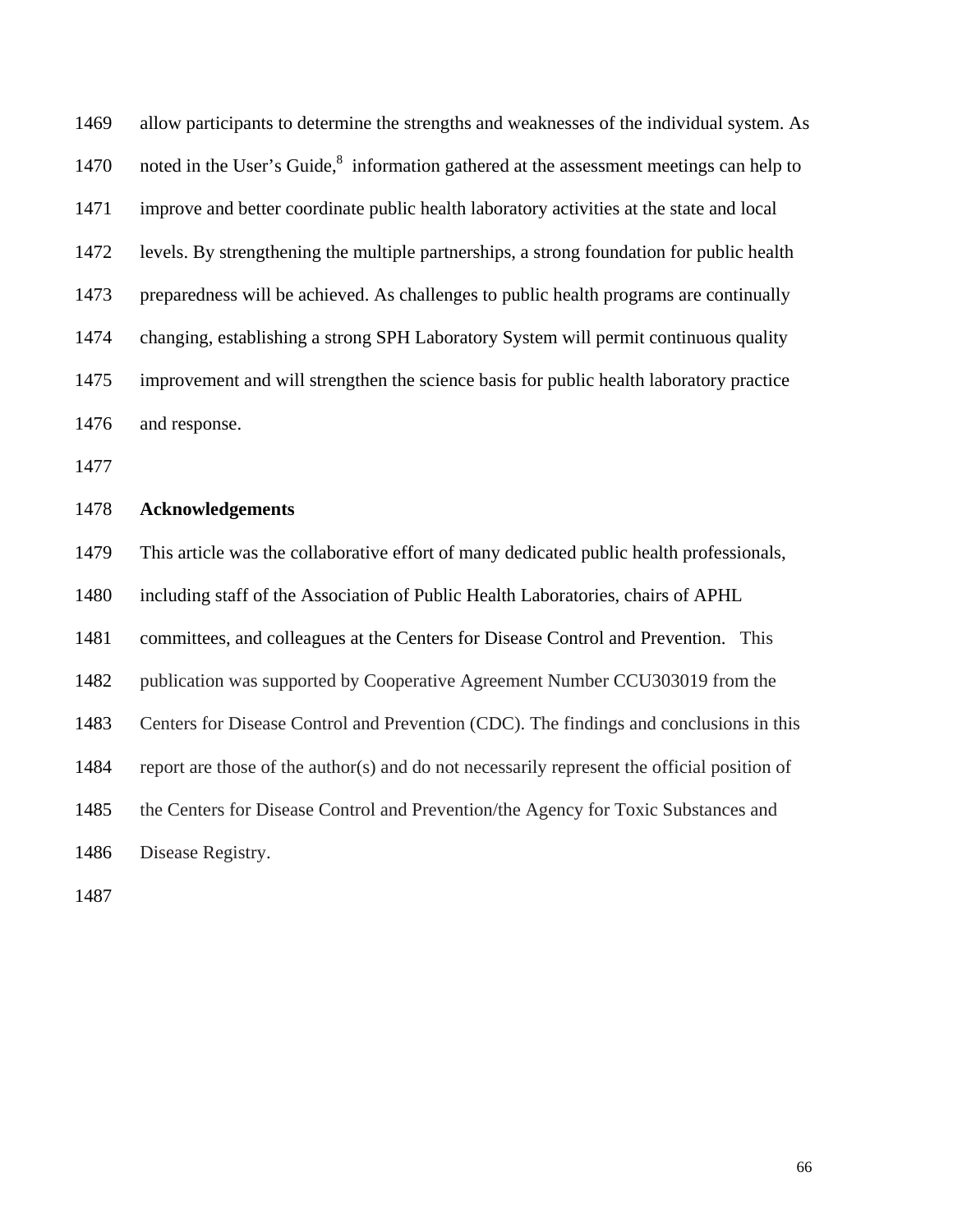allow participants to determine the strengths and weaknesses of the individual system. As noted in the User's Guide,[8] information gathered at the assessment meetings can help to improve and better coordinate public health laboratory activities at the state and local levels. By strengthening the multiple partnerships, a strong foundation for public health preparedness will be achieved. As challenges to public health programs are continually changing, establishing a strong SPH Laboratory System will permit continuous quality improvement and will strengthen the science basis for public health laboratory practice and response.

**Acknowledgements**

This article was the collaborative effort of many dedicated public health professionals, including staff of the Association of Public Health Laboratories, chairs of APHL committees, and colleagues at the Centers for Disease Control and Prevention. This publication was supported by Cooperative Agreement Number CCU303019 from the Centers for Disease Control and Prevention (CDC). The findings and conclusions in this report are those of the author(s) and do not necessarily represent the official position of the Centers for Disease Control and Prevention/the Agency for Toxic Substances and Disease Registry.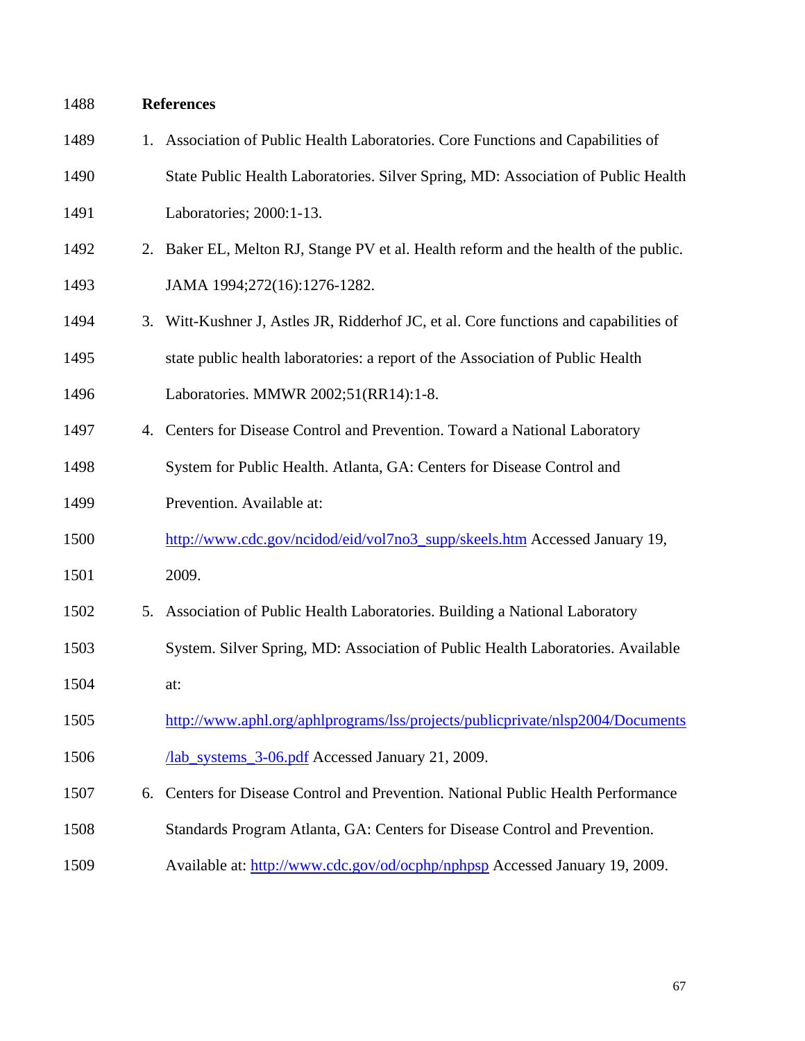## References

1. Association of Public Health Laboratories. Core Functions and Capabilities of State Public Health Laboratories. Silver Spring, MD: Association of Public Health Laboratories; 2000:1-13.
2. Baker EL, Melton RJ, Stange PV et al. Health reform and the health of the public. JAMA 1994;272(16):1276-1282.
3. Witt-Kushner J, Astles JR, Ridderhof JC, et al. Core functions and capabilities of state public health laboratories: a report of the Association of Public Health Laboratories. MMWR 2002;51(RR14):1-8.
4. Centers for Disease Control and Prevention. Toward a National Laboratory System for Public Health. Atlanta, GA: Centers for Disease Control and Prevention. Available at: http://www.cdc.gov/ncidod/eid/vol7no3_supp/skeels.htm Accessed January 19, 2009.
5. Association of Public Health Laboratories. Building a National Laboratory System. Silver Spring, MD: Association of Public Health Laboratories. Available at: http://www.aphl.org/aphlprograms/lss/projects/publicprivate/nlsp2004/Documents/lab_systems_3-06.pdf Accessed January 21, 2009.
6. Centers for Disease Control and Prevention. National Public Health Performance Standards Program Atlanta, GA: Centers for Disease Control and Prevention. Available at: http://www.cdc.gov/od/ocphp/nphpsp Accessed January 19, 2009.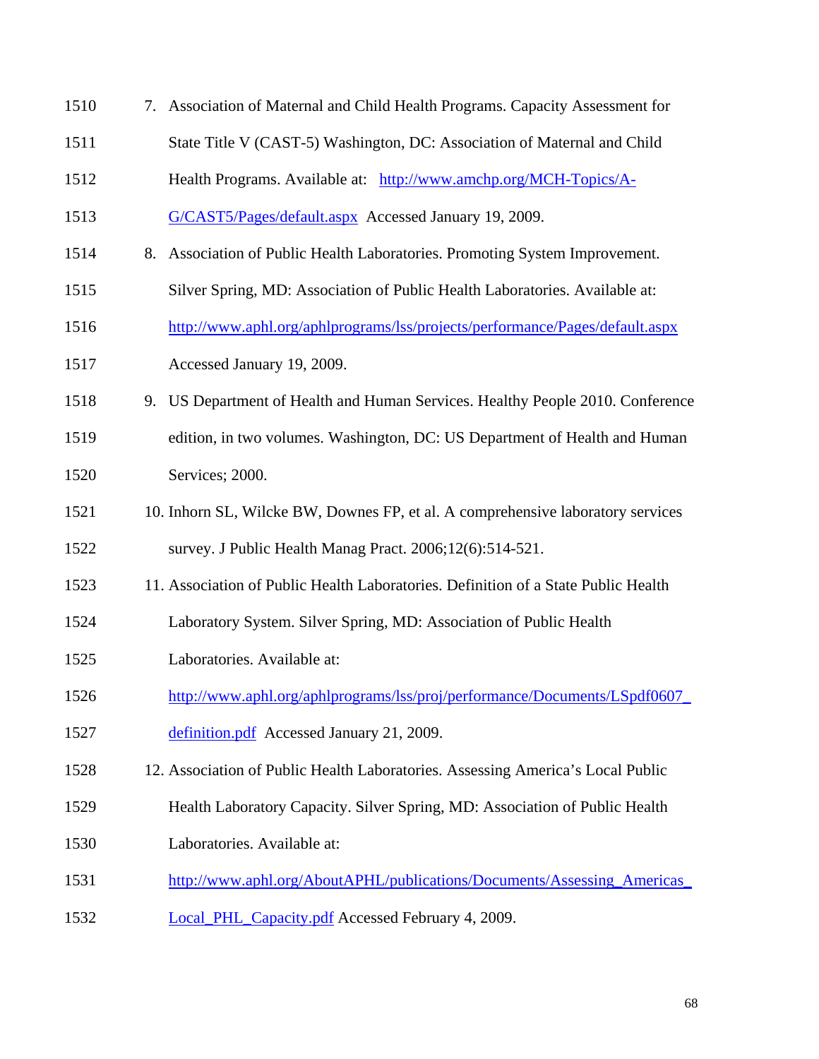7. Association of Maternal and Child Health Programs. Capacity Assessment for State Title V (CAST-5) Washington, DC: Association of Maternal and Child Health Programs. Available at: http://www.amchp.org/MCH-Topics/A-G/CAST5/Pages/default.aspx Accessed January 19, 2009.
8. Association of Public Health Laboratories. Promoting System Improvement. Silver Spring, MD: Association of Public Health Laboratories. Available at: http://www.aphl.org/aphlprograms/lss/projects/performance/Pages/default.aspx Accessed January 19, 2009.
9. US Department of Health and Human Services. Healthy People 2010. Conference edition, in two volumes. Washington, DC: US Department of Health and Human Services; 2000.
10. Inhorn SL, Wilcke BW, Downes FP, et al. A comprehensive laboratory services survey. J Public Health Manag Pract. 2006;12(6):514-521.
11. Association of Public Health Laboratories. Definition of a State Public Health Laboratory System. Silver Spring, MD: Association of Public Health Laboratories. Available at: http://www.aphl.org/aphlprograms/lss/proj/performance/Documents/LSpdf0607_definition.pdf Accessed January 21, 2009.
12. Association of Public Health Laboratories. Assessing America's Local Public Health Laboratory Capacity. Silver Spring, MD: Association of Public Health Laboratories. Available at: http://www.aphl.org/AboutAPHL/publications/Documents/Assessing_Americas_Local_PHL_Capacity.pdf Accessed February 4, 2009.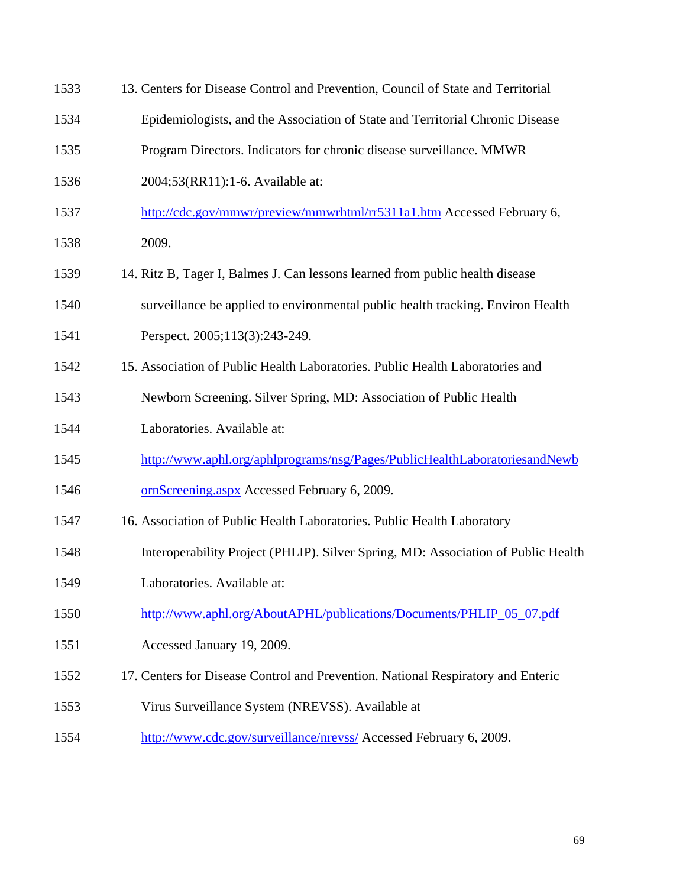13. Centers for Disease Control and Prevention, Council of State and Territorial Epidemiologists, and the Association of State and Territorial Chronic Disease Program Directors. Indicators for chronic disease surveillance. MMWR 2004;53(RR11):1-6. Available at: http://cdc.gov/mmwr/preview/mmwrhtml/rr5311a1.htm Accessed February 6, 2009.

14. Ritz B, Tager I, Balmes J. Can lessons learned from public health disease surveillance be applied to environmental public health tracking. Environ Health Perspect. 2005;113(3):243-249.

15. Association of Public Health Laboratories. Public Health Laboratories and Newborn Screening. Silver Spring, MD: Association of Public Health Laboratories. Available at: http://www.aphl.org/aphlprograms/nsg/Pages/PublicHealthLaboratoriesandNewbornScreening.aspx Accessed February 6, 2009.

16. Association of Public Health Laboratories. Public Health Laboratory Interoperability Project (PHLIP). Silver Spring, MD: Association of Public Health Laboratories. Available at: http://www.aphl.org/AboutAPHL/publications/Documents/PHLIP_05_07.pdf Accessed January 19, 2009.

17. Centers for Disease Control and Prevention. National Respiratory and Enteric Virus Surveillance System (NREVSS). Available at http://www.cdc.gov/surveillance/nrevss/ Accessed February 6, 2009.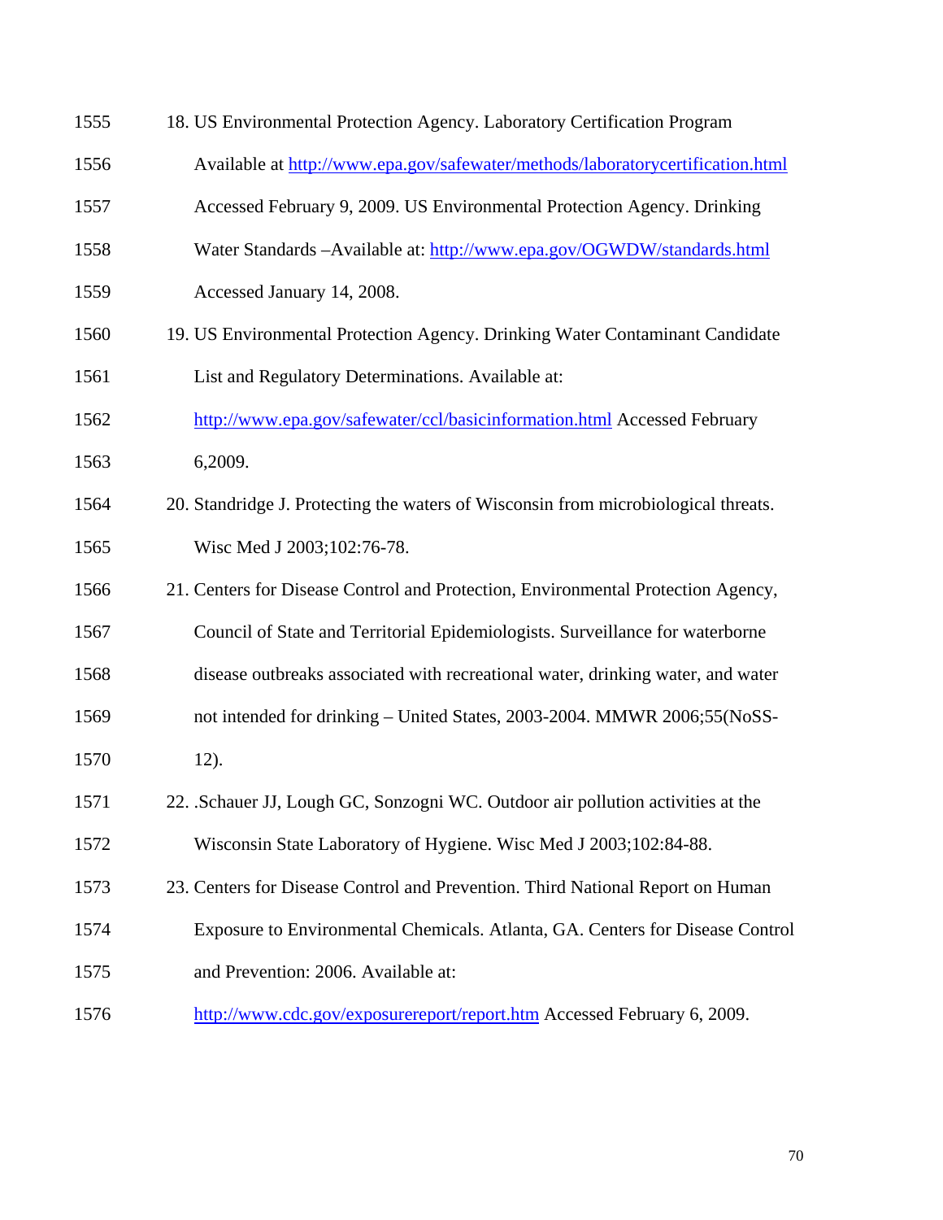18. US Environmental Protection Agency. Laboratory Certification Program Available at http://www.epa.gov/safewater/methods/laboratorycertification.html Accessed February 9, 2009. US Environmental Protection Agency. Drinking Water Standards –Available at: http://www.epa.gov/OGWDW/standards.html Accessed January 14, 2008.
19. US Environmental Protection Agency. Drinking Water Contaminant Candidate List and Regulatory Determinations. Available at: http://www.epa.gov/safewater/ccl/basicinformation.html Accessed February 6,2009.
20. Standridge J. Protecting the waters of Wisconsin from microbiological threats. Wisc Med J 2003;102:76-78.
21. Centers for Disease Control and Protection, Environmental Protection Agency, Council of State and Territorial Epidemiologists. Surveillance for waterborne disease outbreaks associated with recreational water, drinking water, and water not intended for drinking – United States, 2003-2004. MMWR 2006;55(NoSS-12).
22. .Schauer JJ, Lough GC, Sonzogni WC. Outdoor air pollution activities at the Wisconsin State Laboratory of Hygiene. Wisc Med J 2003;102:84-88.
23. Centers for Disease Control and Prevention. Third National Report on Human Exposure to Environmental Chemicals. Atlanta, GA. Centers for Disease Control and Prevention: 2006. Available at: http://www.cdc.gov/exposurereport/report.htm Accessed February 6, 2009.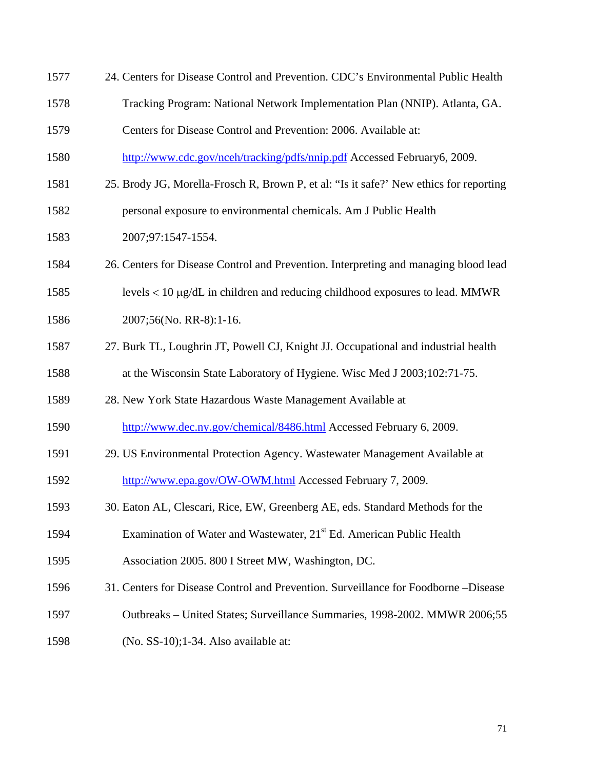24. Centers for Disease Control and Prevention. CDC's Environmental Public Health Tracking Program: National Network Implementation Plan (NNIP). Atlanta, GA. Centers for Disease Control and Prevention: 2006. Available at: http://www.cdc.gov/nceh/tracking/pdfs/nnip.pdf Accessed February6, 2009.

25. Brody JG, Morella-Frosch R, Brown P, et al: "Is it safe?' New ethics for reporting personal exposure to environmental chemicals. Am J Public Health 2007;97:1547-1554.

26. Centers for Disease Control and Prevention. Interpreting and managing blood lead levels < 10 µg/dL in children and reducing childhood exposures to lead. MMWR 2007;56(No. RR-8):1-16.

27. Burk TL, Loughrin JT, Powell CJ, Knight JJ. Occupational and industrial health at the Wisconsin State Laboratory of Hygiene. Wisc Med J 2003;102:71-75.

28. New York State Hazardous Waste Management Available at http://www.dec.ny.gov/chemical/8486.html Accessed February 6, 2009.

29. US Environmental Protection Agency. Wastewater Management Available at http://www.epa.gov/OW-OWM.html Accessed February 7, 2009.

30. Eaton AL, Clescari, Rice, EW, Greenberg AE, eds. Standard Methods for the Examination of Water and Wastewater, 21st Ed. American Public Health Association 2005. 800 I Street MW, Washington, DC.

31. Centers for Disease Control and Prevention. Surveillance for Foodborne –Disease Outbreaks – United States; Surveillance Summaries, 1998-2002. MMWR 2006;55 (No. SS-10);1-34. Also available at: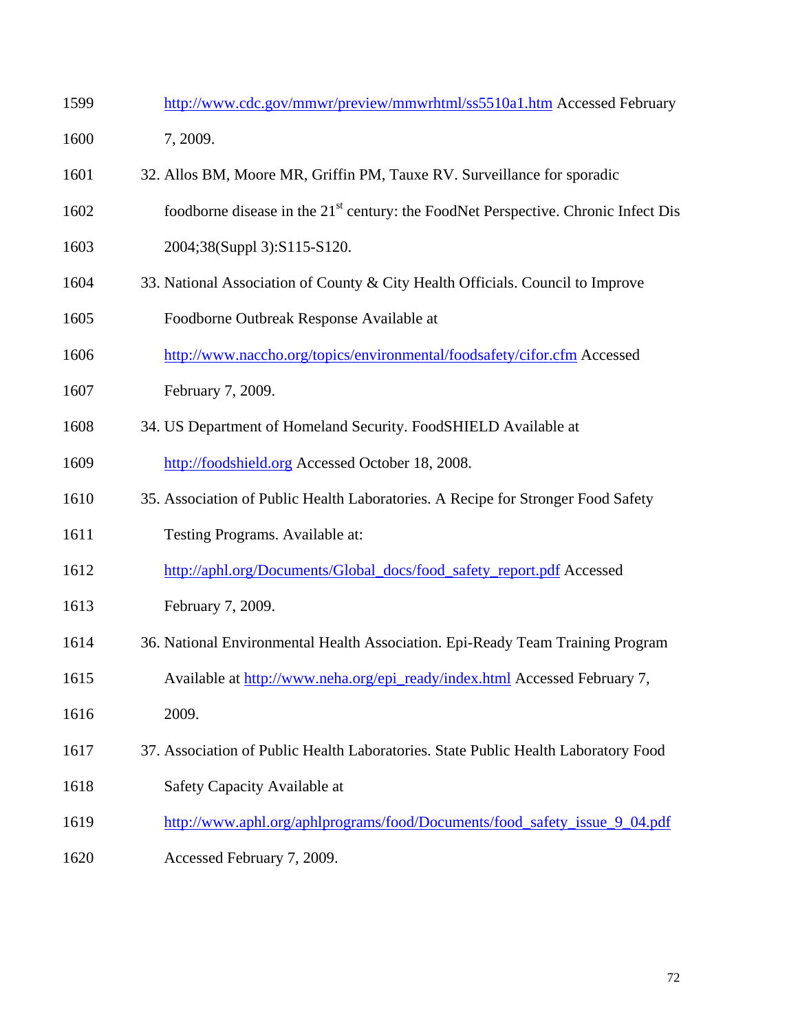http://www.cdc.gov/mmwr/preview/mmwrhtml/ss5510a1.htm Accessed February 7, 2009.

32. Allos BM, Moore MR, Griffin PM, Tauxe RV. Surveillance for sporadic foodborne disease in the 21st century: the FoodNet Perspective. Chronic Infect Dis 2004;38(Suppl 3):S115-S120.

33. National Association of County & City Health Officials. Council to Improve Foodborne Outbreak Response Available at http://www.naccho.org/topics/environmental/foodsafety/cifor.cfm Accessed February 7, 2009.

34. US Department of Homeland Security. FoodSHIELD Available at http://foodshield.org Accessed October 18, 2008.

35. Association of Public Health Laboratories. A Recipe for Stronger Food Safety Testing Programs. Available at: http://aphl.org/Documents/Global_docs/food_safety_report.pdf Accessed February 7, 2009.

36. National Environmental Health Association. Epi-Ready Team Training Program Available at http://www.neha.org/epi_ready/index.html Accessed February 7, 2009.

37. Association of Public Health Laboratories. State Public Health Laboratory Food Safety Capacity Available at http://www.aphl.org/aphlprograms/food/Documents/food_safety_issue_9_04.pdf Accessed February 7, 2009.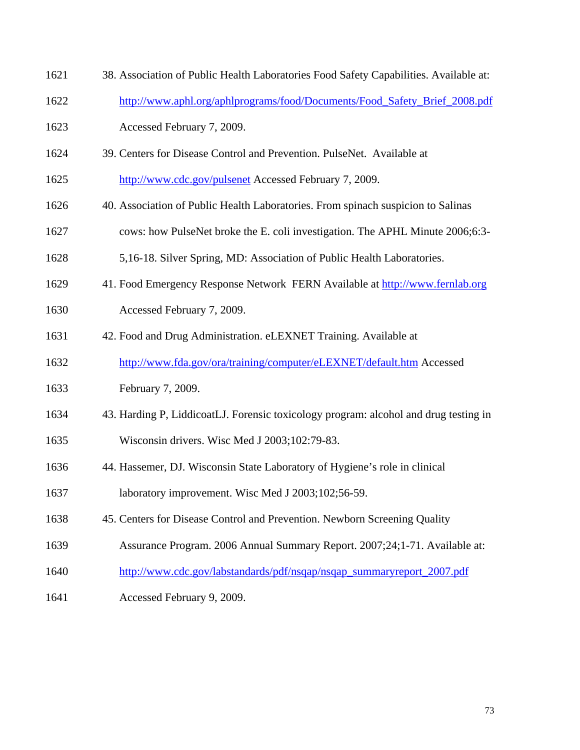38. Association of Public Health Laboratories Food Safety Capabilities. Available at: http://www.aphl.org/aphlprograms/food/Documents/Food_Safety_Brief_2008.pdf Accessed February 7, 2009.
39. Centers for Disease Control and Prevention. PulseNet. Available at http://www.cdc.gov/pulsenet Accessed February 7, 2009.
40. Association of Public Health Laboratories. From spinach suspicion to Salinas cows: how PulseNet broke the E. coli investigation. The APHL Minute 2006;6:3-5,16-18. Silver Spring, MD: Association of Public Health Laboratories.
41. Food Emergency Response Network FERN Available at http://www.fernlab.org Accessed February 7, 2009.
42. Food and Drug Administration. eLEXNET Training. Available at http://www.fda.gov/ora/training/computer/eLEXNET/default.htm Accessed February 7, 2009.
43. Harding P, LiddicoatLJ. Forensic toxicology program: alcohol and drug testing in Wisconsin drivers. Wisc Med J 2003;102:79-83.
44. Hassemer, DJ. Wisconsin State Laboratory of Hygiene's role in clinical laboratory improvement. Wisc Med J 2003;102;56-59.
45. Centers for Disease Control and Prevention. Newborn Screening Quality Assurance Program. 2006 Annual Summary Report. 2007;24;1-71. Available at: http://www.cdc.gov/labstandards/pdf/nsqap/nsqap_summaryreport_2007.pdf Accessed February 9, 2009.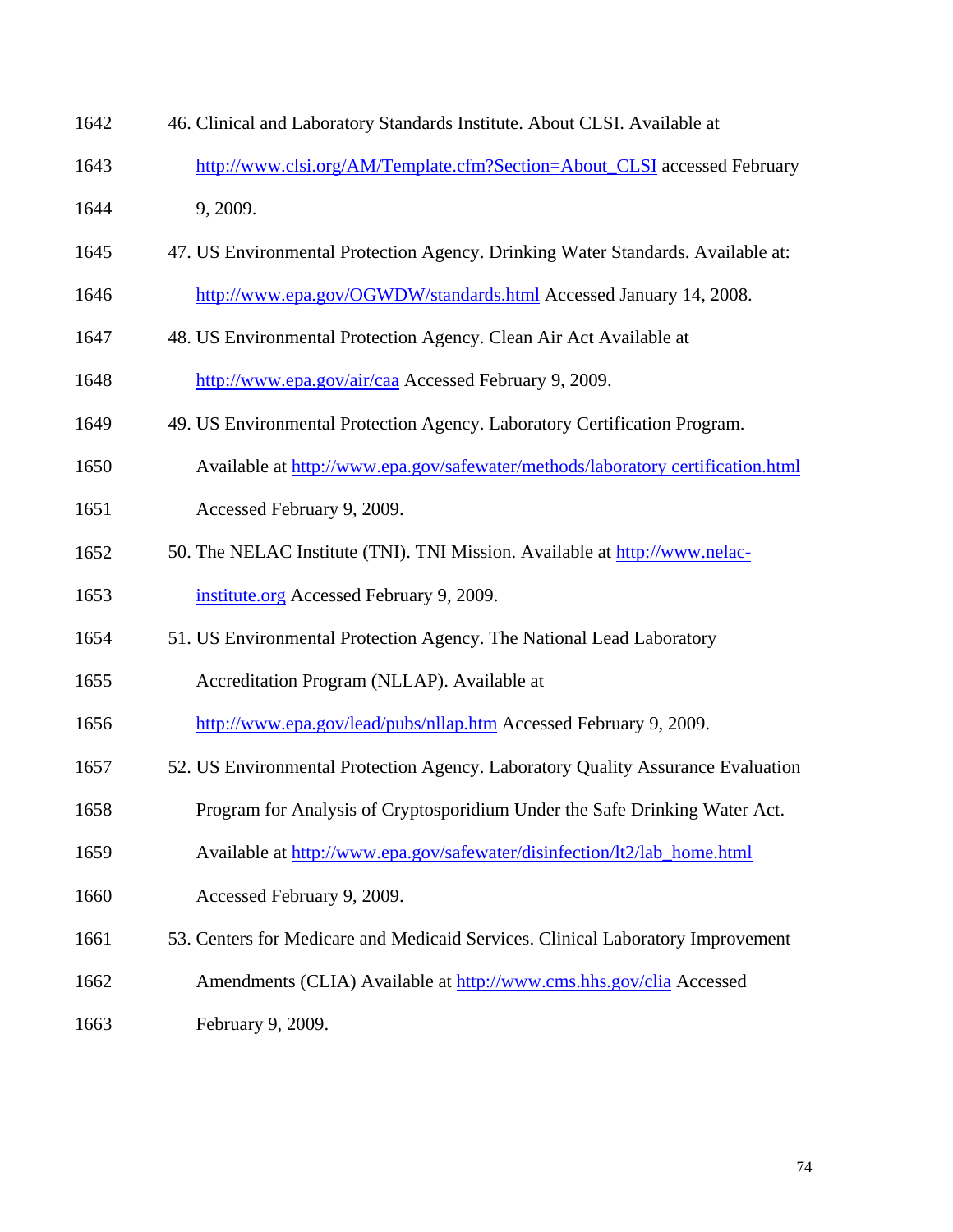46. Clinical and Laboratory Standards Institute. About CLSI. Available at http://www.clsi.org/AM/Template.cfm?Section=About_CLSI accessed February 9, 2009.
47. US Environmental Protection Agency. Drinking Water Standards. Available at: http://www.epa.gov/OGWDW/standards.html Accessed January 14, 2008.
48. US Environmental Protection Agency. Clean Air Act Available at http://www.epa.gov/air/caa Accessed February 9, 2009.
49. US Environmental Protection Agency. Laboratory Certification Program. Available at http://www.epa.gov/safewater/methods/laboratory certification.html Accessed February 9, 2009.
50. The NELAC Institute (TNI). TNI Mission. Available at http://www.nelac-institute.org Accessed February 9, 2009.
51. US Environmental Protection Agency. The National Lead Laboratory Accreditation Program (NLLAP). Available at http://www.epa.gov/lead/pubs/nllap.htm Accessed February 9, 2009.
52. US Environmental Protection Agency. Laboratory Quality Assurance Evaluation Program for Analysis of Cryptosporidium Under the Safe Drinking Water Act. Available at http://www.epa.gov/safewater/disinfection/lt2/lab_home.html Accessed February 9, 2009.
53. Centers for Medicare and Medicaid Services. Clinical Laboratory Improvement Amendments (CLIA) Available at http://www.cms.hhs.gov/clia Accessed February 9, 2009.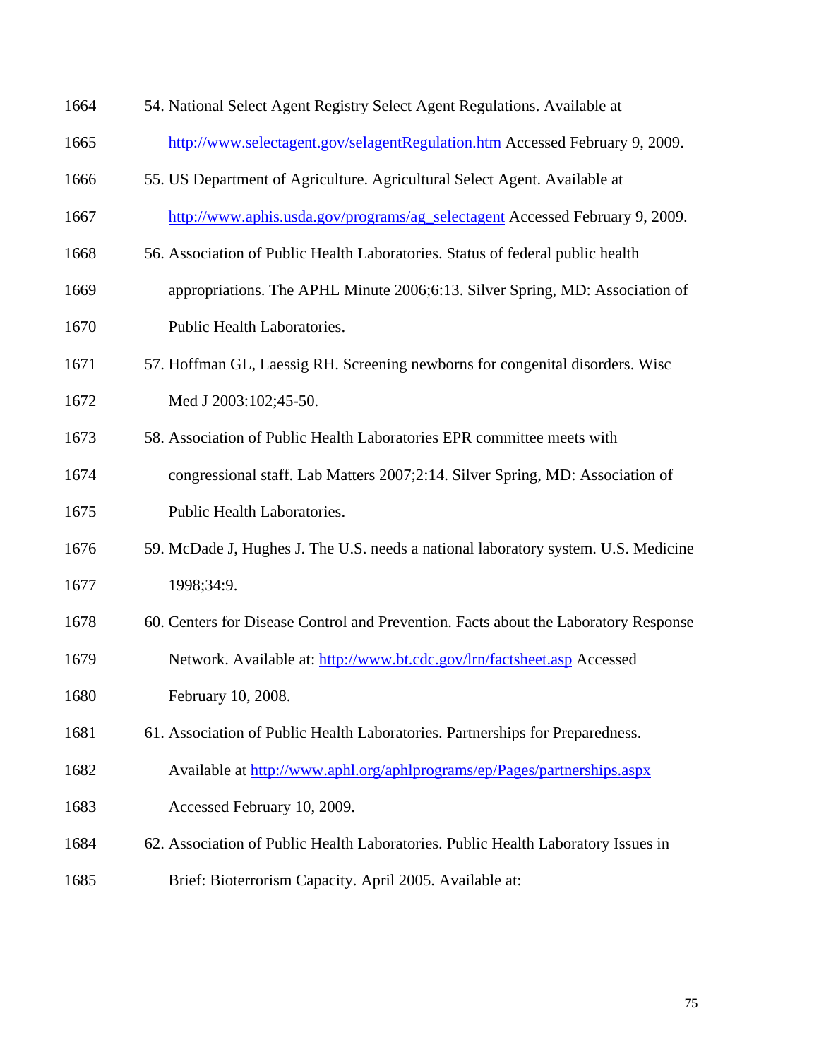54. National Select Agent Registry Select Agent Regulations. Available at http://www.selectagent.gov/selagentRegulation.htm Accessed February 9, 2009.

55. US Department of Agriculture. Agricultural Select Agent. Available at http://www.aphis.usda.gov/programs/ag_selectagent Accessed February 9, 2009.

56. Association of Public Health Laboratories. Status of federal public health appropriations. The APHL Minute 2006;6:13. Silver Spring, MD: Association of Public Health Laboratories.

57. Hoffman GL, Laessig RH. Screening newborns for congenital disorders. Wisc Med J 2003:102;45-50.

58. Association of Public Health Laboratories EPR committee meets with congressional staff. Lab Matters 2007;2:14. Silver Spring, MD: Association of Public Health Laboratories.

59. McDade J, Hughes J. The U.S. needs a national laboratory system. U.S. Medicine 1998;34:9.

60. Centers for Disease Control and Prevention. Facts about the Laboratory Response Network. Available at: http://www.bt.cdc.gov/lrn/factsheet.asp Accessed February 10, 2008.

61. Association of Public Health Laboratories. Partnerships for Preparedness. Available at http://www.aphl.org/aphlprograms/ep/Pages/partnerships.aspx Accessed February 10, 2009.

62. Association of Public Health Laboratories. Public Health Laboratory Issues in Brief: Bioterrorism Capacity. April 2005. Available at: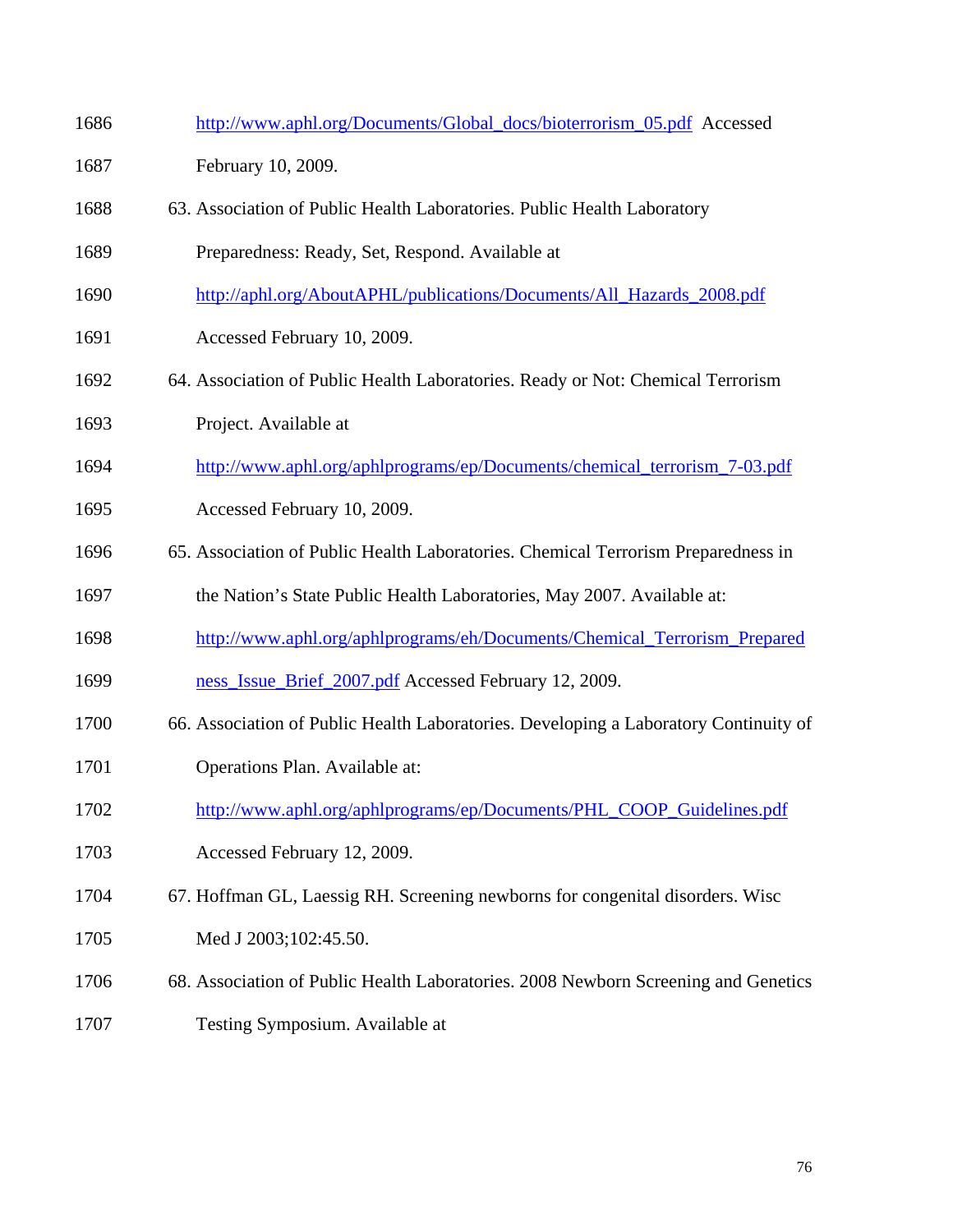1686 http://www.aphl.org/Documents/Global_docs/bioterrorism_05.pdf Accessed
1687 February 10, 2009.

1688 63. Association of Public Health Laboratories. Public Health Laboratory
1689 Preparedness: Ready, Set, Respond. Available at
1690 http://aphl.org/AboutAPHL/publications/Documents/All_Hazards_2008.pdf
1691 Accessed February 10, 2009.

1692 64. Association of Public Health Laboratories. Ready or Not: Chemical Terrorism
1693 Project. Available at
1694 http://www.aphl.org/aphlprograms/ep/Documents/chemical_terrorism_7-03.pdf
1695 Accessed February 10, 2009.

1696 65. Association of Public Health Laboratories. Chemical Terrorism Preparedness in
1697 the Nation's State Public Health Laboratories, May 2007. Available at:
1698 http://www.aphl.org/aphlprograms/eh/Documents/Chemical_Terrorism_Prepared
1699 ness_Issue_Brief_2007.pdf Accessed February 12, 2009.

1700 66. Association of Public Health Laboratories. Developing a Laboratory Continuity of
1701 Operations Plan. Available at:
1702 http://www.aphl.org/aphlprograms/ep/Documents/PHL_COOP_Guidelines.pdf
1703 Accessed February 12, 2009.

1704 67. Hoffman GL, Laessig RH. Screening newborns for congenital disorders. Wisc
1705 Med J 2003;102:45.50.

1706 68. Association of Public Health Laboratories. 2008 Newborn Screening and Genetics
1707 Testing Symposium. Available at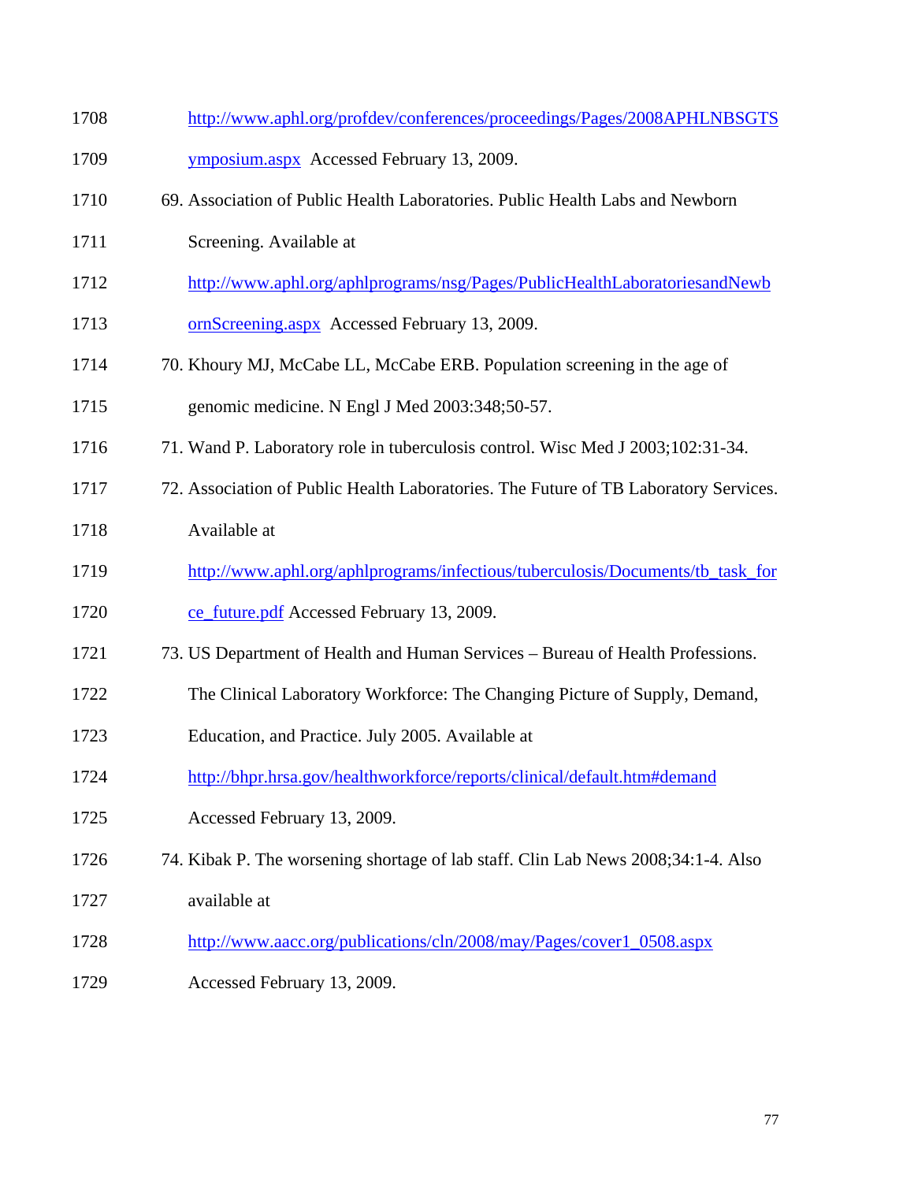http://www.aphl.org/profdev/conferences/proceedings/Pages/2008APHLNBSGTSymposium.aspx Accessed February 13, 2009.

69. Association of Public Health Laboratories. Public Health Labs and Newborn Screening. Available at http://www.aphl.org/aphlprograms/nsg/Pages/PublicHealthLaboratoriesandNewbornScreening.aspx Accessed February 13, 2009.
70. Khoury MJ, McCabe LL, McCabe ERB. Population screening in the age of genomic medicine. N Engl J Med 2003:348;50-57.
71. Wand P. Laboratory role in tuberculosis control. Wisc Med J 2003;102:31-34.
72. Association of Public Health Laboratories. The Future of TB Laboratory Services. Available at http://www.aphl.org/aphlprograms/infectious/tuberculosis/Documents/tb_task_force_future.pdf Accessed February 13, 2009.
73. US Department of Health and Human Services – Bureau of Health Professions. The Clinical Laboratory Workforce: The Changing Picture of Supply, Demand, Education, and Practice. July 2005. Available at http://bhpr.hrsa.gov/healthworkforce/reports/clinical/default.htm#demand Accessed February 13, 2009.
74. Kibak P. The worsening shortage of lab staff. Clin Lab News 2008;34:1-4. Also available at http://www.aacc.org/publications/cln/2008/may/Pages/cover1_0508.aspx Accessed February 13, 2009.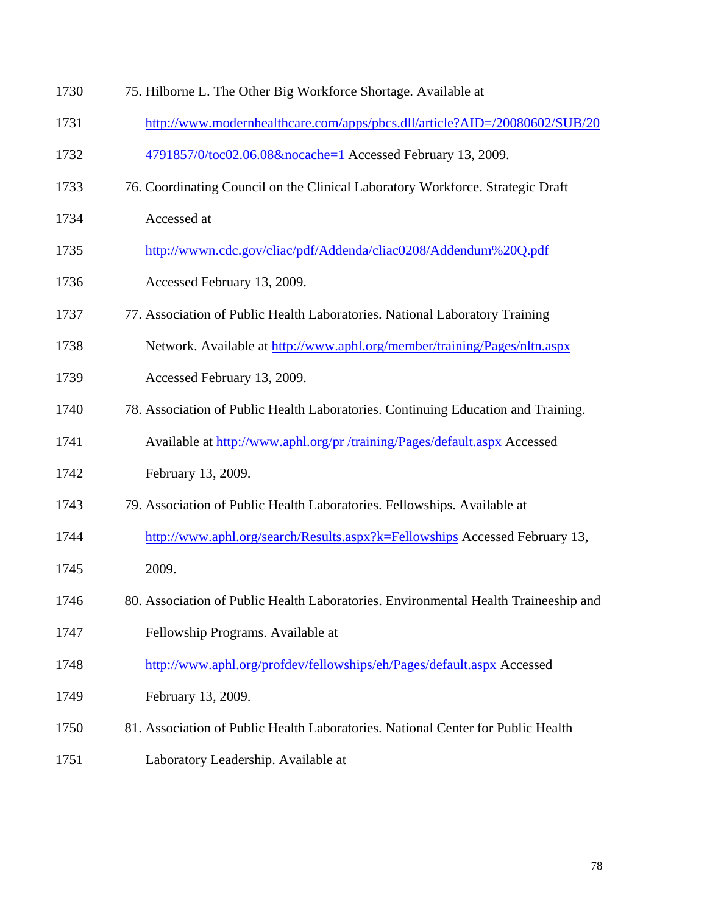75. Hilborne L. The Other Big Workforce Shortage. Available at http://www.modernhealthcare.com/apps/pbcs.dll/article?AID=/20080602/SUB/204791857/0/toc02.06.08&nocache=1 Accessed February 13, 2009.

76. Coordinating Council on the Clinical Laboratory Workforce. Strategic Draft Accessed at http://wwwn.cdc.gov/cliac/pdf/Addenda/cliac0208/Addendum%20Q.pdf Accessed February 13, 2009.

77. Association of Public Health Laboratories. National Laboratory Training Network. Available at http://www.aphl.org/member/training/Pages/nltn.aspx Accessed February 13, 2009.

78. Association of Public Health Laboratories. Continuing Education and Training. Available at http://www.aphl.org/pr /training/Pages/default.aspx Accessed February 13, 2009.

79. Association of Public Health Laboratories. Fellowships. Available at http://www.aphl.org/search/Results.aspx?k=Fellowships Accessed February 13, 2009.

80. Association of Public Health Laboratories. Environmental Health Traineeship and Fellowship Programs. Available at http://www.aphl.org/profdev/fellowships/eh/Pages/default.aspx Accessed February 13, 2009.

81. Association of Public Health Laboratories. National Center for Public Health Laboratory Leadership. Available at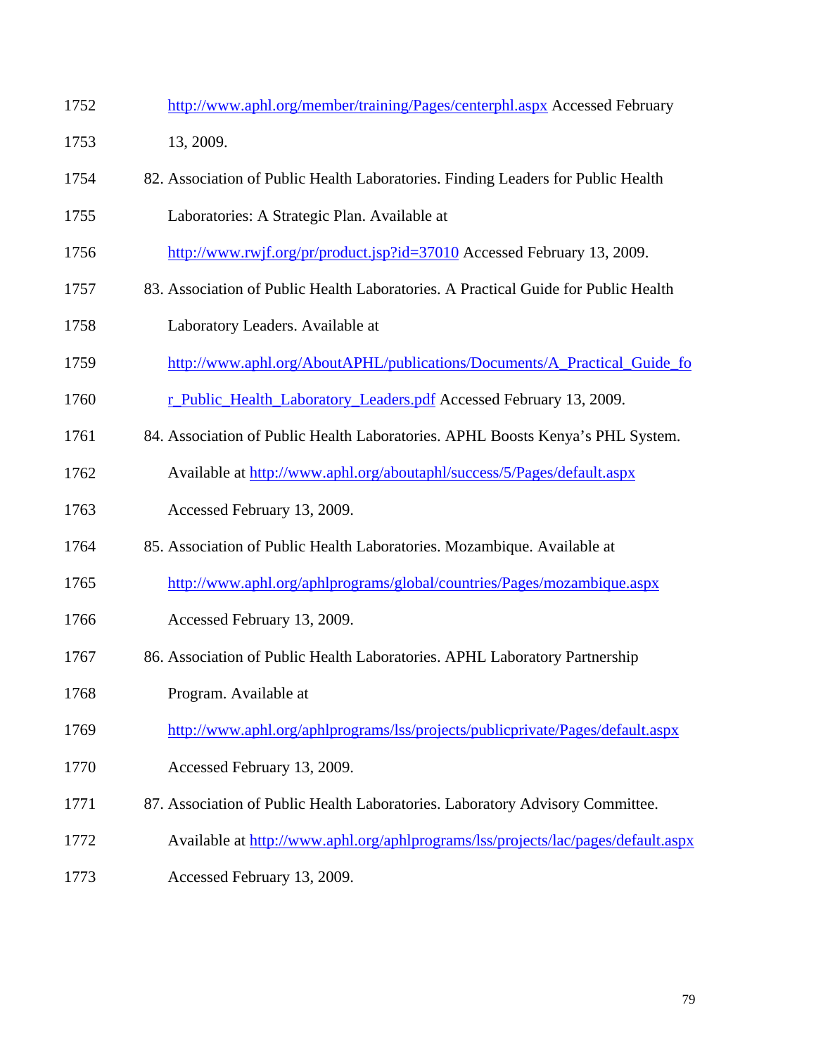http://www.aphl.org/member/training/Pages/centerphl.aspx Accessed February 13, 2009.

82. Association of Public Health Laboratories. Finding Leaders for Public Health Laboratories: A Strategic Plan. Available at http://www.rwjf.org/pr/product.jsp?id=37010 Accessed February 13, 2009.

83. Association of Public Health Laboratories. A Practical Guide for Public Health Laboratory Leaders. Available at http://www.aphl.org/AboutAPHL/publications/Documents/A_Practical_Guide_for_Public_Health_Laboratory_Leaders.pdf Accessed February 13, 2009.

84. Association of Public Health Laboratories. APHL Boosts Kenya's PHL System. Available at http://www.aphl.org/aboutaphl/success/5/Pages/default.aspx Accessed February 13, 2009.

85. Association of Public Health Laboratories. Mozambique. Available at http://www.aphl.org/aphlprograms/global/countries/Pages/mozambique.aspx Accessed February 13, 2009.

86. Association of Public Health Laboratories. APHL Laboratory Partnership Program. Available at http://www.aphl.org/aphlprograms/lss/projects/publicprivate/Pages/default.aspx Accessed February 13, 2009.

87. Association of Public Health Laboratories. Laboratory Advisory Committee. Available at http://www.aphl.org/aphlprograms/lss/projects/lac/pages/default.aspx Accessed February 13, 2009.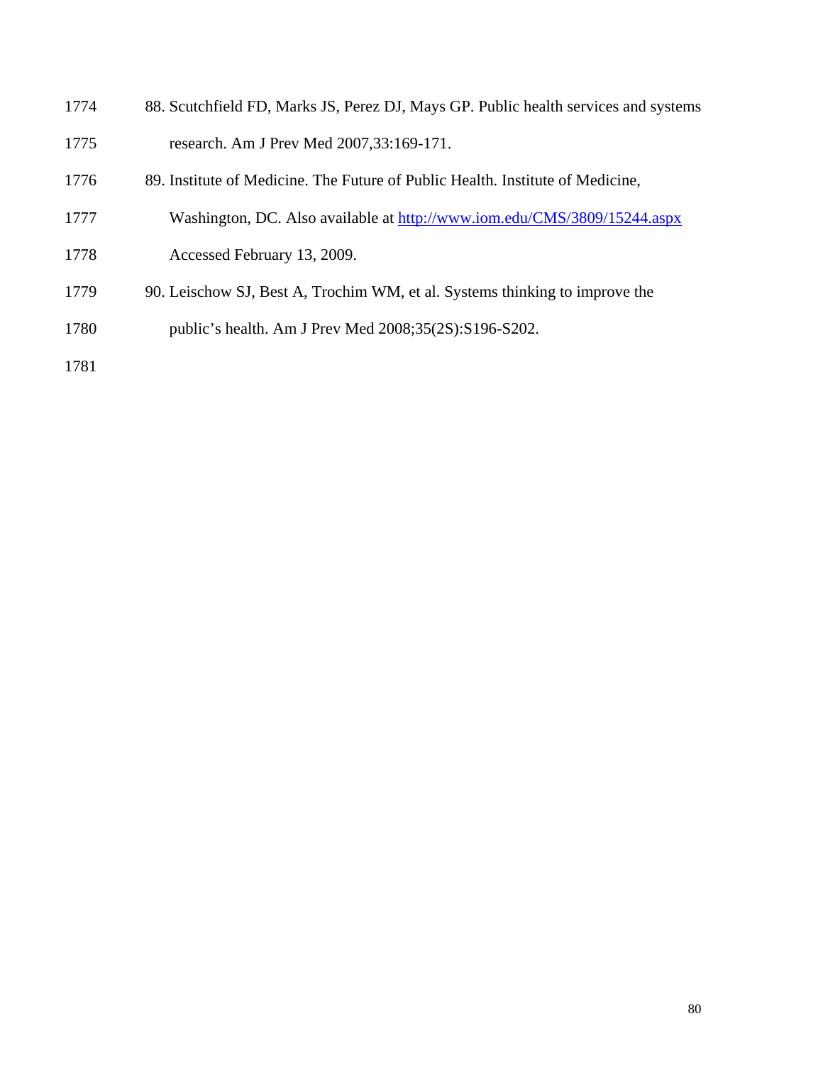88. Scutchfield FD, Marks JS, Perez DJ, Mays GP. Public health services and systems research. Am J Prev Med 2007,33:169-171.

89. Institute of Medicine. The Future of Public Health. Institute of Medicine, Washington, DC. Also available at http://www.iom.edu/CMS/3809/15244.aspx Accessed February 13, 2009.

90. Leischow SJ, Best A, Trochim WM, et al. Systems thinking to improve the public's health. Am J Prev Med 2008;35(2S):S196-S202.